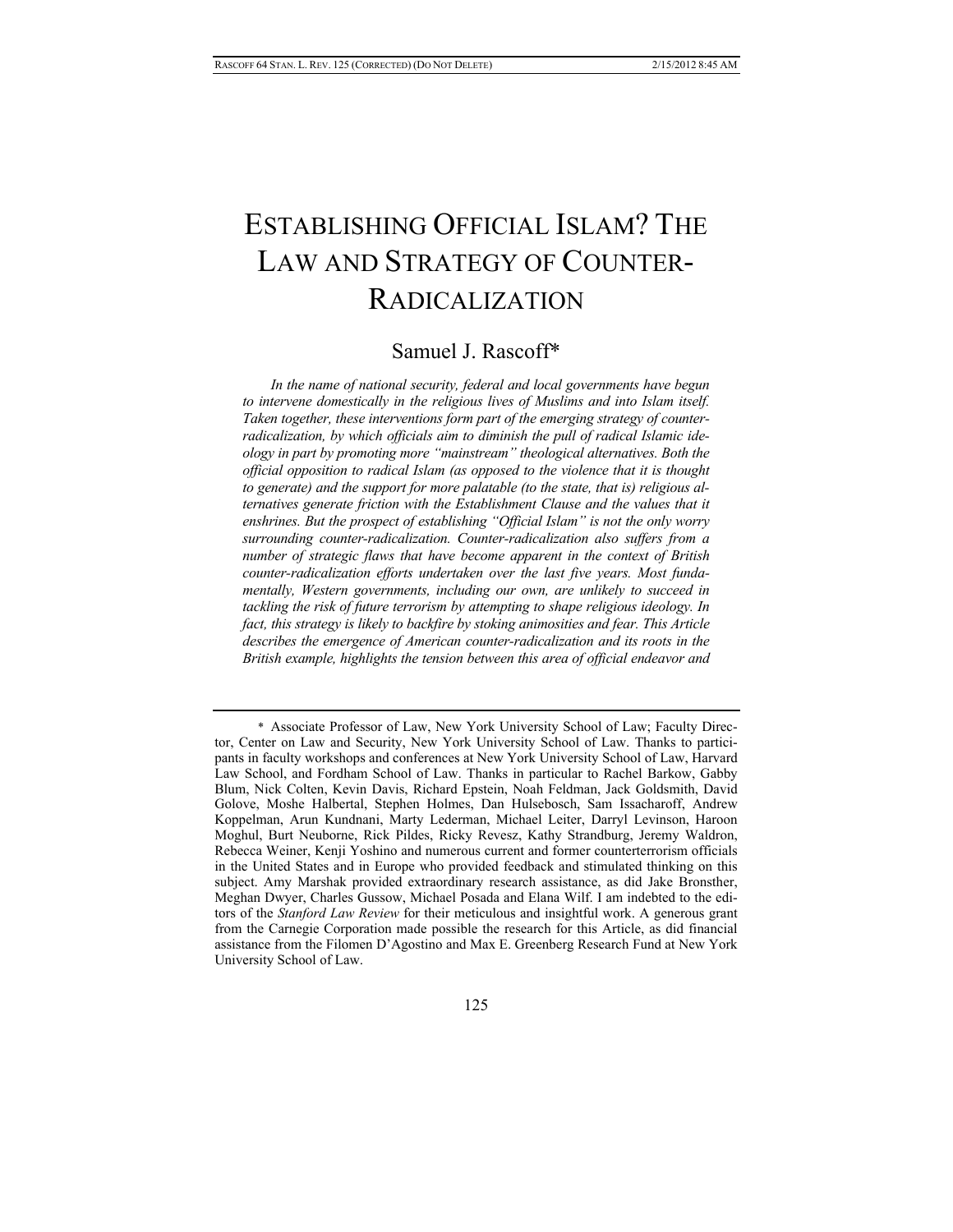# ESTABLISHING OFFICIAL ISLAM? THE LAW AND STRATEGY OF COUNTER-RADICALIZATION

Samuel J. Rascoff*

*In the name of national security, federal and local governments have begun to intervene domestically in the religious lives of Muslims and into Islam itself. Taken together, these interventions form part of the emerging strategy of counter-radicalization, by which officials aim to diminish the pull of radical Islamic ideology in part by promoting more "mainstream" theological alternatives. Both the official opposition to radical Islam (as opposed to the violence that it is thought to generate) and the support for more palatable (to the state, that is) religious alternatives generate friction with the Establishment Clause and the values that it enshrines. But the prospect of establishing "Official Islam" is not the only worry surrounding counter-radicalization. Counter-radicalization also suffers from a number of strategic flaws that have become apparent in the context of British counter-radicalization efforts undertaken over the last five years. Most fundamentally, Western governments, including our own, are unlikely to succeed in tackling the risk of future terrorism by attempting to shape religious ideology. In fact, this strategy is likely to backfire by stoking animosities and fear. This Article describes the emergence of American counter-radicalization and its roots in the British example, highlights the tension between this area of official endeavor and*

---

\* Associate Professor of Law, New York University School of Law; Faculty Director, Center on Law and Security, New York University School of Law. Thanks to participants in faculty workshops and conferences at New York University School of Law, Harvard Law School, and Fordham School of Law. Thanks in particular to Rachel Barkow, Gabby Blum, Nick Colten, Kevin Davis, Richard Epstein, Noah Feldman, Jack Goldsmith, David Golove, Moshe Halbertal, Stephen Holmes, Dan Hulsebosch, Sam Issacharoff, Andrew Koppelman, Arun Kundnani, Marty Lederman, Michael Leiter, Darryl Levinson, Haroon Moghul, Burt Neuborne, Rick Pildes, Ricky Revesz, Kathy Strandburg, Jeremy Waldron, Rebecca Weiner, Kenji Yoshino and numerous current and former counterterrorism officials in the United States and in Europe who provided feedback and stimulated thinking on this subject. Amy Marshak provided extraordinary research assistance, as did Jake Bronsther, Meghan Dwyer, Charles Gussow, Michael Posada and Elana Wilf. I am indebted to the editors of the *Stanford Law Review* for their meticulous and insightful work. A generous grant from the Carnegie Corporation made possible the research for this Article, as did financial assistance from the Filomen D'Agostino and Max E. Greenberg Research Fund at New York University School of Law.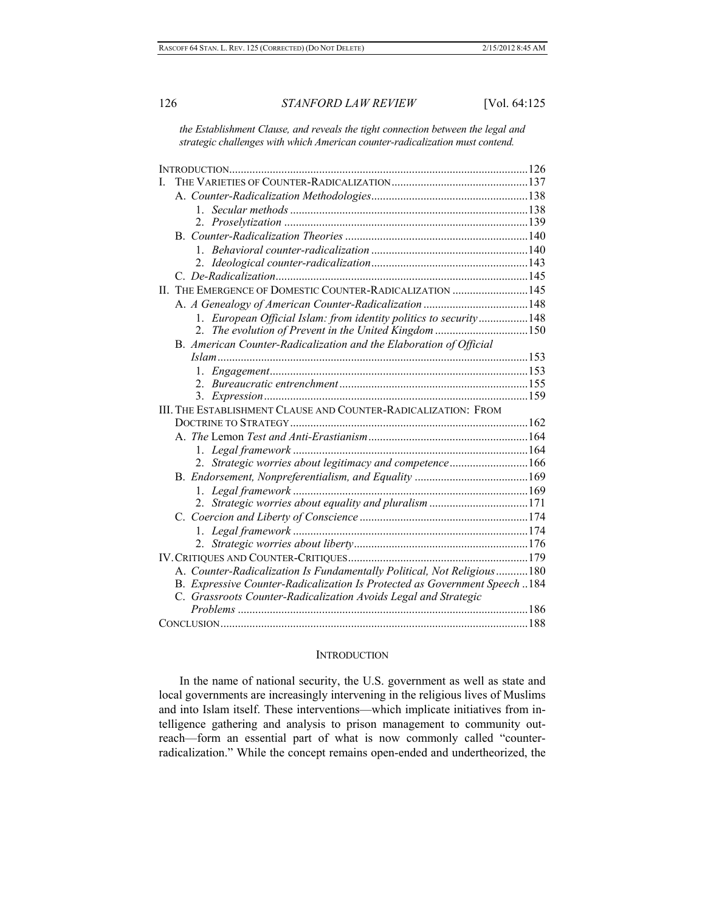*the Establishment Clause, and reveals the tight connection between the legal and strategic challenges with which American counter-radicalization must contend.*

| | |
|---|---|
| INTRODUCTION | 126 |
| I. THE VARIETIES OF COUNTER-RADICALIZATION | 137 |
| A. *Counter-Radicalization Methodologies* | 138 |
| 1. *Secular methods* | 138 |
| 2. *Proselytization* | 139 |
| B. *Counter-Radicalization Theories* | 140 |
| 1. *Behavioral counter-radicalization* | 140 |
| 2. *Ideological counter-radicalization* | 143 |
| C. *De-Radicalization* | 145 |
| II. THE EMERGENCE OF DOMESTIC COUNTER-RADICALIZATION | 145 |
| A. *A Genealogy of American Counter-Radicalization* | 148 |
| 1. *European Official Islam: from identity politics to security* | 148 |
| 2. *The evolution of Prevent in the United Kingdom* | 150 |
| B. *American Counter-Radicalization and the Elaboration of Official Islam* | 153 |
| 1. *Engagement* | 153 |
| 2. *Bureaucratic entrenchment* | 155 |
| 3. *Expression* | 159 |
| III. THE ESTABLISHMENT CLAUSE AND COUNTER-RADICALIZATION: FROM DOCTRINE TO STRATEGY | 162 |
| A. *The* Lemon *Test and Anti-Erastianism* | 164 |
| 1. *Legal framework* | 164 |
| 2. *Strategic worries about legitimacy and competence* | 166 |
| B. *Endorsement, Nonpreferentialism, and Equality* | 169 |
| 1. *Legal framework* | 169 |
| 2. *Strategic worries about equality and pluralism* | 171 |
| C. *Coercion and Liberty of Conscience* | 174 |
| 1. *Legal framework* | 174 |
| 2. *Strategic worries about liberty* | 176 |
| IV. CRITIQUES AND COUNTER-CRITIQUES | 179 |
| A. *Counter-Radicalization Is Fundamentally Political, Not Religious* | 180 |
| B. *Expressive Counter-Radicalization Is Protected as Government Speech* | 184 |
| C. *Grassroots Counter-Radicalization Avoids Legal and Strategic Problems* | 186 |
| CONCLUSION | 188 |

## INTRODUCTION

In the name of national security, the U.S. government as well as state and local governments are increasingly intervening in the religious lives of Muslims and into Islam itself. These interventions—which implicate initiatives from intelligence gathering and analysis to prison management to community outreach—form an essential part of what is now commonly called "counter-radicalization." While the concept remains open-ended and undertheorized, the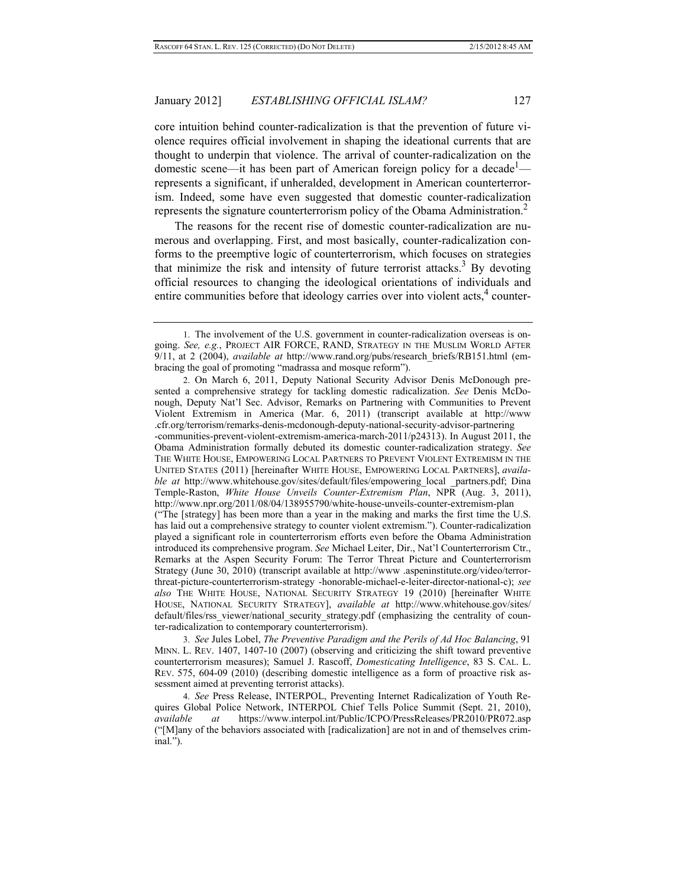core intuition behind counter-radicalization is that the prevention of future violence requires official involvement in shaping the ideational currents that are thought to underpin that violence. The arrival of counter-radicalization on the domestic scene—it has been part of American foreign policy for a decade[1]—represents a significant, if unheralded, development in American counterterrorism. Indeed, some have even suggested that domestic counter-radicalization represents the signature counterterrorism policy of the Obama Administration.[2]

The reasons for the recent rise of domestic counter-radicalization are numerous and overlapping. First, and most basically, counter-radicalization conforms to the preemptive logic of counterterrorism, which focuses on strategies that minimize the risk and intensity of future terrorist attacks.[3] By devoting official resources to changing the ideological orientations of individuals and entire communities before that ideology carries over into violent acts,[4] counter-

---

1. The involvement of the U.S. government in counter-radicalization overseas is ongoing. *See, e.g.*, PROJECT AIR FORCE, RAND, STRATEGY IN THE MUSLIM WORLD AFTER 9/11, at 2 (2004), *available at* http://www.rand.org/pubs/research_briefs/RB151.html (embracing the goal of promoting "madrassa and mosque reform").

2. On March 6, 2011, Deputy National Security Advisor Denis McDonough presented a comprehensive strategy for tackling domestic radicalization. *See* Denis McDonough, Deputy Nat'l Sec. Advisor, Remarks on Partnering with Communities to Prevent Violent Extremism in America (Mar. 6, 2011) (transcript available at http://www.cfr.org/terrorism/remarks-denis-mcdonough-deputy-national-security-advisor-partnering-communities-prevent-violent-extremism-america-march-2011/p24313). In August 2011, the Obama Administration formally debuted its domestic counter-radicalization strategy. *See* THE WHITE HOUSE, EMPOWERING LOCAL PARTNERS TO PREVENT VIOLENT EXTREMISM IN THE UNITED STATES (2011) [hereinafter WHITE HOUSE, EMPOWERING LOCAL PARTNERS], *available at* http://www.whitehouse.gov/sites/default/files/empowering_local _partners.pdf; Dina Temple-Raston, *White House Unveils Counter-Extremism Plan*, NPR (Aug. 3, 2011), http://www.npr.org/2011/08/04/138955790/white-house-unveils-counter-extremism-plan ("The [strategy] has been more than a year in the making and marks the first time the U.S. has laid out a comprehensive strategy to counter violent extremism."). Counter-radicalization played a significant role in counterterrorism efforts even before the Obama Administration introduced its comprehensive program. *See* Michael Leiter, Dir., Nat'l Counterterrorism Ctr., Remarks at the Aspen Security Forum: The Terror Threat Picture and Counterterrorism Strategy (June 30, 2010) (transcript available at http://www .aspeninstitute.org/video/terror-threat-picture-counterterrorism-strategy -honorable-michael-e-leiter-director-national-c); *see also* THE WHITE HOUSE, NATIONAL SECURITY STRATEGY 19 (2010) [hereinafter WHITE HOUSE, NATIONAL SECURITY STRATEGY], *available at* http://www.whitehouse.gov/sites/default/files/rss_viewer/national_security_strategy.pdf (emphasizing the centrality of counter-radicalization to contemporary counterterrorism).

3. *See* Jules Lobel, *The Preventive Paradigm and the Perils of Ad Hoc Balancing*, 91 MINN. L. REV. 1407, 1407-10 (2007) (observing and criticizing the shift toward preventive counterterrorism measures); Samuel J. Rascoff, *Domesticating Intelligence*, 83 S. CAL. L. REV. 575, 604-09 (2010) (describing domestic intelligence as a form of proactive risk assessment aimed at preventing terrorist attacks).

4. *See* Press Release, INTERPOL, Preventing Internet Radicalization of Youth Requires Global Police Network, INTERPOL Chief Tells Police Summit (Sept. 21, 2010), *available at* https://www.interpol.int/Public/ICPO/PressReleases/PR2010/PR072.asp ("[M]any of the behaviors associated with [radicalization] are not in and of themselves criminal.").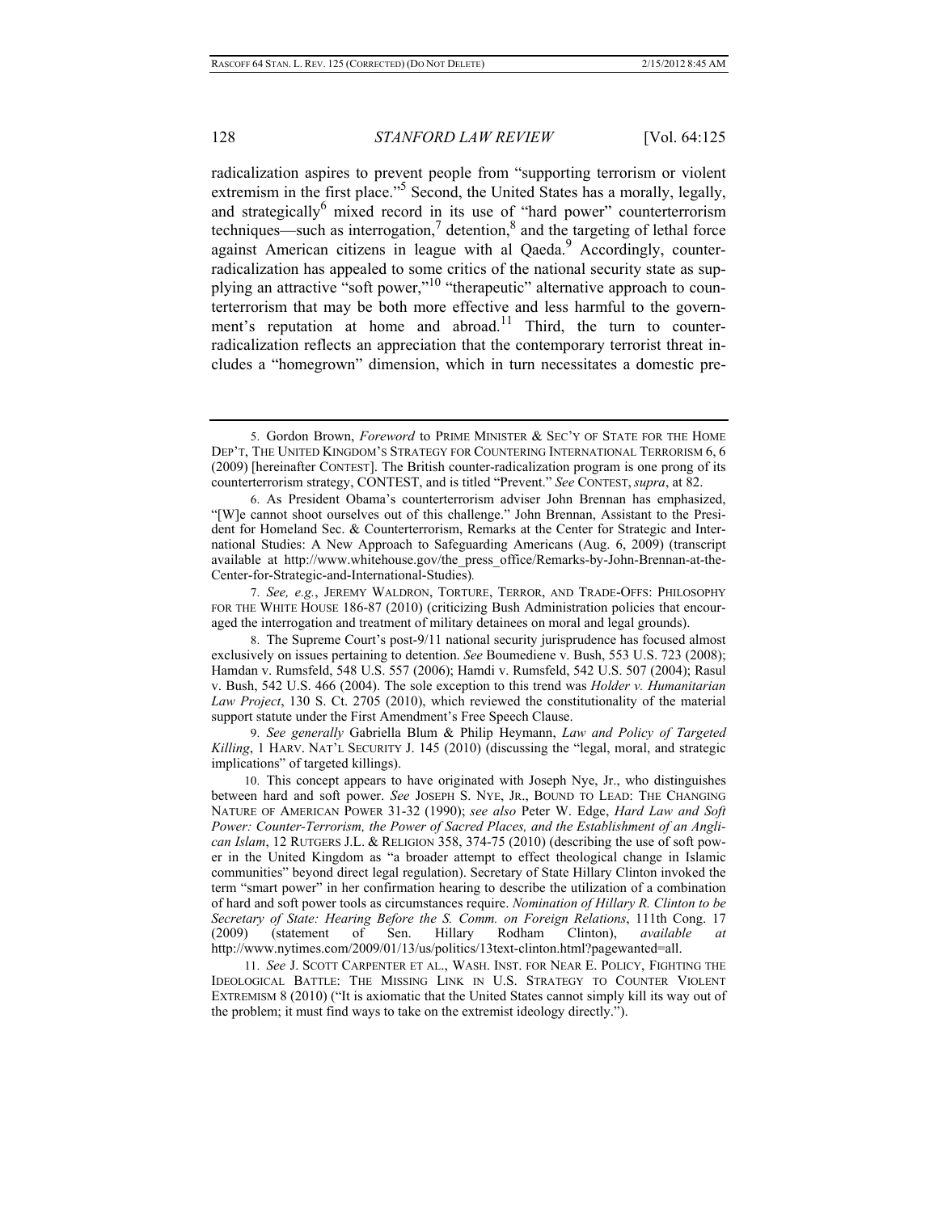radicalization aspires to prevent people from "supporting terrorism or violent extremism in the first place."[5] Second, the United States has a morally, legally, and strategically[6] mixed record in its use of "hard power" counterterrorism techniques—such as interrogation,[7] detention,[8] and the targeting of lethal force against American citizens in league with al Qaeda.[9] Accordingly, counter-radicalization has appealed to some critics of the national security state as supplying an attractive "soft power,"[10] "therapeutic" alternative approach to counterterrorism that may be both more effective and less harmful to the government's reputation at home and abroad.[11] Third, the turn to counter-radicalization reflects an appreciation that the contemporary terrorist threat includes a "homegrown" dimension, which in turn necessitates a domestic pre-

---

5. Gordon Brown, *Foreword* to PRIME MINISTER & SEC'Y OF STATE FOR THE HOME DEP'T, THE UNITED KINGDOM'S STRATEGY FOR COUNTERING INTERNATIONAL TERRORISM 6, 6 (2009) [hereinafter CONTEST]. The British counter-radicalization program is one prong of its counterterrorism strategy, CONTEST, and is titled "Prevent." *See* CONTEST, *supra*, at 82.

6. As President Obama's counterterrorism adviser John Brennan has emphasized, "[W]e cannot shoot ourselves out of this challenge." John Brennan, Assistant to the President for Homeland Sec. & Counterterrorism, Remarks at the Center for Strategic and International Studies: A New Approach to Safeguarding Americans (Aug. 6, 2009) (transcript available at http://www.whitehouse.gov/the_press_office/Remarks-by-John-Brennan-at-the-Center-for-Strategic-and-International-Studies).

7. *See, e.g.*, JEREMY WALDRON, TORTURE, TERROR, AND TRADE-OFFS: PHILOSOPHY FOR THE WHITE HOUSE 186-87 (2010) (criticizing Bush Administration policies that encouraged the interrogation and treatment of military detainees on moral and legal grounds).

8. The Supreme Court's post-9/11 national security jurisprudence has focused almost exclusively on issues pertaining to detention. *See* Boumediene v. Bush, 553 U.S. 723 (2008); Hamdan v. Rumsfeld, 548 U.S. 557 (2006); Hamdi v. Rumsfeld, 542 U.S. 507 (2004); Rasul v. Bush, 542 U.S. 466 (2004). The sole exception to this trend was *Holder v. Humanitarian Law Project*, 130 S. Ct. 2705 (2010), which reviewed the constitutionality of the material support statute under the First Amendment's Free Speech Clause.

9. *See generally* Gabriella Blum & Philip Heymann, *Law and Policy of Targeted Killing*, 1 HARV. NAT'L SECURITY J. 145 (2010) (discussing the "legal, moral, and strategic implications" of targeted killings).

10. This concept appears to have originated with Joseph Nye, Jr., who distinguishes between hard and soft power. *See* JOSEPH S. NYE, JR., BOUND TO LEAD: THE CHANGING NATURE OF AMERICAN POWER 31-32 (1990); *see also* Peter W. Edge, *Hard Law and Soft Power: Counter-Terrorism, the Power of Sacred Places, and the Establishment of an Anglican Islam*, 12 RUTGERS J.L. & RELIGION 358, 374-75 (2010) (describing the use of soft power in the United Kingdom as "a broader attempt to effect theological change in Islamic communities" beyond direct legal regulation). Secretary of State Hillary Clinton invoked the term "smart power" in her confirmation hearing to describe the utilization of a combination of hard and soft power tools as circumstances require. *Nomination of Hillary R. Clinton to be Secretary of State: Hearing Before the S. Comm. on Foreign Relations*, 111th Cong. 17 (2009) (statement of Sen. Hillary Rodham Clinton), *available at* http://www.nytimes.com/2009/01/13/us/politics/13text-clinton.html?pagewanted=all.

11. *See* J. SCOTT CARPENTER ET AL., WASH. INST. FOR NEAR E. POLICY, FIGHTING THE IDEOLOGICAL BATTLE: THE MISSING LINK IN U.S. STRATEGY TO COUNTER VIOLENT EXTREMISM 8 (2010) ("It is axiomatic that the United States cannot simply kill its way out of the problem; it must find ways to take on the extremist ideology directly.").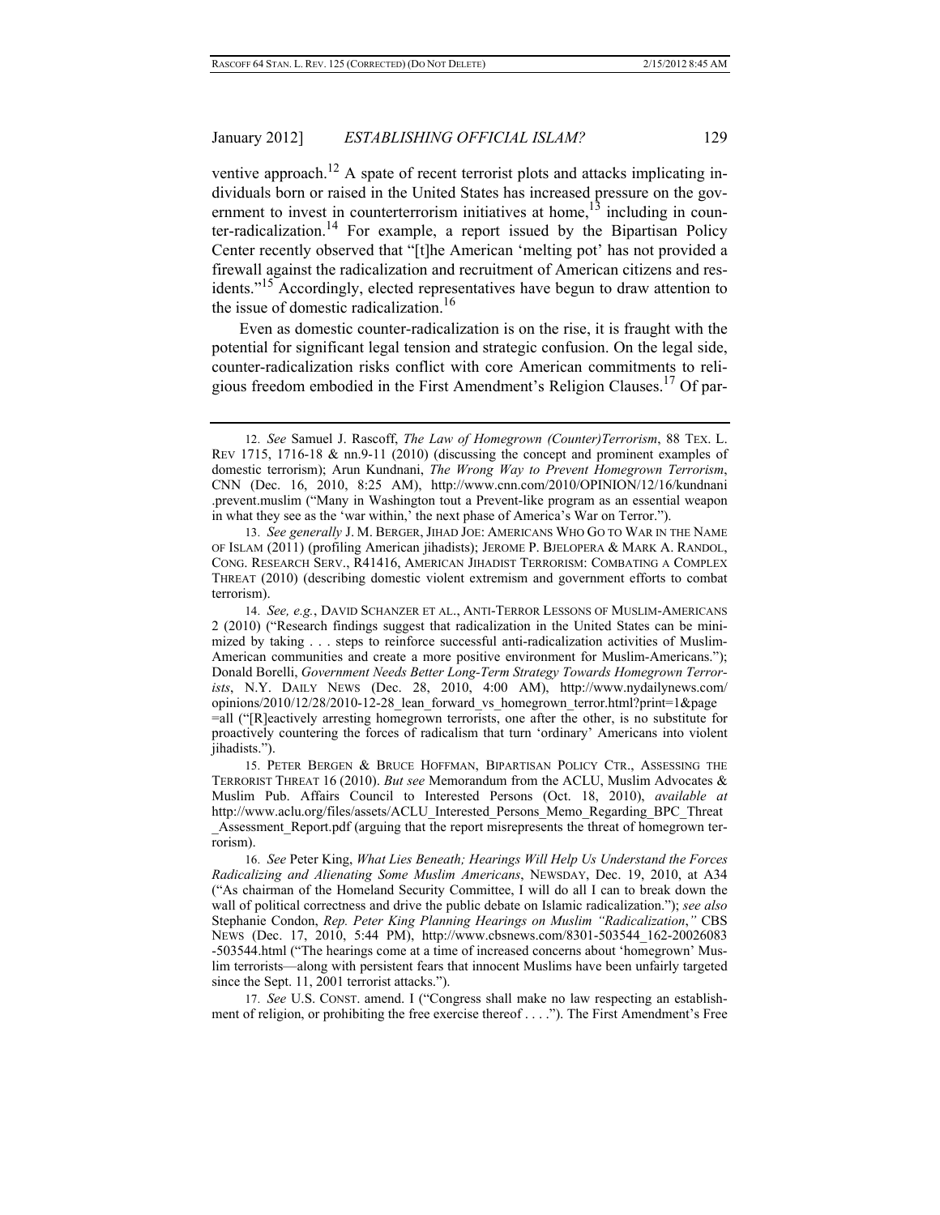ventive approach.[12] A spate of recent terrorist plots and attacks implicating individuals born or raised in the United States has increased pressure on the government to invest in counterterrorism initiatives at home,[13] including in counter-radicalization.[14] For example, a report issued by the Bipartisan Policy Center recently observed that "[t]he American 'melting pot' has not provided a firewall against the radicalization and recruitment of American citizens and residents."[15] Accordingly, elected representatives have begun to draw attention to the issue of domestic radicalization.[16]

Even as domestic counter-radicalization is on the rise, it is fraught with the potential for significant legal tension and strategic confusion. On the legal side, counter-radicalization risks conflict with core American commitments to religious freedom embodied in the First Amendment's Religion Clauses.[17] Of par-

---

12. *See* Samuel J. Rascoff, *The Law of Homegrown (Counter)Terrorism*, 88 TEX. L. REV 1715, 1716-18 & nn.9-11 (2010) (discussing the concept and prominent examples of domestic terrorism); Arun Kundnani, *The Wrong Way to Prevent Homegrown Terrorism*, CNN (Dec. 16, 2010, 8:25 AM), http://www.cnn.com/2010/OPINION/12/16/kundnani.prevent.muslim ("Many in Washington tout a Prevent-like program as an essential weapon in what they see as the 'war within,' the next phase of America's War on Terror.").

13. *See generally* J. M. BERGER, JIHAD JOE: AMERICANS WHO GO TO WAR IN THE NAME OF ISLAM (2011) (profiling American jihadists); JEROME P. BJELOPERA & MARK A. RANDOL, CONG. RESEARCH SERV., R41416, AMERICAN JIHADIST TERRORISM: COMBATING A COMPLEX THREAT (2010) (describing domestic violent extremism and government efforts to combat terrorism).

14. *See, e.g.*, DAVID SCHANZER ET AL., ANTI-TERROR LESSONS OF MUSLIM-AMERICANS 2 (2010) ("Research findings suggest that radicalization in the United States can be minimized by taking . . . steps to reinforce successful anti-radicalization activities of Muslim-American communities and create a more positive environment for Muslim-Americans."); Donald Borelli, *Government Needs Better Long-Term Strategy Towards Homegrown Terrorists*, N.Y. DAILY NEWS (Dec. 28, 2010, 4:00 AM), http://www.nydailynews.com/opinions/2010/12/28/2010-12-28_lean_forward_vs_homegrown_terror.html?print=1&page=all ("[R]eactively arresting homegrown terrorists, one after the other, is no substitute for proactively countering the forces of radicalism that turn 'ordinary' Americans into violent jihadists.").

15. PETER BERGEN & BRUCE HOFFMAN, BIPARTISAN POLICY CTR., ASSESSING THE TERRORIST THREAT 16 (2010). *But see* Memorandum from the ACLU, Muslim Advocates & Muslim Pub. Affairs Council to Interested Persons (Oct. 18, 2010), *available at* http://www.aclu.org/files/assets/ACLU_Interested_Persons_Memo_Regarding_BPC_Threat_Assessment_Report.pdf (arguing that the report misrepresents the threat of homegrown terrorism).

16. *See* Peter King, *What Lies Beneath; Hearings Will Help Us Understand the Forces Radicalizing and Alienating Some Muslim Americans*, NEWSDAY, Dec. 19, 2010, at A34 ("As chairman of the Homeland Security Committee, I will do all I can to break down the wall of political correctness and drive the public debate on Islamic radicalization."); *see also* Stephanie Condon, *Rep. Peter King Planning Hearings on Muslim "Radicalization*,*"* CBS NEWS (Dec. 17, 2010, 5:44 PM), http://www.cbsnews.com/8301-503544_162-20026083-503544.html ("The hearings come at a time of increased concerns about 'homegrown' Muslim terrorists—along with persistent fears that innocent Muslims have been unfairly targeted since the Sept. 11, 2001 terrorist attacks.").

17. *See* U.S. CONST. amend. I ("Congress shall make no law respecting an establishment of religion, or prohibiting the free exercise thereof . . . ."). The First Amendment's Free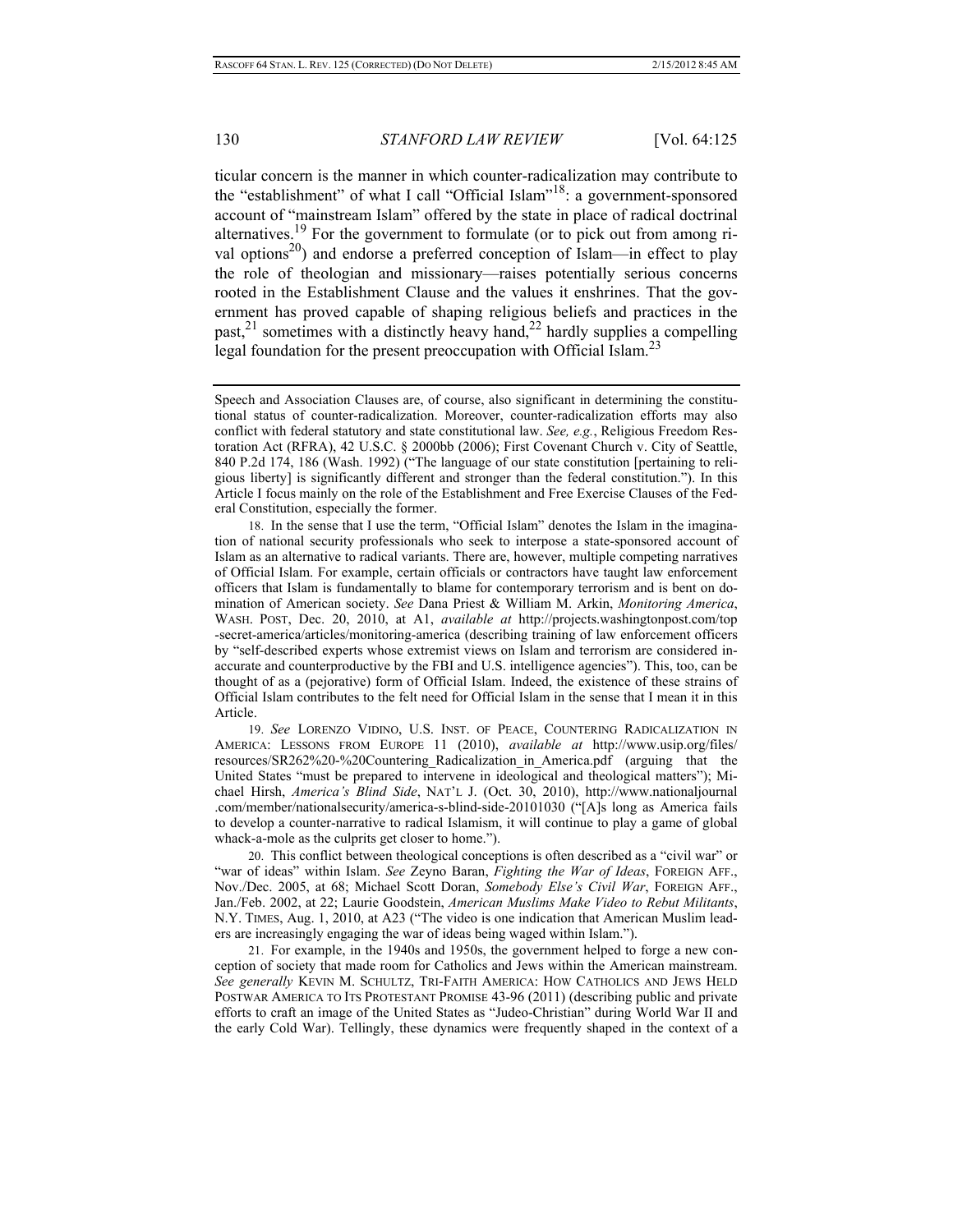ticular concern is the manner in which counter-radicalization may contribute to the "establishment" of what I call "Official Islam"[18]: a government-sponsored account of "mainstream Islam" offered by the state in place of radical doctrinal alternatives.[19] For the government to formulate (or to pick out from among rival options[20]) and endorse a preferred conception of Islam—in effect to play the role of theologian and missionary—raises potentially serious concerns rooted in the Establishment Clause and the values it enshrines. That the government has proved capable of shaping religious beliefs and practices in the past,[21] sometimes with a distinctly heavy hand,[22] hardly supplies a compelling legal foundation for the present preoccupation with Official Islam.[23]

---

Speech and Association Clauses are, of course, also significant in determining the constitutional status of counter-radicalization. Moreover, counter-radicalization efforts may also conflict with federal statutory and state constitutional law. *See, e.g.*, Religious Freedom Restoration Act (RFRA), 42 U.S.C. § 2000bb (2006); First Covenant Church v. City of Seattle, 840 P.2d 174, 186 (Wash. 1992) ("The language of our state constitution [pertaining to religious liberty] is significantly different and stronger than the federal constitution."). In this Article I focus mainly on the role of the Establishment and Free Exercise Clauses of the Federal Constitution, especially the former.

18. In the sense that I use the term, "Official Islam" denotes the Islam in the imagination of national security professionals who seek to interpose a state-sponsored account of Islam as an alternative to radical variants. There are, however, multiple competing narratives of Official Islam. For example, certain officials or contractors have taught law enforcement officers that Islam is fundamentally to blame for contemporary terrorism and is bent on domination of American society. *See* Dana Priest & William M. Arkin, *Monitoring America*, WASH. POST, Dec. 20, 2010, at A1, *available at* http://projects.washingtonpost.com/top-secret-america/articles/monitoring-america (describing training of law enforcement officers by "self-described experts whose extremist views on Islam and terrorism are considered inaccurate and counterproductive by the FBI and U.S. intelligence agencies"). This, too, can be thought of as a (pejorative) form of Official Islam. Indeed, the existence of these strains of Official Islam contributes to the felt need for Official Islam in the sense that I mean it in this Article.

19. *See* LORENZO VIDINO, U.S. INST. OF PEACE, COUNTERING RADICALIZATION IN AMERICA: LESSONS FROM EUROPE 11 (2010), *available at* http://www.usip.org/files/resources/SR262%20-%20Countering_Radicalization_in_America.pdf (arguing that the United States "must be prepared to intervene in ideological and theological matters"); Michael Hirsh, *America's Blind Side*, NAT'L J. (Oct. 30, 2010), http://www.nationaljournal.com/member/nationalsecurity/america-s-blind-side-20101030 ("[A]s long as America fails to develop a counter-narrative to radical Islamism, it will continue to play a game of global whack-a-mole as the culprits get closer to home.").

20. This conflict between theological conceptions is often described as a "civil war" or "war of ideas" within Islam. *See* Zeyno Baran, *Fighting the War of Ideas*, FOREIGN AFF., Nov./Dec. 2005, at 68; Michael Scott Doran, *Somebody Else's Civil War*, FOREIGN AFF., Jan./Feb. 2002, at 22; Laurie Goodstein, *American Muslims Make Video to Rebut Militants*, N.Y. TIMES, Aug. 1, 2010, at A23 ("The video is one indication that American Muslim leaders are increasingly engaging the war of ideas being waged within Islam.").

21. For example, in the 1940s and 1950s, the government helped to forge a new conception of society that made room for Catholics and Jews within the American mainstream. *See generally* KEVIN M. SCHULTZ, TRI-FAITH AMERICA: HOW CATHOLICS AND JEWS HELD POSTWAR AMERICA TO ITS PROTESTANT PROMISE 43-96 (2011) (describing public and private efforts to craft an image of the United States as "Judeo-Christian" during World War II and the early Cold War). Tellingly, these dynamics were frequently shaped in the context of a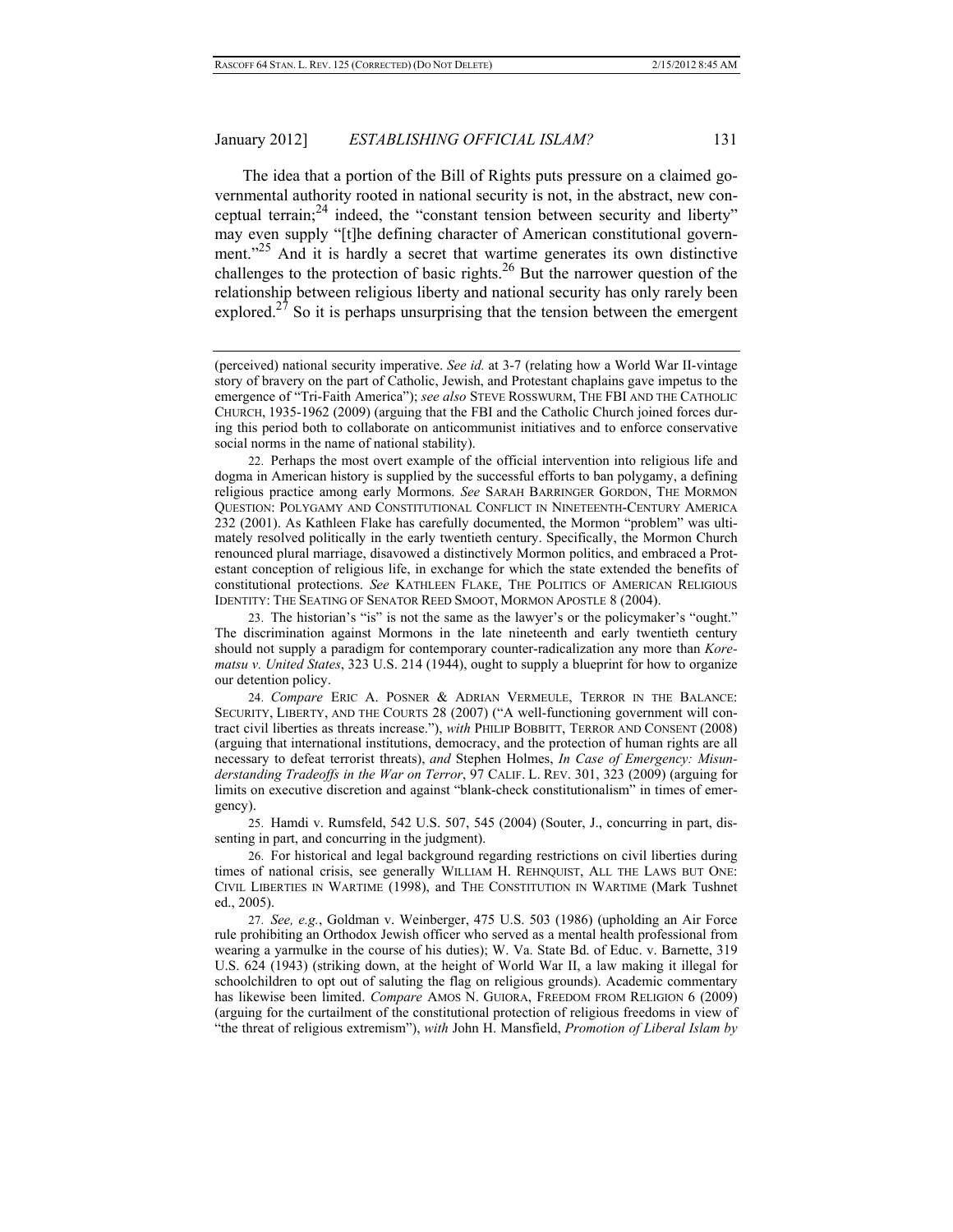The idea that a portion of the Bill of Rights puts pressure on a claimed governmental authority rooted in national security is not, in the abstract, new conceptual terrain;[24] indeed, the "constant tension between security and liberty" may even supply "[t]he defining character of American constitutional government."[25] And it is hardly a secret that wartime generates its own distinctive challenges to the protection of basic rights.[26] But the narrower question of the relationship between religious liberty and national security has only rarely been explored.[27] So it is perhaps unsurprising that the tension between the emergent

---

(perceived) national security imperative. *See id.* at 3-7 (relating how a World War II-vintage story of bravery on the part of Catholic, Jewish, and Protestant chaplains gave impetus to the emergence of "Tri-Faith America"); *see also* STEVE ROSSWURM, THE FBI AND THE CATHOLIC CHURCH, 1935-1962 (2009) (arguing that the FBI and the Catholic Church joined forces during this period both to collaborate on anticommunist initiatives and to enforce conservative social norms in the name of national stability).

22. Perhaps the most overt example of the official intervention into religious life and dogma in American history is supplied by the successful efforts to ban polygamy, a defining religious practice among early Mormons. *See* SARAH BARRINGER GORDON, THE MORMON QUESTION: POLYGAMY AND CONSTITUTIONAL CONFLICT IN NINETEENTH-CENTURY AMERICA 232 (2001). As Kathleen Flake has carefully documented, the Mormon "problem" was ultimately resolved politically in the early twentieth century. Specifically, the Mormon Church renounced plural marriage, disavowed a distinctively Mormon politics, and embraced a Protestant conception of religious life, in exchange for which the state extended the benefits of constitutional protections. *See* KATHLEEN FLAKE, THE POLITICS OF AMERICAN RELIGIOUS IDENTITY: THE SEATING OF SENATOR REED SMOOT, MORMON APOSTLE 8 (2004).

23. The historian's "is" is not the same as the lawyer's or the policymaker's "ought." The discrimination against Mormons in the late nineteenth and early twentieth century should not supply a paradigm for contemporary counter-radicalization any more than *Korematsu v. United States*, 323 U.S. 214 (1944), ought to supply a blueprint for how to organize our detention policy.

24. *Compare* ERIC A. POSNER & ADRIAN VERMEULE, TERROR IN THE BALANCE: SECURITY, LIBERTY, AND THE COURTS 28 (2007) ("A well-functioning government will contract civil liberties as threats increase."), *with* PHILIP BOBBITT, TERROR AND CONSENT (2008) (arguing that international institutions, democracy, and the protection of human rights are all necessary to defeat terrorist threats), *and* Stephen Holmes, *In Case of Emergency: Misunderstanding Tradeoffs in the War on Terror*, 97 CALIF. L. REV. 301, 323 (2009) (arguing for limits on executive discretion and against "blank-check constitutionalism" in times of emergency).

25. Hamdi v. Rumsfeld, 542 U.S. 507, 545 (2004) (Souter, J., concurring in part, dissenting in part, and concurring in the judgment).

26. For historical and legal background regarding restrictions on civil liberties during times of national crisis, see generally WILLIAM H. REHNQUIST, ALL THE LAWS BUT ONE: CIVIL LIBERTIES IN WARTIME (1998), and THE CONSTITUTION IN WARTIME (Mark Tushnet ed., 2005).

27. *See, e.g.*, Goldman v. Weinberger, 475 U.S. 503 (1986) (upholding an Air Force rule prohibiting an Orthodox Jewish officer who served as a mental health professional from wearing a yarmulke in the course of his duties); W. Va. State Bd. of Educ. v. Barnette, 319 U.S. 624 (1943) (striking down, at the height of World War II, a law making it illegal for schoolchildren to opt out of saluting the flag on religious grounds). Academic commentary has likewise been limited. *Compare* AMOS N. GUIORA, FREEDOM FROM RELIGION 6 (2009) (arguing for the curtailment of the constitutional protection of religious freedoms in view of "the threat of religious extremism"), *with* John H. Mansfield, *Promotion of Liberal Islam by*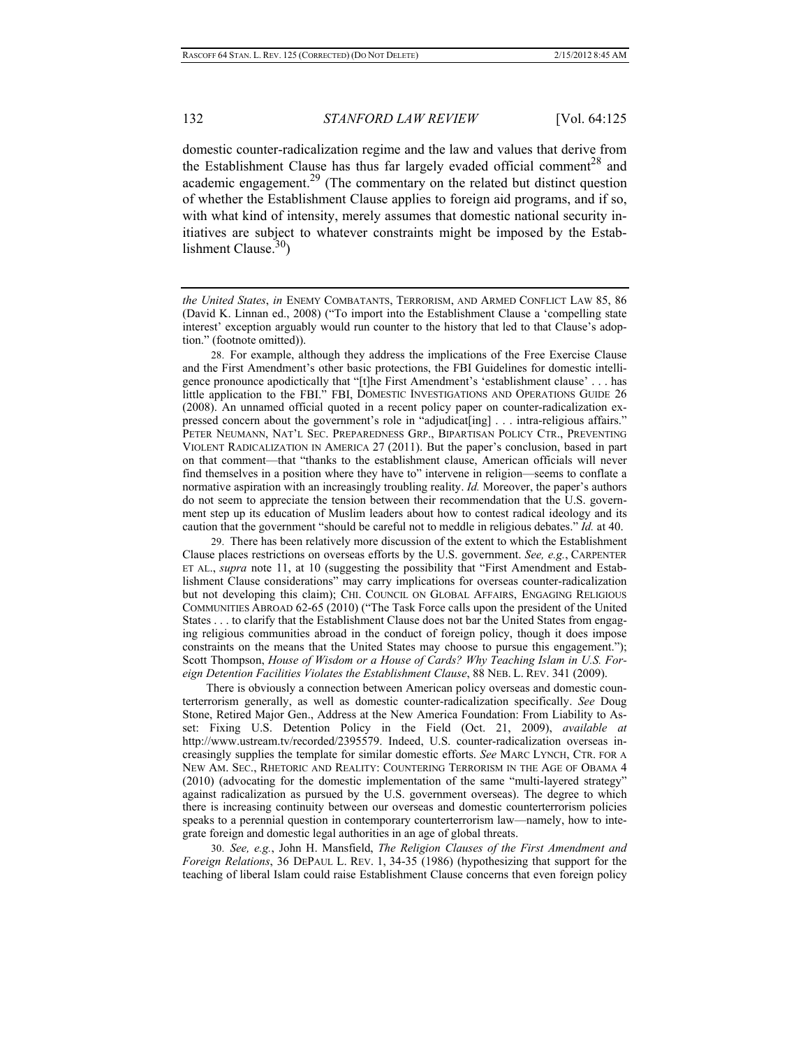domestic counter-radicalization regime and the law and values that derive from the Establishment Clause has thus far largely evaded official comment[28] and academic engagement.[29] (The commentary on the related but distinct question of whether the Establishment Clause applies to foreign aid programs, and if so, with what kind of intensity, merely assumes that domestic national security initiatives are subject to whatever constraints might be imposed by the Establishment Clause.[30])

---

*the United States*, *in* ENEMY COMBATANTS, TERRORISM, AND ARMED CONFLICT LAW 85, 86 (David K. Linnan ed., 2008) ("To import into the Establishment Clause a 'compelling state interest' exception arguably would run counter to the history that led to that Clause's adoption." (footnote omitted)).

28. For example, although they address the implications of the Free Exercise Clause and the First Amendment's other basic protections, the FBI Guidelines for domestic intelligence pronounce apodictically that "[t]he First Amendment's 'establishment clause' . . . has little application to the FBI." FBI, DOMESTIC INVESTIGATIONS AND OPERATIONS GUIDE 26 (2008). An unnamed official quoted in a recent policy paper on counter-radicalization expressed concern about the government's role in "adjudicat[ing] . . . intra-religious affairs." PETER NEUMANN, NAT'L SEC. PREPAREDNESS GRP., BIPARTISAN POLICY CTR., PREVENTING VIOLENT RADICALIZATION IN AMERICA 27 (2011). But the paper's conclusion, based in part on that comment—that "thanks to the establishment clause, American officials will never find themselves in a position where they have to" intervene in religion—seems to conflate a normative aspiration with an increasingly troubling reality. *Id.* Moreover, the paper's authors do not seem to appreciate the tension between their recommendation that the U.S. government step up its education of Muslim leaders about how to contest radical ideology and its caution that the government "should be careful not to meddle in religious debates." *Id.* at 40.

29. There has been relatively more discussion of the extent to which the Establishment Clause places restrictions on overseas efforts by the U.S. government. *See, e.g.*, CARPENTER ET AL., *supra* note 11, at 10 (suggesting the possibility that "First Amendment and Establishment Clause considerations" may carry implications for overseas counter-radicalization but not developing this claim); CHI. COUNCIL ON GLOBAL AFFAIRS, ENGAGING RELIGIOUS COMMUNITIES ABROAD 62-65 (2010) ("The Task Force calls upon the president of the United States . . . to clarify that the Establishment Clause does not bar the United States from engaging religious communities abroad in the conduct of foreign policy, though it does impose constraints on the means that the United States may choose to pursue this engagement."); Scott Thompson, *House of Wisdom or a House of Cards? Why Teaching Islam in U.S. Foreign Detention Facilities Violates the Establishment Clause*, 88 NEB. L. REV. 341 (2009).

There is obviously a connection between American policy overseas and domestic counterterrorism generally, as well as domestic counter-radicalization specifically. *See* Doug Stone, Retired Major Gen., Address at the New America Foundation: From Liability to Asset: Fixing U.S. Detention Policy in the Field (Oct. 21, 2009), *available at* http://www.ustream.tv/recorded/2395579. Indeed, U.S. counter-radicalization overseas increasingly supplies the template for similar domestic efforts. *See* MARC LYNCH, CTR. FOR A NEW AM. SEC., RHETORIC AND REALITY: COUNTERING TERRORISM IN THE AGE OF OBAMA 4 (2010) (advocating for the domestic implementation of the same "multi-layered strategy" against radicalization as pursued by the U.S. government overseas). The degree to which there is increasing continuity between our overseas and domestic counterterrorism policies speaks to a perennial question in contemporary counterterrorism law—namely, how to integrate foreign and domestic legal authorities in an age of global threats.

30. *See, e.g.*, John H. Mansfield, *The Religion Clauses of the First Amendment and Foreign Relations*, 36 DEPAUL L. REV. 1, 34-35 (1986) (hypothesizing that support for the teaching of liberal Islam could raise Establishment Clause concerns that even foreign policy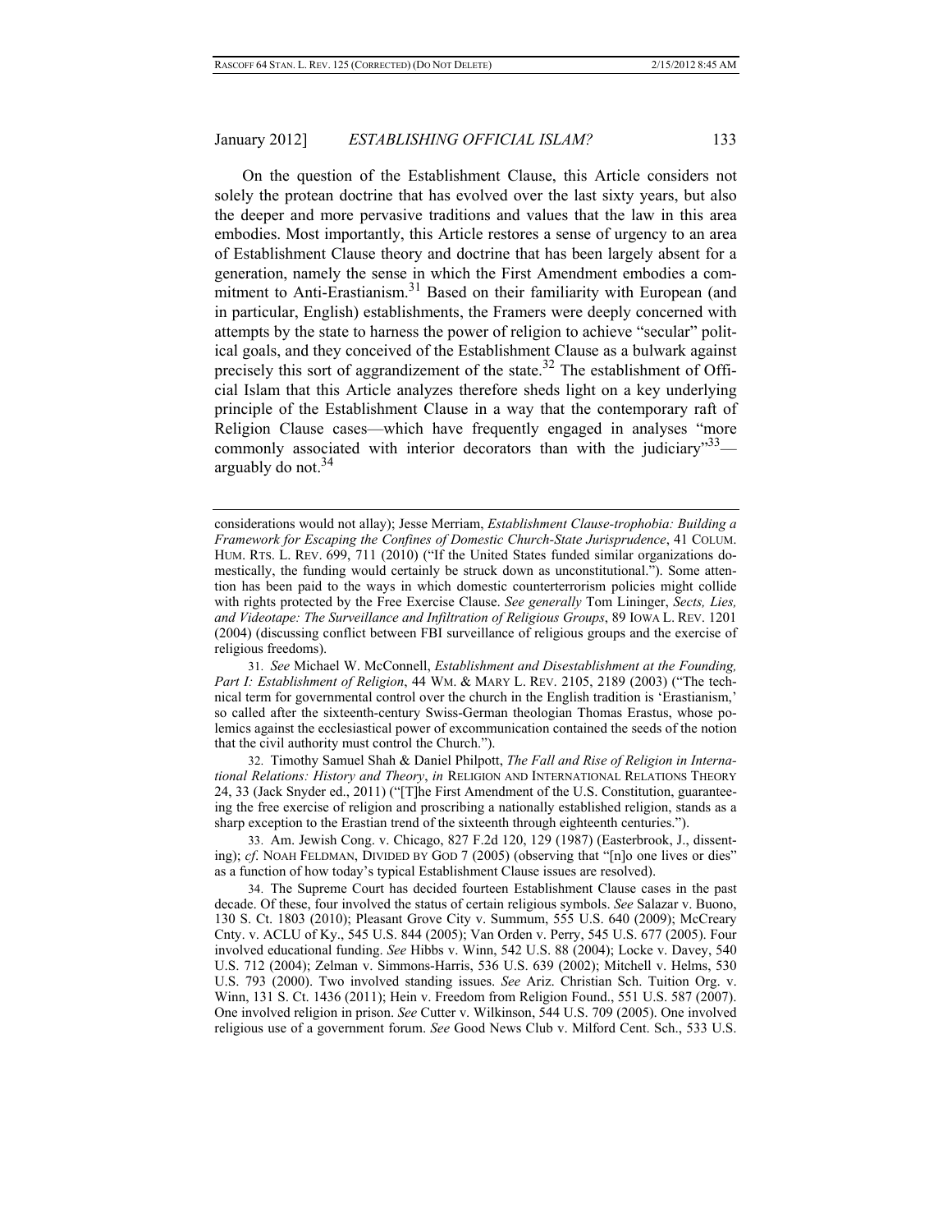On the question of the Establishment Clause, this Article considers not solely the protean doctrine that has evolved over the last sixty years, but also the deeper and more pervasive traditions and values that the law in this area embodies. Most importantly, this Article restores a sense of urgency to an area of Establishment Clause theory and doctrine that has been largely absent for a generation, namely the sense in which the First Amendment embodies a commitment to Anti-Erastianism.[31] Based on their familiarity with European (and in particular, English) establishments, the Framers were deeply concerned with attempts by the state to harness the power of religion to achieve "secular" political goals, and they conceived of the Establishment Clause as a bulwark against precisely this sort of aggrandizement of the state.[32] The establishment of Official Islam that this Article analyzes therefore sheds light on a key underlying principle of the Establishment Clause in a way that the contemporary raft of Religion Clause cases—which have frequently engaged in analyses "more commonly associated with interior decorators than with the judiciary"[33]—arguably do not.[34]

---

considerations would not allay); Jesse Merriam, *Establishment Clause-trophobia: Building a Framework for Escaping the Confines of Domestic Church-State Jurisprudence*, 41 COLUM. HUM. RTS. L. REV. 699, 711 (2010) ("If the United States funded similar organizations domestically, the funding would certainly be struck down as unconstitutional."). Some attention has been paid to the ways in which domestic counterterrorism policies might collide with rights protected by the Free Exercise Clause. *See generally* Tom Lininger, *Sects, Lies, and Videotape: The Surveillance and Infiltration of Religious Groups*, 89 IOWA L. REV. 1201 (2004) (discussing conflict between FBI surveillance of religious groups and the exercise of religious freedoms).

31. *See* Michael W. McConnell, *Establishment and Disestablishment at the Founding, Part I: Establishment of Religion*, 44 WM. & MARY L. REV. 2105, 2189 (2003) ("The technical term for governmental control over the church in the English tradition is 'Erastianism,' so called after the sixteenth-century Swiss-German theologian Thomas Erastus, whose polemics against the ecclesiastical power of excommunication contained the seeds of the notion that the civil authority must control the Church.").

32. Timothy Samuel Shah & Daniel Philpott, *The Fall and Rise of Religion in International Relations: History and Theory*, *in* RELIGION AND INTERNATIONAL RELATIONS THEORY 24, 33 (Jack Snyder ed., 2011) ("[T]he First Amendment of the U.S. Constitution, guaranteeing the free exercise of religion and proscribing a nationally established religion, stands as a sharp exception to the Erastian trend of the sixteenth through eighteenth centuries.").

33. Am. Jewish Cong. v. Chicago, 827 F.2d 120, 129 (1987) (Easterbrook, J., dissenting); *cf*. NOAH FELDMAN, DIVIDED BY GOD 7 (2005) (observing that "[n]o one lives or dies" as a function of how today's typical Establishment Clause issues are resolved).

34. The Supreme Court has decided fourteen Establishment Clause cases in the past decade. Of these, four involved the status of certain religious symbols. *See* Salazar v. Buono, 130 S. Ct. 1803 (2010); Pleasant Grove City v. Summum, 555 U.S. 640 (2009); McCreary Cnty. v. ACLU of Ky., 545 U.S. 844 (2005); Van Orden v. Perry, 545 U.S. 677 (2005). Four involved educational funding. *See* Hibbs v. Winn, 542 U.S. 88 (2004); Locke v. Davey, 540 U.S. 712 (2004); Zelman v. Simmons-Harris, 536 U.S. 639 (2002); Mitchell v. Helms, 530 U.S. 793 (2000). Two involved standing issues. *See* Ariz. Christian Sch. Tuition Org. v. Winn, 131 S. Ct. 1436 (2011); Hein v. Freedom from Religion Found., 551 U.S. 587 (2007). One involved religion in prison. *See* Cutter v. Wilkinson, 544 U.S. 709 (2005). One involved religious use of a government forum. *See* Good News Club v. Milford Cent. Sch., 533 U.S.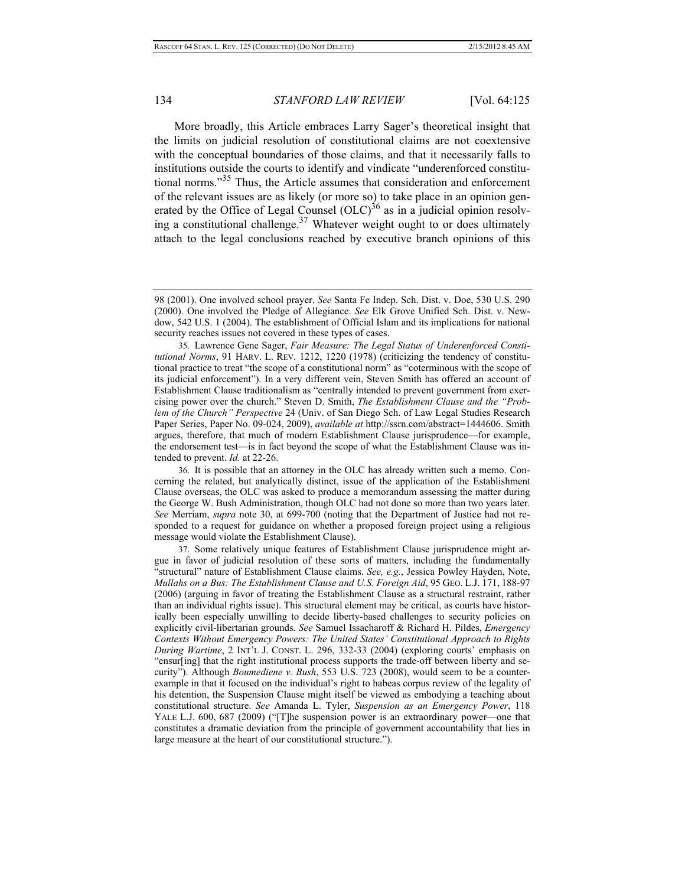More broadly, this Article embraces Larry Sager's theoretical insight that the limits on judicial resolution of constitutional claims are not coextensive with the conceptual boundaries of those claims, and that it necessarily falls to institutions outside the courts to identify and vindicate "underenforced constitutional norms."[35] Thus, the Article assumes that consideration and enforcement of the relevant issues are as likely (or more so) to take place in an opinion generated by the Office of Legal Counsel (OLC)[36] as in a judicial opinion resolving a constitutional challenge.[37] Whatever weight ought to or does ultimately attach to the legal conclusions reached by executive branch opinions of this

---

98 (2001). One involved school prayer. *See* Santa Fe Indep. Sch. Dist. v. Doe, 530 U.S. 290 (2000). One involved the Pledge of Allegiance. *See* Elk Grove Unified Sch. Dist. v. Newdow, 542 U.S. 1 (2004). The establishment of Official Islam and its implications for national security reaches issues not covered in these types of cases.

35. Lawrence Gene Sager, *Fair Measure: The Legal Status of Underenforced Constitutional Norms*, 91 HARV. L. REV. 1212, 1220 (1978) (criticizing the tendency of constitutional practice to treat "the scope of a constitutional norm" as "coterminous with the scope of its judicial enforcement"). In a very different vein, Steven Smith has offered an account of Establishment Clause traditionalism as "centrally intended to prevent government from exercising power over the church." Steven D. Smith, *The Establishment Clause and the "Problem of the Church" Perspective* 24 (Univ. of San Diego Sch. of Law Legal Studies Research Paper Series, Paper No. 09-024, 2009), *available at* http://ssrn.com/abstract=1444606. Smith argues, therefore, that much of modern Establishment Clause jurisprudence—for example, the endorsement test—is in fact beyond the scope of what the Establishment Clause was intended to prevent. *Id.* at 22-26.

36. It is possible that an attorney in the OLC has already written such a memo. Concerning the related, but analytically distinct, issue of the application of the Establishment Clause overseas, the OLC was asked to produce a memorandum assessing the matter during the George W. Bush Administration, though OLC had not done so more than two years later. *See* Merriam, *supra* note 30, at 699-700 (noting that the Department of Justice had not responded to a request for guidance on whether a proposed foreign project using a religious message would violate the Establishment Clause).

37. Some relatively unique features of Establishment Clause jurisprudence might argue in favor of judicial resolution of these sorts of matters, including the fundamentally "structural" nature of Establishment Clause claims. *See, e.g.*, Jessica Powley Hayden, Note, *Mullahs on a Bus: The Establishment Clause and U.S. Foreign Aid*, 95 GEO. L.J. 171, 188-97 (2006) (arguing in favor of treating the Establishment Clause as a structural restraint, rather than an individual rights issue). This structural element may be critical, as courts have historically been especially unwilling to decide liberty-based challenges to security policies on explicitly civil-libertarian grounds. *See* Samuel Issacharoff & Richard H. Pildes, *Emergency Contexts Without Emergency Powers: The United States' Constitutional Approach to Rights During Wartime*, 2 INT'L J. CONST. L. 296, 332-33 (2004) (exploring courts' emphasis on "ensur[ing] that the right institutional process supports the trade-off between liberty and security"). Although *Boumediene v. Bush*, 553 U.S. 723 (2008), would seem to be a counterexample in that it focused on the individual's right to habeas corpus review of the legality of his detention, the Suspension Clause might itself be viewed as embodying a teaching about constitutional structure. *See* Amanda L. Tyler, *Suspension as an Emergency Power*, 118 YALE L.J. 600, 687 (2009) ("[T]he suspension power is an extraordinary power—one that constitutes a dramatic deviation from the principle of government accountability that lies in large measure at the heart of our constitutional structure.").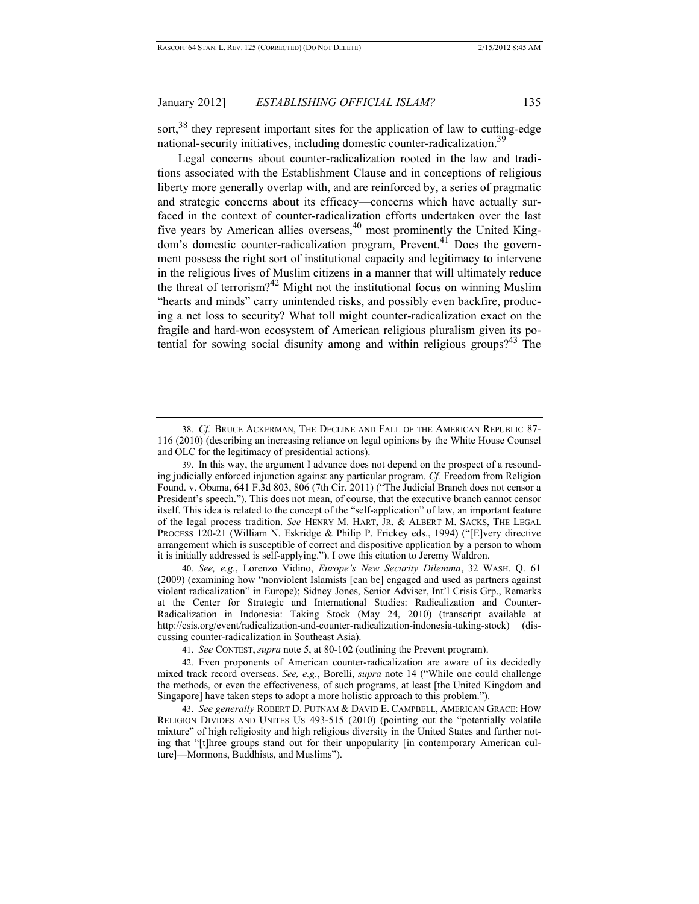sort,[38] they represent important sites for the application of law to cutting-edge national-security initiatives, including domestic counter-radicalization.[39]

Legal concerns about counter-radicalization rooted in the law and traditions associated with the Establishment Clause and in conceptions of religious liberty more generally overlap with, and are reinforced by, a series of pragmatic and strategic concerns about its efficacy—concerns which have actually surfaced in the context of counter-radicalization efforts undertaken over the last five years by American allies overseas,[40] most prominently the United Kingdom's domestic counter-radicalization program, Prevent.[41] Does the government possess the right sort of institutional capacity and legitimacy to intervene in the religious lives of Muslim citizens in a manner that will ultimately reduce the threat of terrorism?[42] Might not the institutional focus on winning Muslim "hearts and minds" carry unintended risks, and possibly even backfire, producing a net loss to security? What toll might counter-radicalization exact on the fragile and hard-won ecosystem of American religious pluralism given its potential for sowing social disunity among and within religious groups?[43] The

---

38. *Cf.* BRUCE ACKERMAN, THE DECLINE AND FALL OF THE AMERICAN REPUBLIC 87-116 (2010) (describing an increasing reliance on legal opinions by the White House Counsel and OLC for the legitimacy of presidential actions).

39. In this way, the argument I advance does not depend on the prospect of a resounding judicially enforced injunction against any particular program. *Cf.* Freedom from Religion Found. v. Obama, 641 F.3d 803, 806 (7th Cir. 2011) ("The Judicial Branch does not censor a President's speech."). This does not mean, of course, that the executive branch cannot censor itself. This idea is related to the concept of the "self-application" of law, an important feature of the legal process tradition. *See* HENRY M. HART, JR. & ALBERT M. SACKS, THE LEGAL PROCESS 120-21 (William N. Eskridge & Philip P. Frickey eds., 1994) ("[E]very directive arrangement which is susceptible of correct and dispositive application by a person to whom it is initially addressed is self-applying."). I owe this citation to Jeremy Waldron.

40. *See, e.g.*, Lorenzo Vidino, *Europe's New Security Dilemma*, 32 WASH. Q. 61 (2009) (examining how "nonviolent Islamists [can be] engaged and used as partners against violent radicalization" in Europe); Sidney Jones, Senior Adviser, Int'l Crisis Grp., Remarks at the Center for Strategic and International Studies: Radicalization and Counter-Radicalization in Indonesia: Taking Stock (May 24, 2010) (transcript available at http://csis.org/event/radicalization-and-counter-radicalization-indonesia-taking-stock) (discussing counter-radicalization in Southeast Asia).

41. *See* CONTEST, *supra* note 5, at 80-102 (outlining the Prevent program).

42. Even proponents of American counter-radicalization are aware of its decidedly mixed track record overseas. *See, e.g.*, Borelli, *supra* note 14 ("While one could challenge the methods, or even the effectiveness, of such programs, at least [the United Kingdom and Singapore] have taken steps to adopt a more holistic approach to this problem.").

43. *See generally* ROBERT D. PUTNAM & DAVID E. CAMPBELL, AMERICAN GRACE: HOW RELIGION DIVIDES AND UNITES US 493-515 (2010) (pointing out the "potentially volatile mixture" of high religiosity and high religious diversity in the United States and further noting that "[t]hree groups stand out for their unpopularity [in contemporary American culture]—Mormons, Buddhists, and Muslims").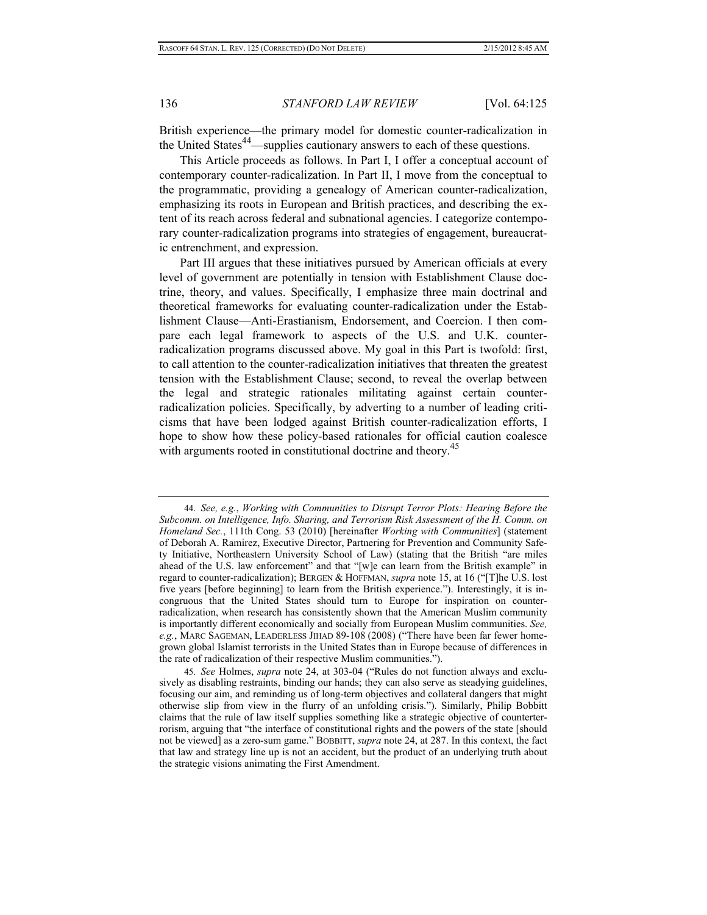British experience—the primary model for domestic counter-radicalization in the United States[44]—supplies cautionary answers to each of these questions.

This Article proceeds as follows. In Part I, I offer a conceptual account of contemporary counter-radicalization. In Part II, I move from the conceptual to the programmatic, providing a genealogy of American counter-radicalization, emphasizing its roots in European and British practices, and describing the extent of its reach across federal and subnational agencies. I categorize contemporary counter-radicalization programs into strategies of engagement, bureaucratic entrenchment, and expression.

Part III argues that these initiatives pursued by American officials at every level of government are potentially in tension with Establishment Clause doctrine, theory, and values. Specifically, I emphasize three main doctrinal and theoretical frameworks for evaluating counter-radicalization under the Establishment Clause—Anti-Erastianism, Endorsement, and Coercion. I then compare each legal framework to aspects of the U.S. and U.K. counter-radicalization programs discussed above. My goal in this Part is twofold: first, to call attention to the counter-radicalization initiatives that threaten the greatest tension with the Establishment Clause; second, to reveal the overlap between the legal and strategic rationales militating against certain counter-radicalization policies. Specifically, by adverting to a number of leading criticisms that have been lodged against British counter-radicalization efforts, I hope to show how these policy-based rationales for official caution coalesce with arguments rooted in constitutional doctrine and theory.[45]

---

44. *See, e.g.*, *Working with Communities to Disrupt Terror Plots: Hearing Before the Subcomm. on Intelligence, Info. Sharing, and Terrorism Risk Assessment of the H. Comm. on Homeland Sec.*, 111th Cong. 53 (2010) [hereinafter *Working with Communities*] (statement of Deborah A. Ramirez, Executive Director, Partnering for Prevention and Community Safety Initiative, Northeastern University School of Law) (stating that the British "are miles ahead of the U.S. law enforcement" and that "[w]e can learn from the British example" in regard to counter-radicalization); BERGEN & HOFFMAN, *supra* note 15, at 16 ("[T]he U.S. lost five years [before beginning] to learn from the British experience."). Interestingly, it is incongruous that the United States should turn to Europe for inspiration on counter-radicalization, when research has consistently shown that the American Muslim community is importantly different economically and socially from European Muslim communities. *See, e.g.*, MARC SAGEMAN, LEADERLESS JIHAD 89-108 (2008) ("There have been far fewer homegrown global Islamist terrorists in the United States than in Europe because of differences in the rate of radicalization of their respective Muslim communities.").

45. *See* Holmes, *supra* note 24, at 303-04 ("Rules do not function always and exclusively as disabling restraints, binding our hands; they can also serve as steadying guidelines, focusing our aim, and reminding us of long-term objectives and collateral dangers that might otherwise slip from view in the flurry of an unfolding crisis."). Similarly, Philip Bobbitt claims that the rule of law itself supplies something like a strategic objective of counterterrorism, arguing that "the interface of constitutional rights and the powers of the state [should not be viewed] as a zero-sum game." BOBBITT, *supra* note 24, at 287. In this context, the fact that law and strategy line up is not an accident, but the product of an underlying truth about the strategic visions animating the First Amendment.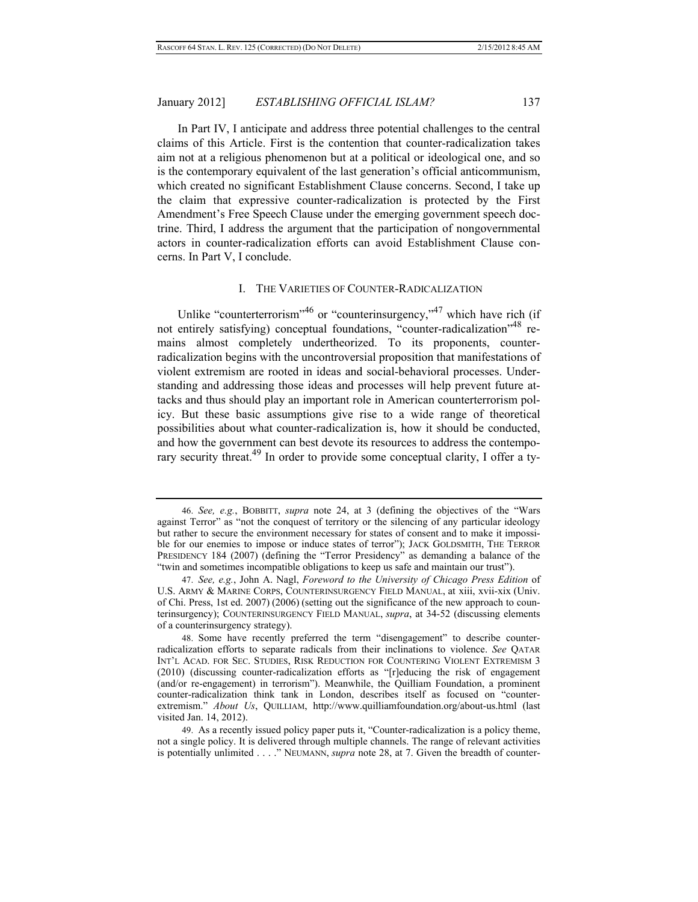In Part IV, I anticipate and address three potential challenges to the central claims of this Article. First is the contention that counter-radicalization takes aim not at a religious phenomenon but at a political or ideological one, and so is the contemporary equivalent of the last generation's official anticommunism, which created no significant Establishment Clause concerns. Second, I take up the claim that expressive counter-radicalization is protected by the First Amendment's Free Speech Clause under the emerging government speech doctrine. Third, I address the argument that the participation of nongovernmental actors in counter-radicalization efforts can avoid Establishment Clause concerns. In Part V, I conclude.

## I. THE VARIETIES OF COUNTER-RADICALIZATION

Unlike "counterterrorism"[46] or "counterinsurgency,"[47] which have rich (if not entirely satisfying) conceptual foundations, "counter-radicalization"[48] remains almost completely undertheorized. To its proponents, counter-radicalization begins with the uncontroversial proposition that manifestations of violent extremism are rooted in ideas and social-behavioral processes. Understanding and addressing those ideas and processes will help prevent future attacks and thus should play an important role in American counterterrorism policy. But these basic assumptions give rise to a wide range of theoretical possibilities about what counter-radicalization is, how it should be conducted, and how the government can best devote its resources to address the contemporary security threat.[49] In order to provide some conceptual clarity, I offer a ty-

---

46. *See, e.g.*, BOBBITT, *supra* note 24, at 3 (defining the objectives of the "Wars against Terror" as "not the conquest of territory or the silencing of any particular ideology but rather to secure the environment necessary for states of consent and to make it impossible for our enemies to impose or induce states of terror"); JACK GOLDSMITH, THE TERROR PRESIDENCY 184 (2007) (defining the "Terror Presidency" as demanding a balance of the "twin and sometimes incompatible obligations to keep us safe and maintain our trust").

47. *See, e.g.*, John A. Nagl, *Foreword to the University of Chicago Press Edition* of U.S. ARMY & MARINE CORPS, COUNTERINSURGENCY FIELD MANUAL, at xiii, xvii-xix (Univ. of Chi. Press, 1st ed. 2007) (2006) (setting out the significance of the new approach to counterinsurgency); COUNTERINSURGENCY FIELD MANUAL, *supra*, at 34-52 (discussing elements of a counterinsurgency strategy).

48. Some have recently preferred the term "disengagement" to describe counter-radicalization efforts to separate radicals from their inclinations to violence. *See* QATAR INT'L ACAD. FOR SEC. STUDIES, RISK REDUCTION FOR COUNTERING VIOLENT EXTREMISM 3 (2010) (discussing counter-radicalization efforts as "[r]educing the risk of engagement (and/or re-engagement) in terrorism"). Meanwhile, the Quilliam Foundation, a prominent counter-radicalization think tank in London, describes itself as focused on "counter-extremism." *About Us*, QUILLIAM, http://www.quilliamfoundation.org/about-us.html (last visited Jan. 14, 2012).

49. As a recently issued policy paper puts it, "Counter-radicalization is a policy theme, not a single policy. It is delivered through multiple channels. The range of relevant activities is potentially unlimited . . . ." NEUMANN, *supra* note 28, at 7. Given the breadth of counter-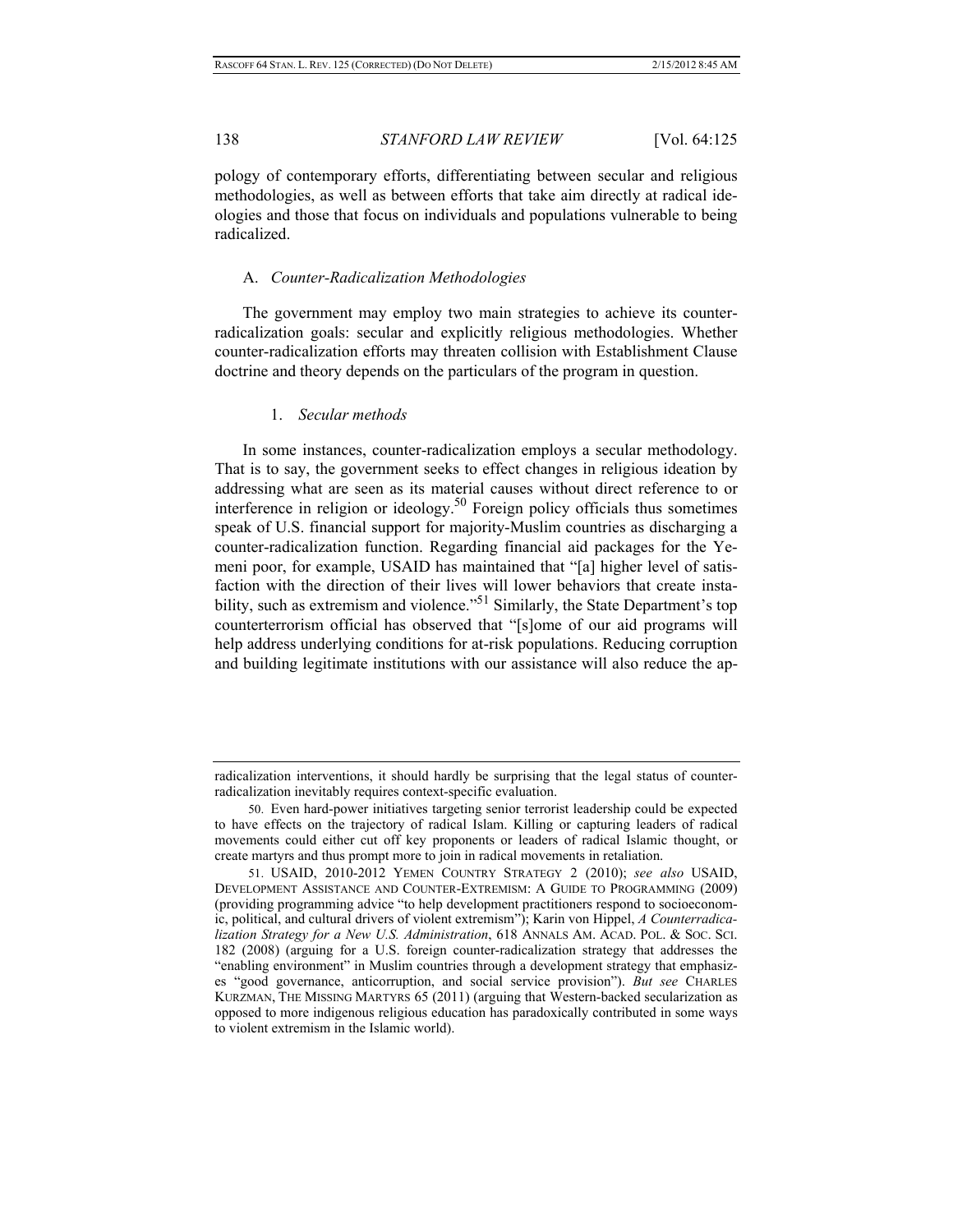pology of contemporary efforts, differentiating between secular and religious methodologies, as well as between efforts that take aim directly at radical ideologies and those that focus on individuals and populations vulnerable to being radicalized.

### A. *Counter-Radicalization Methodologies*

The government may employ two main strategies to achieve its counter-radicalization goals: secular and explicitly religious methodologies. Whether counter-radicalization efforts may threaten collision with Establishment Clause doctrine and theory depends on the particulars of the program in question.

#### 1. *Secular methods*

In some instances, counter-radicalization employs a secular methodology. That is to say, the government seeks to effect changes in religious ideation by addressing what are seen as its material causes without direct reference to or interference in religion or ideology.[50] Foreign policy officials thus sometimes speak of U.S. financial support for majority-Muslim countries as discharging a counter-radicalization function. Regarding financial aid packages for the Yemeni poor, for example, USAID has maintained that "[a] higher level of satisfaction with the direction of their lives will lower behaviors that create instability, such as extremism and violence."[51] Similarly, the State Department's top counterterrorism official has observed that "[s]ome of our aid programs will help address underlying conditions for at-risk populations. Reducing corruption and building legitimate institutions with our assistance will also reduce the ap-

---

radicalization interventions, it should hardly be surprising that the legal status of counter-radicalization inevitably requires context-specific evaluation.

50. Even hard-power initiatives targeting senior terrorist leadership could be expected to have effects on the trajectory of radical Islam. Killing or capturing leaders of radical movements could either cut off key proponents or leaders of radical Islamic thought, or create martyrs and thus prompt more to join in radical movements in retaliation.

51. USAID, 2010-2012 YEMEN COUNTRY STRATEGY 2 (2010); *see also* USAID, DEVELOPMENT ASSISTANCE AND COUNTER-EXTREMISM: A GUIDE TO PROGRAMMING (2009) (providing programming advice "to help development practitioners respond to socioeconomic, political, and cultural drivers of violent extremism"); Karin von Hippel, *A Counterradicalization Strategy for a New U.S. Administration*, 618 ANNALS AM. ACAD. POL. & SOC. SCI. 182 (2008) (arguing for a U.S. foreign counter-radicalization strategy that addresses the "enabling environment" in Muslim countries through a development strategy that emphasizes "good governance, anticorruption, and social service provision"). *But see* CHARLES KURZMAN, THE MISSING MARTYRS 65 (2011) (arguing that Western-backed secularization as opposed to more indigenous religious education has paradoxically contributed in some ways to violent extremism in the Islamic world).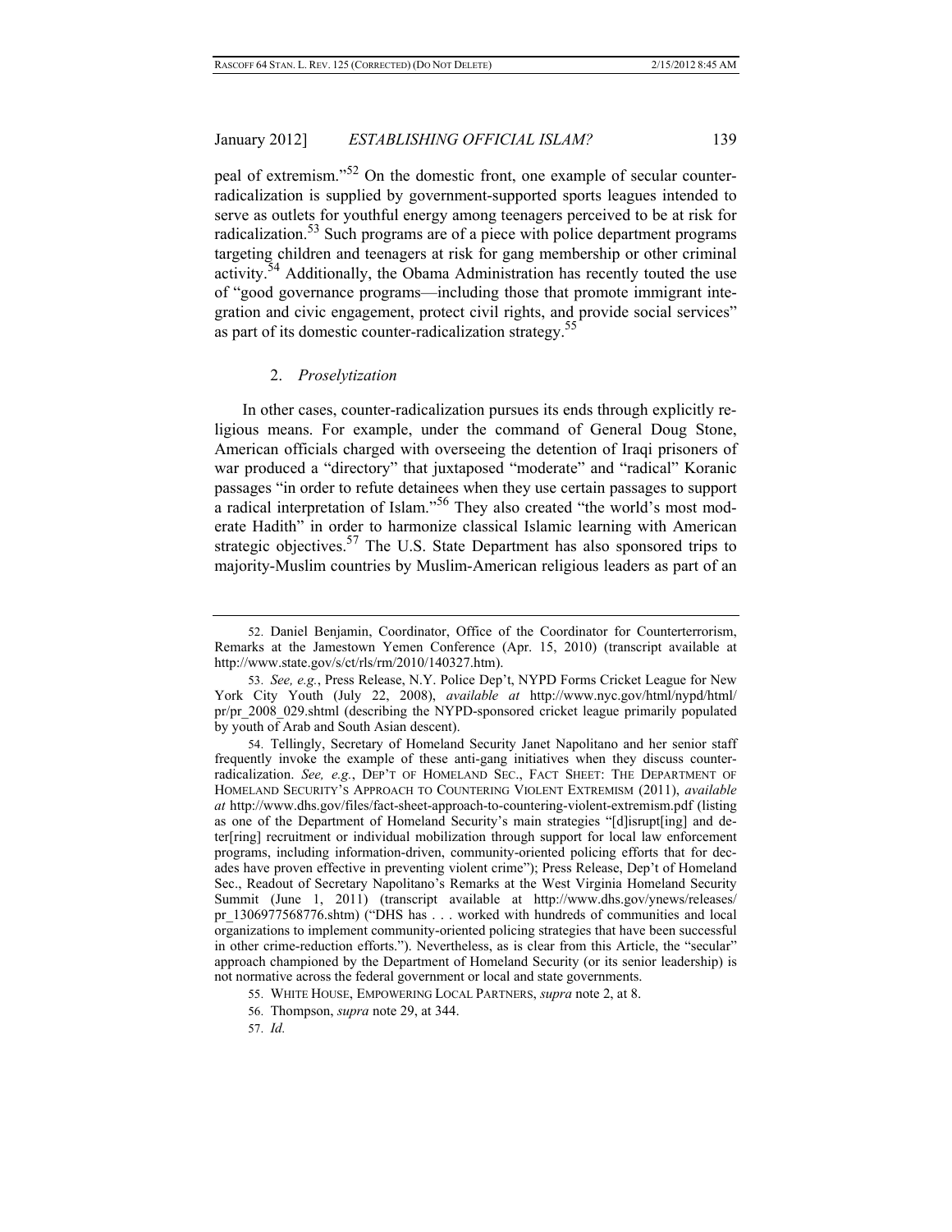peal of extremism."[52] On the domestic front, one example of secular counter-radicalization is supplied by government-supported sports leagues intended to serve as outlets for youthful energy among teenagers perceived to be at risk for radicalization.[53] Such programs are of a piece with police department programs targeting children and teenagers at risk for gang membership or other criminal activity.[54] Additionally, the Obama Administration has recently touted the use of "good governance programs—including those that promote immigrant integration and civic engagement, protect civil rights, and provide social services" as part of its domestic counter-radicalization strategy.[55]

### 2. *Proselytization*

In other cases, counter-radicalization pursues its ends through explicitly religious means. For example, under the command of General Doug Stone, American officials charged with overseeing the detention of Iraqi prisoners of war produced a "directory" that juxtaposed "moderate" and "radical" Koranic passages "in order to refute detainees when they use certain passages to support a radical interpretation of Islam."[56] They also created "the world's most moderate Hadith" in order to harmonize classical Islamic learning with American strategic objectives.[57] The U.S. State Department has also sponsored trips to majority-Muslim countries by Muslim-American religious leaders as part of an

---

52. Daniel Benjamin, Coordinator, Office of the Coordinator for Counterterrorism, Remarks at the Jamestown Yemen Conference (Apr. 15, 2010) (transcript available at http://www.state.gov/s/ct/rls/rm/2010/140327.htm).

53. *See, e.g.*, Press Release, N.Y. Police Dep't, NYPD Forms Cricket League for New York City Youth (July 22, 2008), *available at* http://www.nyc.gov/html/nypd/html/pr/pr_2008_029.shtml (describing the NYPD-sponsored cricket league primarily populated by youth of Arab and South Asian descent).

54. Tellingly, Secretary of Homeland Security Janet Napolitano and her senior staff frequently invoke the example of these anti-gang initiatives when they discuss counter-radicalization. *See, e.g.*, DEP'T OF HOMELAND SEC., FACT SHEET: THE DEPARTMENT OF HOMELAND SECURITY'S APPROACH TO COUNTERING VIOLENT EXTREMISM (2011), *available at* http://www.dhs.gov/files/fact-sheet-approach-to-countering-violent-extremism.pdf (listing as one of the Department of Homeland Security's main strategies "[d]isrupt[ing] and deter[ring] recruitment or individual mobilization through support for local law enforcement programs, including information-driven, community-oriented policing efforts that for decades have proven effective in preventing violent crime"); Press Release, Dep't of Homeland Sec., Readout of Secretary Napolitano's Remarks at the West Virginia Homeland Security Summit (June 1, 2011) (transcript available at http://www.dhs.gov/ynews/releases/pr_1306977568776.shtm) ("DHS has . . . worked with hundreds of communities and local organizations to implement community-oriented policing strategies that have been successful in other crime-reduction efforts."). Nevertheless, as is clear from this Article, the "secular" approach championed by the Department of Homeland Security (or its senior leadership) is not normative across the federal government or local and state governments.

55. WHITE HOUSE, EMPOWERING LOCAL PARTNERS, *supra* note 2, at 8.

56. Thompson, *supra* note 29, at 344.

57. *Id.*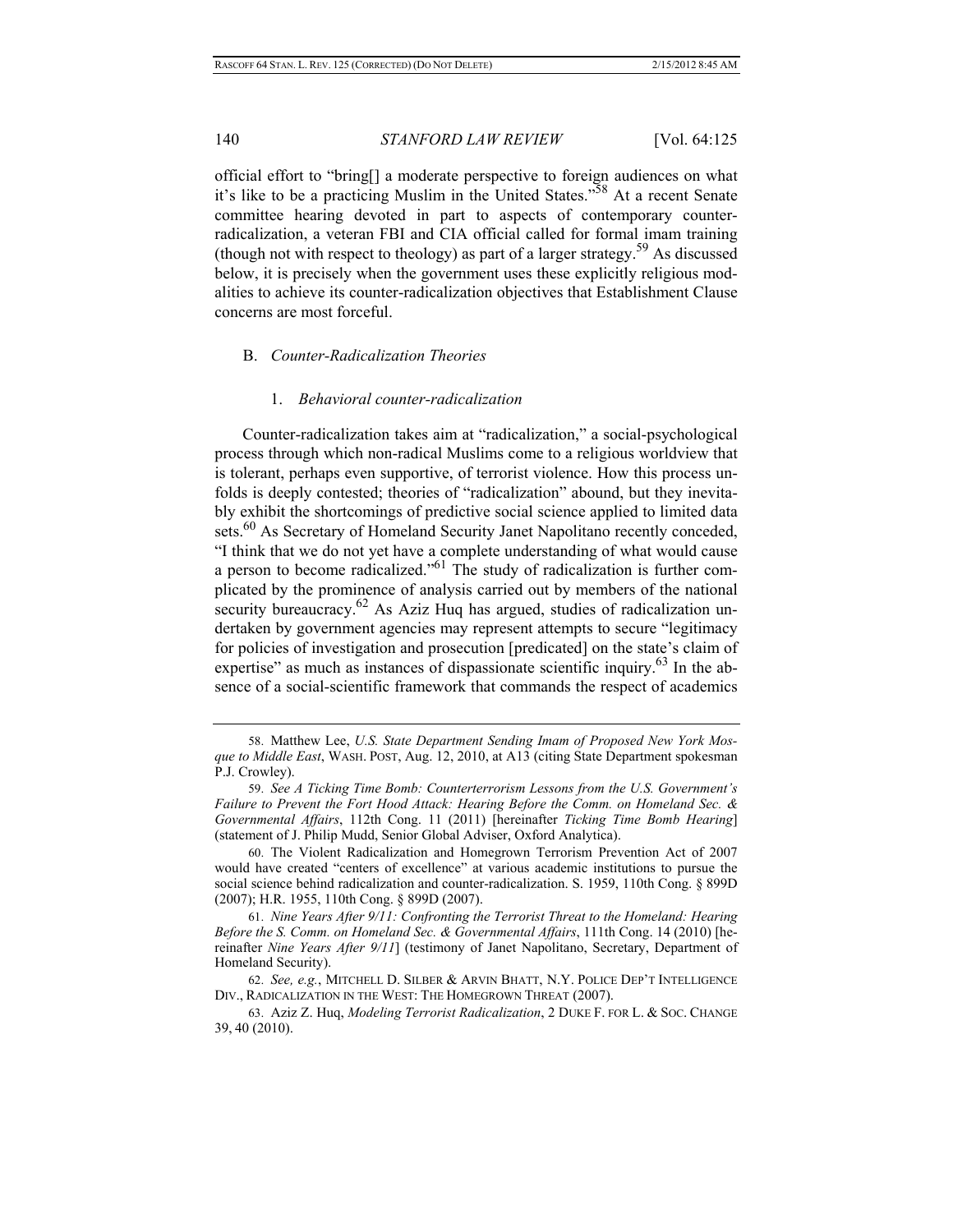official effort to "bring[] a moderate perspective to foreign audiences on what it's like to be a practicing Muslim in the United States."[58] At a recent Senate committee hearing devoted in part to aspects of contemporary counter-radicalization, a veteran FBI and CIA official called for formal imam training (though not with respect to theology) as part of a larger strategy.[59] As discussed below, it is precisely when the government uses these explicitly religious modalities to achieve its counter-radicalization objectives that Establishment Clause concerns are most forceful.

### B. *Counter-Radicalization Theories*

#### 1. *Behavioral counter-radicalization*

Counter-radicalization takes aim at "radicalization," a social-psychological process through which non-radical Muslims come to a religious worldview that is tolerant, perhaps even supportive, of terrorist violence. How this process unfolds is deeply contested; theories of "radicalization" abound, but they inevitably exhibit the shortcomings of predictive social science applied to limited data sets.[60] As Secretary of Homeland Security Janet Napolitano recently conceded, "I think that we do not yet have a complete understanding of what would cause a person to become radicalized."[61] The study of radicalization is further complicated by the prominence of analysis carried out by members of the national security bureaucracy.[62] As Aziz Huq has argued, studies of radicalization undertaken by government agencies may represent attempts to secure "legitimacy for policies of investigation and prosecution [predicated] on the state's claim of expertise" as much as instances of dispassionate scientific inquiry.[63] In the absence of a social-scientific framework that commands the respect of academics

---

58. Matthew Lee, *U.S. State Department Sending Imam of Proposed New York Mosque to Middle East*, WASH. POST, Aug. 12, 2010, at A13 (citing State Department spokesman P.J. Crowley).

59. *See A Ticking Time Bomb: Counterterrorism Lessons from the U.S. Government's Failure to Prevent the Fort Hood Attack: Hearing Before the Comm. on Homeland Sec. & Governmental Affairs*, 112th Cong. 11 (2011) [hereinafter *Ticking Time Bomb Hearing*] (statement of J. Philip Mudd, Senior Global Adviser, Oxford Analytica).

60. The Violent Radicalization and Homegrown Terrorism Prevention Act of 2007 would have created "centers of excellence" at various academic institutions to pursue the social science behind radicalization and counter-radicalization. S. 1959, 110th Cong. § 899D (2007); H.R. 1955, 110th Cong. § 899D (2007).

61. *Nine Years After 9/11: Confronting the Terrorist Threat to the Homeland: Hearing Before the S. Comm. on Homeland Sec. & Governmental Affairs*, 111th Cong. 14 (2010) [hereinafter *Nine Years After 9/11*] (testimony of Janet Napolitano, Secretary, Department of Homeland Security).

62. *See, e.g.*, MITCHELL D. SILBER & ARVIN BHATT, N.Y. POLICE DEP'T INTELLIGENCE DIV., RADICALIZATION IN THE WEST: THE HOMEGROWN THREAT (2007).

63. Aziz Z. Huq, *Modeling Terrorist Radicalization*, 2 DUKE F. FOR L. & SOC. CHANGE 39, 40 (2010).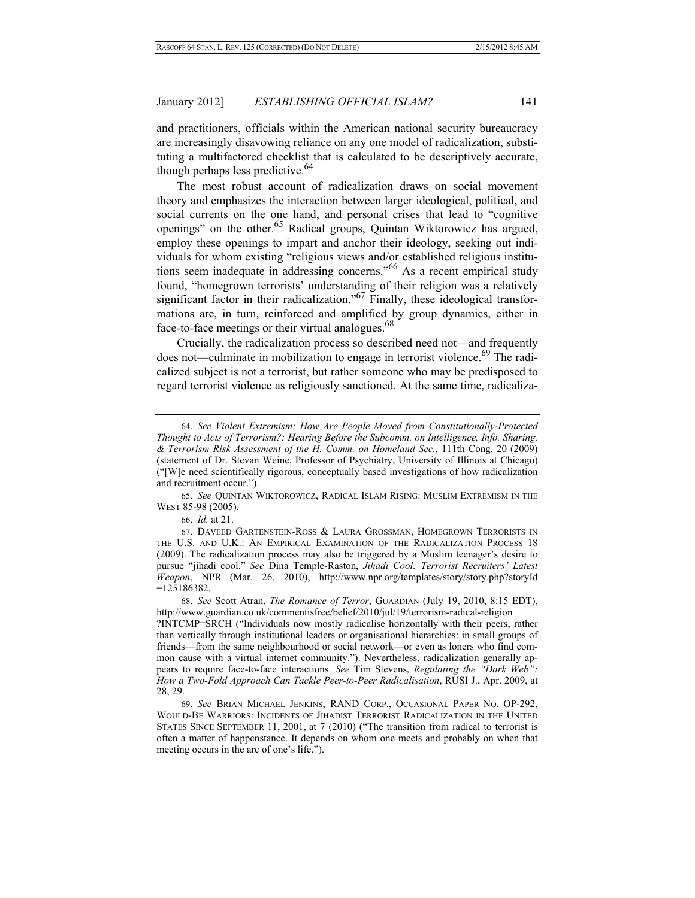and practitioners, officials within the American national security bureaucracy are increasingly disavowing reliance on any one model of radicalization, substituting a multifactored checklist that is calculated to be descriptively accurate, though perhaps less predictive.[64]

The most robust account of radicalization draws on social movement theory and emphasizes the interaction between larger ideological, political, and social currents on the one hand, and personal crises that lead to "cognitive openings" on the other.[65] Radical groups, Quintan Wiktorowicz has argued, employ these openings to impart and anchor their ideology, seeking out individuals for whom existing "religious views and/or established religious institutions seem inadequate in addressing concerns."[66] As a recent empirical study found, "homegrown terrorists' understanding of their religion was a relatively significant factor in their radicalization."[67] Finally, these ideological transformations are, in turn, reinforced and amplified by group dynamics, either in face-to-face meetings or their virtual analogues.[68]

Crucially, the radicalization process so described need not—and frequently does not—culminate in mobilization to engage in terrorist violence.[69] The radicalized subject is not a terrorist, but rather someone who may be predisposed to regard terrorist violence as religiously sanctioned. At the same time, radicaliza-

---

64. *See Violent Extremism: How Are People Moved from Constitutionally-Protected Thought to Acts of Terrorism?: Hearing Before the Subcomm. on Intelligence, Info. Sharing, & Terrorism Risk Assessment of the H. Comm. on Homeland Sec.*, 111th Cong. 20 (2009) (statement of Dr. Stevan Weine, Professor of Psychiatry, University of Illinois at Chicago) ("[W]e need scientifically rigorous, conceptually based investigations of how radicalization and recruitment occur.").

65. *See* QUINTAN WIKTOROWICZ, RADICAL ISLAM RISING: MUSLIM EXTREMISM IN THE WEST 85-98 (2005).

66. *Id.* at 21.

67. DAVEED GARTENSTEIN-ROSS & LAURA GROSSMAN, HOMEGROWN TERRORISTS IN THE U.S. AND U.K.: AN EMPIRICAL EXAMINATION OF THE RADICALIZATION PROCESS 18 (2009). The radicalization process may also be triggered by a Muslim teenager's desire to pursue "jihadi cool." *See* Dina Temple-Raston, *Jihadi Cool: Terrorist Recruiters' Latest Weapon*, NPR (Mar. 26, 2010), http://www.npr.org/templates/story/story.php?storyId=125186382.

68. *See* Scott Atran, *The Romance of Terror*, GUARDIAN (July 19, 2010, 8:15 EDT), http://www.guardian.co.uk/commentisfree/belief/2010/jul/19/terrorism-radical-religion?INTCMP=SRCH ("Individuals now mostly radicalise horizontally with their peers, rather than vertically through institutional leaders or organisational hierarchies: in small groups of friends—from the same neighbourhood or social network—or even as loners who find common cause with a virtual internet community."). Nevertheless, radicalization generally appears to require face-to-face interactions. *See* Tim Stevens, *Regulating the "Dark Web": How a Two-Fold Approach Can Tackle Peer-to-Peer Radicalisation*, RUSI J., Apr. 2009, at 28, 29.

69. *See* BRIAN MICHAEL JENKINS, RAND CORP., OCCASIONAL PAPER NO. OP-292, WOULD-BE WARRIORS: INCIDENTS OF JIHADIST TERRORIST RADICALIZATION IN THE UNITED STATES SINCE SEPTEMBER 11, 2001, at 7 (2010) ("The transition from radical to terrorist is often a matter of happenstance. It depends on whom one meets and probably on when that meeting occurs in the arc of one's life.").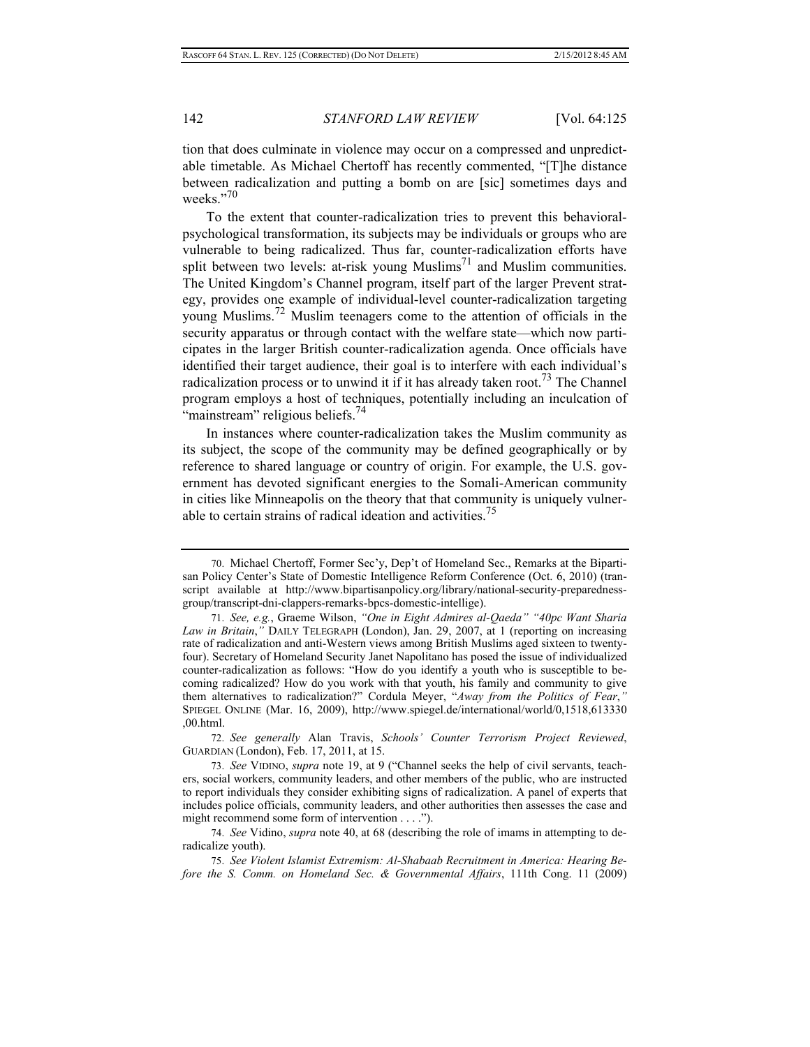tion that does culminate in violence may occur on a compressed and unpredictable timetable. As Michael Chertoff has recently commented, "[T]he distance between radicalization and putting a bomb on are [sic] sometimes days and weeks."[70]

To the extent that counter-radicalization tries to prevent this behavioral-psychological transformation, its subjects may be individuals or groups who are vulnerable to being radicalized. Thus far, counter-radicalization efforts have split between two levels: at-risk young Muslims[71] and Muslim communities. The United Kingdom's Channel program, itself part of the larger Prevent strategy, provides one example of individual-level counter-radicalization targeting young Muslims.[72] Muslim teenagers come to the attention of officials in the security apparatus or through contact with the welfare state—which now participates in the larger British counter-radicalization agenda. Once officials have identified their target audience, their goal is to interfere with each individual's radicalization process or to unwind it if it has already taken root.[73] The Channel program employs a host of techniques, potentially including an inculcation of "mainstream" religious beliefs.[74]

In instances where counter-radicalization takes the Muslim community as its subject, the scope of the community may be defined geographically or by reference to shared language or country of origin. For example, the U.S. government has devoted significant energies to the Somali-American community in cities like Minneapolis on the theory that that community is uniquely vulnerable to certain strains of radical ideation and activities.[75]

---

70. Michael Chertoff, Former Sec'y, Dep't of Homeland Sec., Remarks at the Bipartisan Policy Center's State of Domestic Intelligence Reform Conference (Oct. 6, 2010) (transcript available at http://www.bipartisanpolicy.org/library/national-security-preparedness-group/transcript-dni-clappers-remarks-bpcs-domestic-intellige).

71. *See, e.g.*, Graeme Wilson, *"One in Eight Admires al-Qaeda" "40pc Want Sharia Law in Britain*,*"* DAILY TELEGRAPH (London), Jan. 29, 2007, at 1 (reporting on increasing rate of radicalization and anti-Western views among British Muslims aged sixteen to twenty-four). Secretary of Homeland Security Janet Napolitano has posed the issue of individualized counter-radicalization as follows: "How do you identify a youth who is susceptible to becoming radicalized? How do you work with that youth, his family and community to give them alternatives to radicalization?" Cordula Meyer, "*Away from the Politics of Fear*,*"* SPIEGEL ONLINE (Mar. 16, 2009), http://www.spiegel.de/international/world/0,1518,613330,00.html.

72. *See generally* Alan Travis, *Schools' Counter Terrorism Project Reviewed*, GUARDIAN (London), Feb. 17, 2011, at 15.

73. *See* VIDINO, *supra* note 19, at 9 ("Channel seeks the help of civil servants, teachers, social workers, community leaders, and other members of the public, who are instructed to report individuals they consider exhibiting signs of radicalization. A panel of experts that includes police officials, community leaders, and other authorities then assesses the case and might recommend some form of intervention . . . .").

74. *See* Vidino, *supra* note 40, at 68 (describing the role of imams in attempting to de-radicalize youth).

75. *See Violent Islamist Extremism: Al-Shabaab Recruitment in America: Hearing Before the S. Comm. on Homeland Sec. & Governmental Affairs*, 111th Cong. 11 (2009)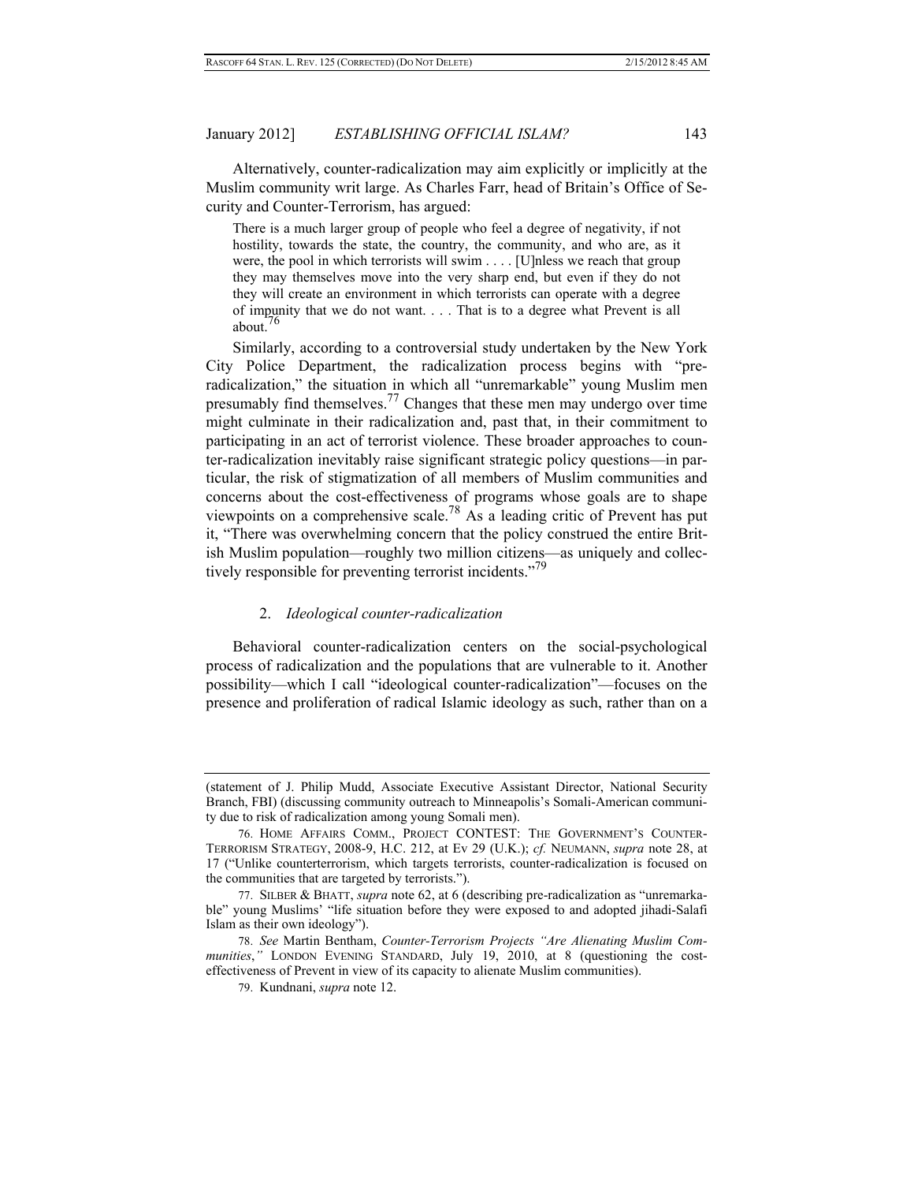Alternatively, counter-radicalization may aim explicitly or implicitly at the Muslim community writ large. As Charles Farr, head of Britain's Office of Security and Counter-Terrorism, has argued:

> There is a much larger group of people who feel a degree of negativity, if not hostility, towards the state, the country, the community, and who are, as it were, the pool in which terrorists will swim . . . . [U]nless we reach that group they may themselves move into the very sharp end, but even if they do not they will create an environment in which terrorists can operate with a degree of impunity that we do not want. . . . That is to a degree what Prevent is all about.[76]

Similarly, according to a controversial study undertaken by the New York City Police Department, the radicalization process begins with "pre-radicalization," the situation in which all "unremarkable" young Muslim men presumably find themselves.[77] Changes that these men may undergo over time might culminate in their radicalization and, past that, in their commitment to participating in an act of terrorist violence. These broader approaches to counter-radicalization inevitably raise significant strategic policy questions—in particular, the risk of stigmatization of all members of Muslim communities and concerns about the cost-effectiveness of programs whose goals are to shape viewpoints on a comprehensive scale.[78] As a leading critic of Prevent has put it, "There was overwhelming concern that the policy construed the entire British Muslim population—roughly two million citizens—as uniquely and collectively responsible for preventing terrorist incidents."[79]

### 2. *Ideological counter-radicalization*

Behavioral counter-radicalization centers on the social-psychological process of radicalization and the populations that are vulnerable to it. Another possibility—which I call "ideological counter-radicalization"—focuses on the presence and proliferation of radical Islamic ideology as such, rather than on a

---

(statement of J. Philip Mudd, Associate Executive Assistant Director, National Security Branch, FBI) (discussing community outreach to Minneapolis's Somali-American community due to risk of radicalization among young Somali men).

76. HOME AFFAIRS COMM., PROJECT CONTEST: THE GOVERNMENT'S COUNTER-TERRORISM STRATEGY, 2008-9, H.C. 212, at Ev 29 (U.K.); *cf.* NEUMANN, *supra* note 28, at 17 ("Unlike counterterrorism, which targets terrorists, counter-radicalization is focused on the communities that are targeted by terrorists.").

77. SILBER & BHATT, *supra* note 62, at 6 (describing pre-radicalization as "unremarkable" young Muslims' "life situation before they were exposed to and adopted jihadi-Salafi Islam as their own ideology").

78. *See* Martin Bentham, *Counter-Terrorism Projects "Are Alienating Muslim Communities*,*"* LONDON EVENING STANDARD, July 19, 2010, at 8 (questioning the cost-effectiveness of Prevent in view of its capacity to alienate Muslim communities).

79. Kundnani, *supra* note 12.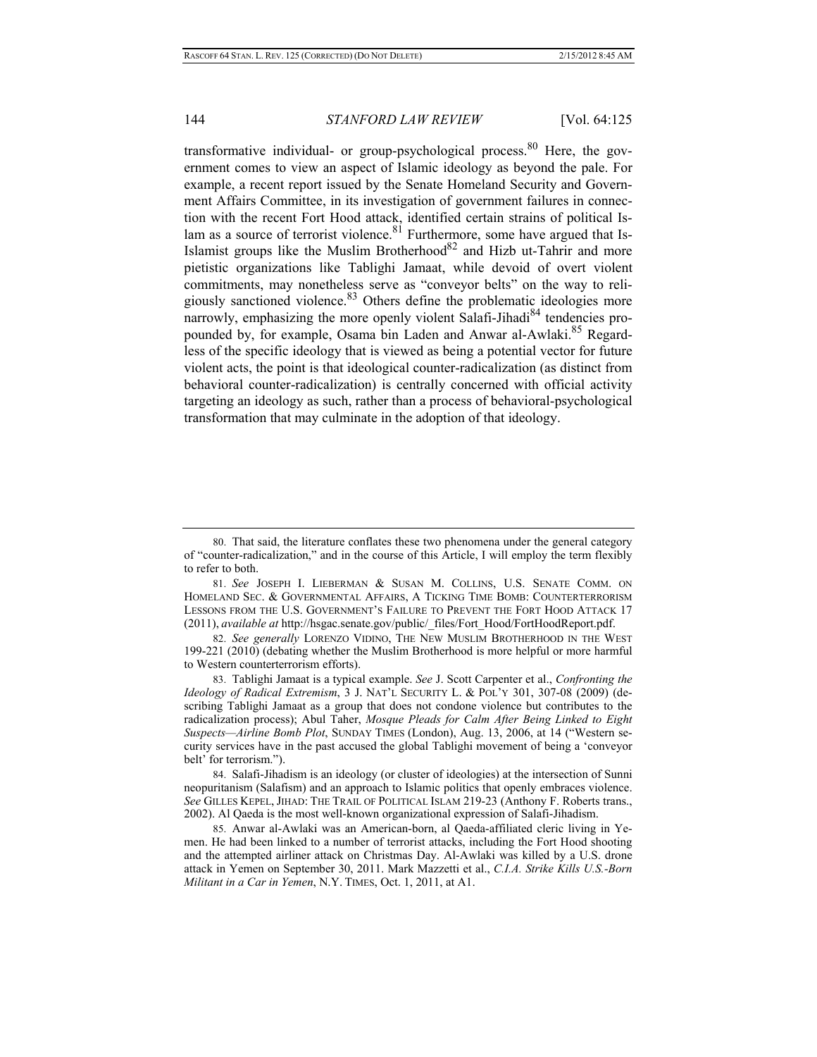transformative individual- or group-psychological process.[80] Here, the government comes to view an aspect of Islamic ideology as beyond the pale. For example, a recent report issued by the Senate Homeland Security and Government Affairs Committee, in its investigation of government failures in connection with the recent Fort Hood attack, identified certain strains of political Islam as a source of terrorist violence.[81] Furthermore, some have argued that Is-Islamist groups like the Muslim Brotherhood[82] and Hizb ut-Tahrir and more pietistic organizations like Tablighi Jamaat, while devoid of overt violent commitments, may nonetheless serve as "conveyor belts" on the way to religiously sanctioned violence.[83] Others define the problematic ideologies more narrowly, emphasizing the more openly violent Salafi-Jihadi[84] tendencies propounded by, for example, Osama bin Laden and Anwar al-Awlaki.[85] Regardless of the specific ideology that is viewed as being a potential vector for future violent acts, the point is that ideological counter-radicalization (as distinct from behavioral counter-radicalization) is centrally concerned with official activity targeting an ideology as such, rather than a process of behavioral-psychological transformation that may culminate in the adoption of that ideology.

---

80. That said, the literature conflates these two phenomena under the general category of "counter-radicalization," and in the course of this Article, I will employ the term flexibly to refer to both.

81. *See* JOSEPH I. LIEBERMAN & SUSAN M. COLLINS, U.S. SENATE COMM. ON HOMELAND SEC. & GOVERNMENTAL AFFAIRS, A TICKING TIME BOMB: COUNTERTERRORISM LESSONS FROM THE U.S. GOVERNMENT'S FAILURE TO PREVENT THE FORT HOOD ATTACK 17 (2011), *available at* http://hsgac.senate.gov/public/_files/Fort_Hood/FortHoodReport.pdf.

82. *See generally* LORENZO VIDINO, THE NEW MUSLIM BROTHERHOOD IN THE WEST 199-221 (2010) (debating whether the Muslim Brotherhood is more helpful or more harmful to Western counterterrorism efforts).

83. Tablighi Jamaat is a typical example. *See* J. Scott Carpenter et al., *Confronting the Ideology of Radical Extremism*, 3 J. NAT'L SECURITY L. & POL'Y 301, 307-08 (2009) (describing Tablighi Jamaat as a group that does not condone violence but contributes to the radicalization process); Abul Taher, *Mosque Pleads for Calm After Being Linked to Eight Suspects—Airline Bomb Plot*, SUNDAY TIMES (London), Aug. 13, 2006, at 14 ("Western security services have in the past accused the global Tablighi movement of being a 'conveyor belt' for terrorism.").

84. Salafi-Jihadism is an ideology (or cluster of ideologies) at the intersection of Sunni neopuritanism (Salafism) and an approach to Islamic politics that openly embraces violence. *See* GILLES KEPEL, JIHAD: THE TRAIL OF POLITICAL ISLAM 219-23 (Anthony F. Roberts trans., 2002). Al Qaeda is the most well-known organizational expression of Salafi-Jihadism.

85. Anwar al-Awlaki was an American-born, al Qaeda-affiliated cleric living in Yemen. He had been linked to a number of terrorist attacks, including the Fort Hood shooting and the attempted airliner attack on Christmas Day. Al-Awlaki was killed by a U.S. drone attack in Yemen on September 30, 2011. Mark Mazzetti et al., *C.I.A. Strike Kills U.S.-Born Militant in a Car in Yemen*, N.Y. TIMES, Oct. 1, 2011, at A1.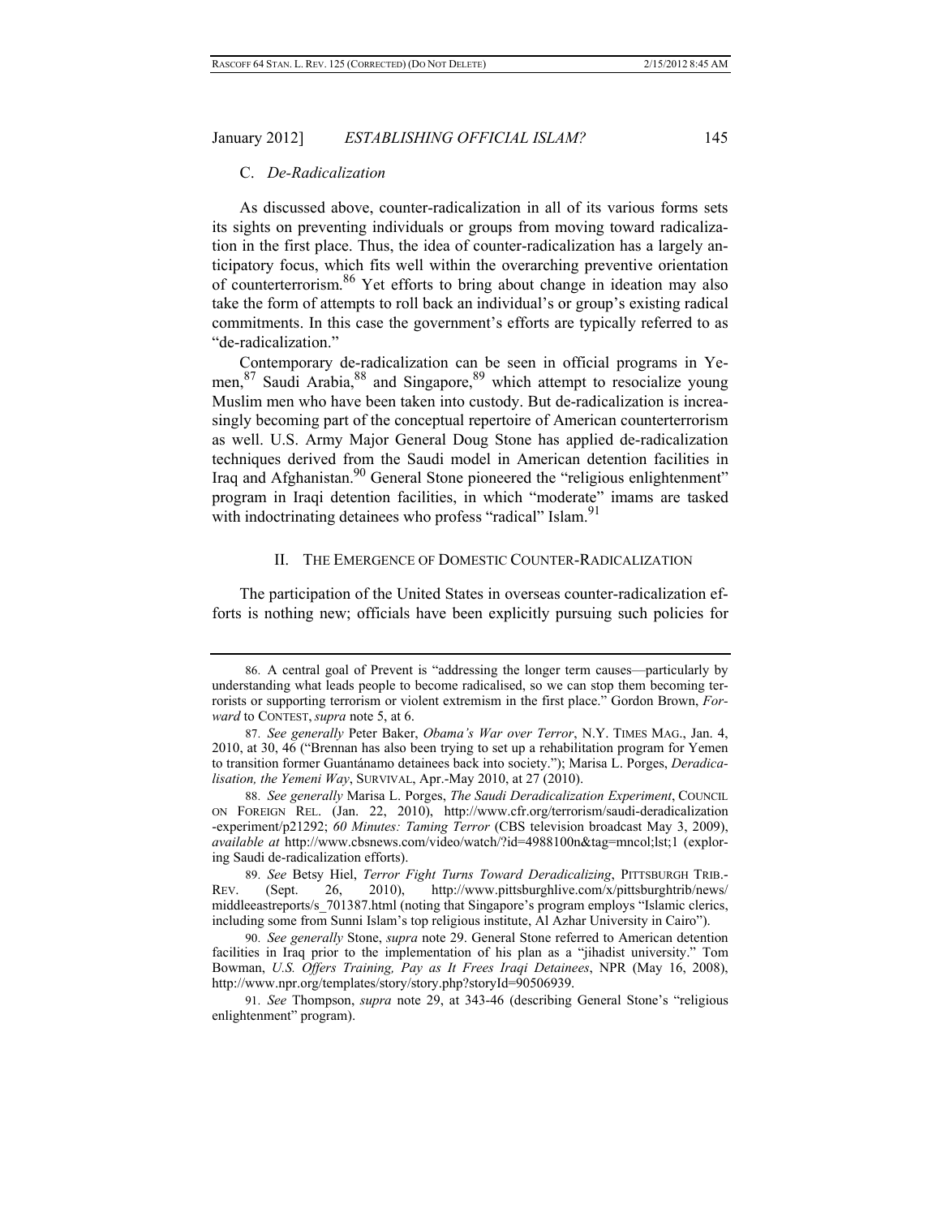### C. *De-Radicalization*

As discussed above, counter-radicalization in all of its various forms sets its sights on preventing individuals or groups from moving toward radicalization in the first place. Thus, the idea of counter-radicalization has a largely anticipatory focus, which fits well within the overarching preventive orientation of counterterrorism.[86] Yet efforts to bring about change in ideation may also take the form of attempts to roll back an individual's or group's existing radical commitments. In this case the government's efforts are typically referred to as "de-radicalization."

Contemporary de-radicalization can be seen in official programs in Yemen,[87] Saudi Arabia,[88] and Singapore,[89] which attempt to resocialize young Muslim men who have been taken into custody. But de-radicalization is increasingly becoming part of the conceptual repertoire of American counterterrorism as well. U.S. Army Major General Doug Stone has applied de-radicalization techniques derived from the Saudi model in American detention facilities in Iraq and Afghanistan.[90] General Stone pioneered the "religious enlightenment" program in Iraqi detention facilities, in which "moderate" imams are tasked with indoctrinating detainees who profess "radical" Islam.[91]

## II. The Emergence of Domestic Counter-Radicalization

The participation of the United States in overseas counter-radicalization efforts is nothing new; officials have been explicitly pursuing such policies for

---

86. A central goal of Prevent is "addressing the longer term causes—particularly by understanding what leads people to become radicalised, so we can stop them becoming terrorists or supporting terrorism or violent extremism in the first place." Gordon Brown, *Forward* to CONTEST, *supra* note 5, at 6.

87. *See generally* Peter Baker, *Obama's War over Terror*, N.Y. TIMES MAG., Jan. 4, 2010, at 30, 46 ("Brennan has also been trying to set up a rehabilitation program for Yemen to transition former Guantánamo detainees back into society."); Marisa L. Porges, *Deradicalisation, the Yemeni Way*, SURVIVAL, Apr.-May 2010, at 27 (2010).

88. *See generally* Marisa L. Porges, *The Saudi Deradicalization Experiment*, COUNCIL ON FOREIGN REL. (Jan. 22, 2010), http://www.cfr.org/terrorism/saudi-deradicalization-experiment/p21292; *60 Minutes: Taming Terror* (CBS television broadcast May 3, 2009), *available at* http://www.cbsnews.com/video/watch/?id=4988100n&tag=mncol;lst;1 (exploring Saudi de-radicalization efforts).

89. *See* Betsy Hiel, *Terror Fight Turns Toward Deradicalizing*, PITTSBURGH TRIB.-REV. (Sept. 26, 2010), http://www.pittsburghlive.com/x/pittsburghtrib/news/middleeastreports/s_701387.html (noting that Singapore's program employs "Islamic clerics, including some from Sunni Islam's top religious institute, Al Azhar University in Cairo").

90. *See generally* Stone, *supra* note 29. General Stone referred to American detention facilities in Iraq prior to the implementation of his plan as a "jihadist university." Tom Bowman, *U.S. Offers Training, Pay as It Frees Iraqi Detainees*, NPR (May 16, 2008), http://www.npr.org/templates/story/story.php?storyId=90506939.

91. *See* Thompson, *supra* note 29, at 343-46 (describing General Stone's "religious enlightenment" program).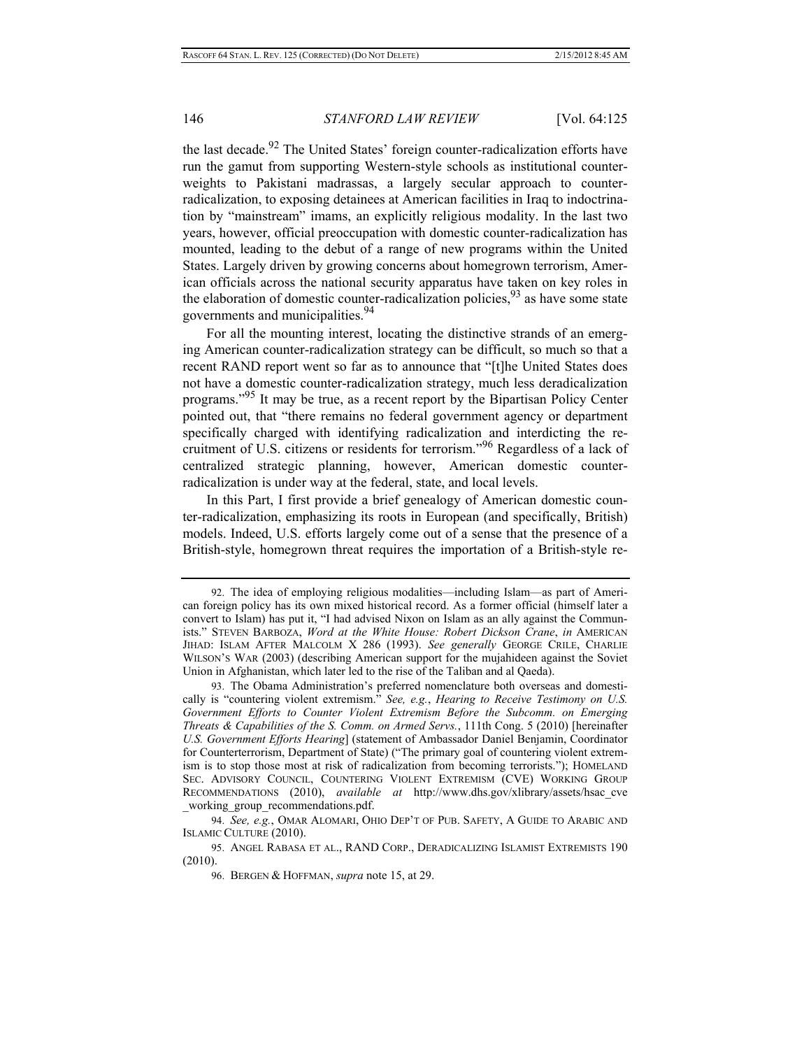the last decade.[92] The United States' foreign counter-radicalization efforts have run the gamut from supporting Western-style schools as institutional counterweights to Pakistani madrassas, a largely secular approach to counter-radicalization, to exposing detainees at American facilities in Iraq to indoctrination by "mainstream" imams, an explicitly religious modality. In the last two years, however, official preoccupation with domestic counter-radicalization has mounted, leading to the debut of a range of new programs within the United States. Largely driven by growing concerns about homegrown terrorism, American officials across the national security apparatus have taken on key roles in the elaboration of domestic counter-radicalization policies,[93] as have some state governments and municipalities.[94]

For all the mounting interest, locating the distinctive strands of an emerging American counter-radicalization strategy can be difficult, so much so that a recent RAND report went so far as to announce that "[t]he United States does not have a domestic counter-radicalization strategy, much less deradicalization programs."[95] It may be true, as a recent report by the Bipartisan Policy Center pointed out, that "there remains no federal government agency or department specifically charged with identifying radicalization and interdicting the recruitment of U.S. citizens or residents for terrorism."[96] Regardless of a lack of centralized strategic planning, however, American domestic counter-radicalization is under way at the federal, state, and local levels.

In this Part, I first provide a brief genealogy of American domestic counter-radicalization, emphasizing its roots in European (and specifically, British) models. Indeed, U.S. efforts largely come out of a sense that the presence of a British-style, homegrown threat requires the importation of a British-style re-

---

92. The idea of employing religious modalities—including Islam—as part of American foreign policy has its own mixed historical record. As a former official (himself later a convert to Islam) has put it, "I had advised Nixon on Islam as an ally against the Communists." STEVEN BARBOZA, *Word at the White House: Robert Dickson Crane*, *in* AMERICAN JIHAD: ISLAM AFTER MALCOLM X 286 (1993). *See generally* GEORGE CRILE, CHARLIE WILSON'S WAR (2003) (describing American support for the mujahideen against the Soviet Union in Afghanistan, which later led to the rise of the Taliban and al Qaeda).

93. The Obama Administration's preferred nomenclature both overseas and domestically is "countering violent extremism." *See, e.g.*, *Hearing to Receive Testimony on U.S. Government Efforts to Counter Violent Extremism Before the Subcomm. on Emerging Threats & Capabilities of the S. Comm. on Armed Servs.*, 111th Cong. 5 (2010) [hereinafter *U.S. Government Efforts Hearing*] (statement of Ambassador Daniel Benjamin, Coordinator for Counterterrorism, Department of State) ("The primary goal of countering violent extremism is to stop those most at risk of radicalization from becoming terrorists."); HOMELAND SEC. ADVISORY COUNCIL, COUNTERING VIOLENT EXTREMISM (CVE) WORKING GROUP RECOMMENDATIONS (2010), *available at* http://www.dhs.gov/xlibrary/assets/hsac_cve_working_group_recommendations.pdf.

94. *See, e.g.*, OMAR ALOMARI, OHIO DEP'T OF PUB. SAFETY, A GUIDE TO ARABIC AND ISLAMIC CULTURE (2010).

95. ANGEL RABASA ET AL., RAND CORP., DERADICALIZING ISLAMIST EXTREMISTS 190 (2010).

96. BERGEN & HOFFMAN, *supra* note 15, at 29.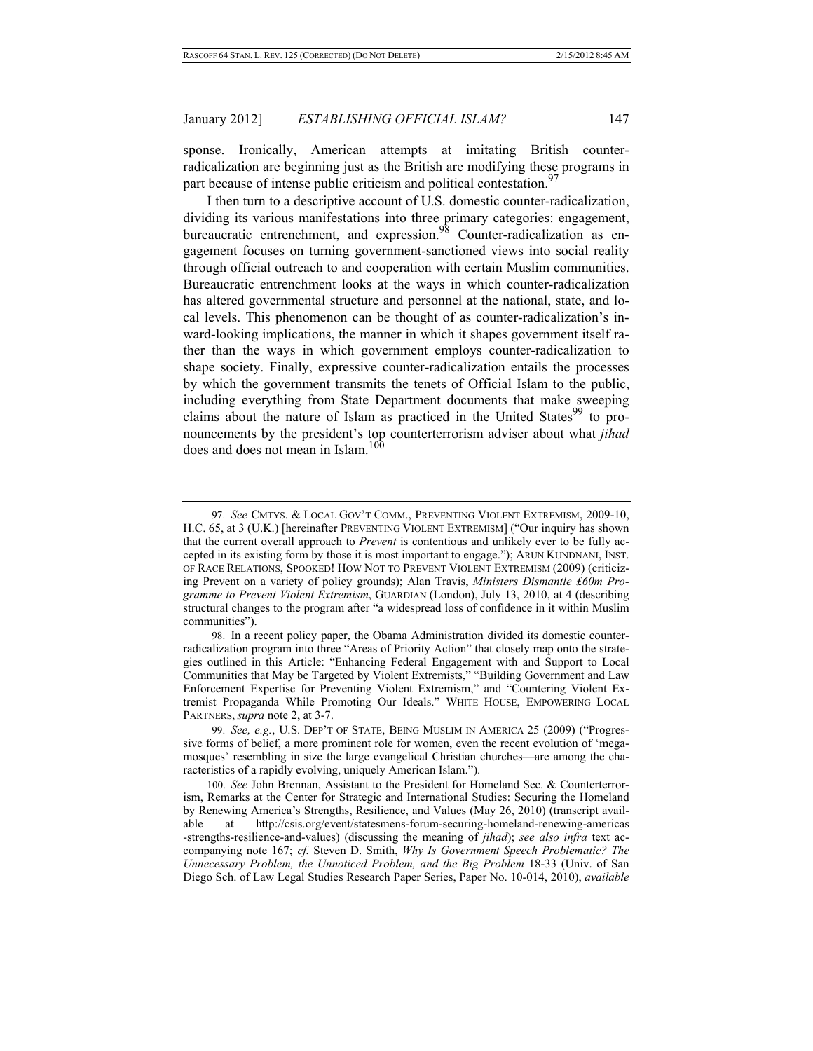sponse. Ironically, American attempts at imitating British counter-radicalization are beginning just as the British are modifying these programs in part because of intense public criticism and political contestation.[97]

I then turn to a descriptive account of U.S. domestic counter-radicalization, dividing its various manifestations into three primary categories: engagement, bureaucratic entrenchment, and expression.[98] Counter-radicalization as engagement focuses on turning government-sanctioned views into social reality through official outreach to and cooperation with certain Muslim communities. Bureaucratic entrenchment looks at the ways in which counter-radicalization has altered governmental structure and personnel at the national, state, and local levels. This phenomenon can be thought of as counter-radicalization's inward-looking implications, the manner in which it shapes government itself rather than the ways in which government employs counter-radicalization to shape society. Finally, expressive counter-radicalization entails the processes by which the government transmits the tenets of Official Islam to the public, including everything from State Department documents that make sweeping claims about the nature of Islam as practiced in the United States[99] to pronouncements by the president's top counterterrorism adviser about what *jihad* does and does not mean in Islam.[100]

---

97. *See* CMTYS. & LOCAL GOV'T COMM., PREVENTING VIOLENT EXTREMISM, 2009-10, H.C. 65, at 3 (U.K.) [hereinafter PREVENTING VIOLENT EXTREMISM] ("Our inquiry has shown that the current overall approach to *Prevent* is contentious and unlikely ever to be fully accepted in its existing form by those it is most important to engage."); ARUN KUNDNANI, INST. OF RACE RELATIONS, SPOOKED! HOW NOT TO PREVENT VIOLENT EXTREMISM (2009) (criticizing Prevent on a variety of policy grounds); Alan Travis, *Ministers Dismantle £60m Programme to Prevent Violent Extremism*, GUARDIAN (London), July 13, 2010, at 4 (describing structural changes to the program after "a widespread loss of confidence in it within Muslim communities").

98. In a recent policy paper, the Obama Administration divided its domestic counter-radicalization program into three "Areas of Priority Action" that closely map onto the strategies outlined in this Article: "Enhancing Federal Engagement with and Support to Local Communities that May be Targeted by Violent Extremists," "Building Government and Law Enforcement Expertise for Preventing Violent Extremism," and "Countering Violent Extremist Propaganda While Promoting Our Ideals." WHITE HOUSE, EMPOWERING LOCAL PARTNERS, *supra* note 2, at 3-7.

99. *See, e.g.*, U.S. DEP'T OF STATE, BEING MUSLIM IN AMERICA 25 (2009) ("Progressive forms of belief, a more prominent role for women, even the recent evolution of 'mega-mosques' resembling in size the large evangelical Christian churches—are among the characteristics of a rapidly evolving, uniquely American Islam.").

100. *See* John Brennan, Assistant to the President for Homeland Sec. & Counterterrorism, Remarks at the Center for Strategic and International Studies: Securing the Homeland by Renewing America's Strengths, Resilience, and Values (May 26, 2010) (transcript available at http://csis.org/event/statesmens-forum-securing-homeland-renewing-americas-strengths-resilience-and-values) (discussing the meaning of *jihad*); *see also infra* text accompanying note 167; *cf.* Steven D. Smith, *Why Is Government Speech Problematic? The Unnecessary Problem, the Unnoticed Problem, and the Big Problem* 18-33 (Univ. of San Diego Sch. of Law Legal Studies Research Paper Series, Paper No. 10-014, 2010), *available*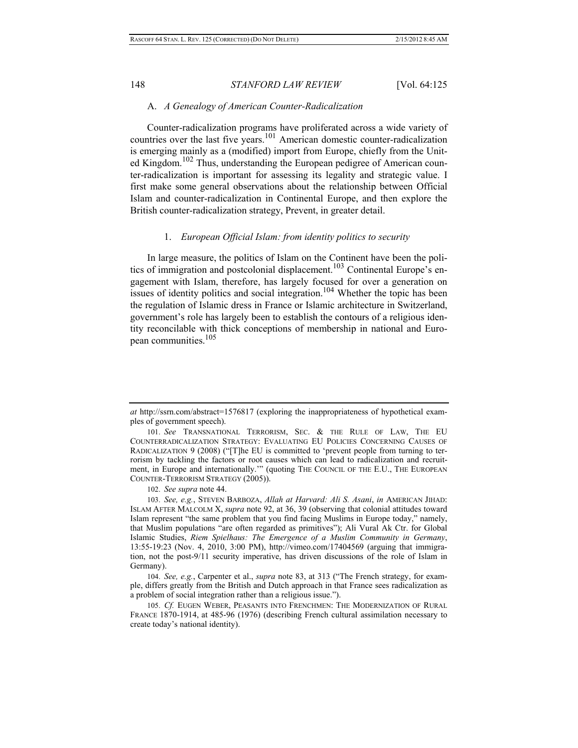### A. *A Genealogy of American Counter-Radicalization*

Counter-radicalization programs have proliferated across a wide variety of countries over the last five years.[101] American domestic counter-radicalization is emerging mainly as a (modified) import from Europe, chiefly from the United Kingdom.[102] Thus, understanding the European pedigree of American counter-radicalization is important for assessing its legality and strategic value. I first make some general observations about the relationship between Official Islam and counter-radicalization in Continental Europe, and then explore the British counter-radicalization strategy, Prevent, in greater detail.

#### 1. *European Official Islam: from identity politics to security*

In large measure, the politics of Islam on the Continent have been the politics of immigration and postcolonial displacement.[103] Continental Europe's engagement with Islam, therefore, has largely focused for over a generation on issues of identity politics and social integration.[104] Whether the topic has been the regulation of Islamic dress in France or Islamic architecture in Switzerland, government's role has largely been to establish the contours of a religious identity reconcilable with thick conceptions of membership in national and European communities.[105]

---

*at* http://ssrn.com/abstract=1576817 (exploring the inappropriateness of hypothetical examples of government speech).

101. *See* TRANSNATIONAL TERRORISM, SEC. & THE RULE OF LAW, THE EU COUNTERRADICALIZATION STRATEGY: EVALUATING EU POLICIES CONCERNING CAUSES OF RADICALIZATION 9 (2008) ("[T]he EU is committed to 'prevent people from turning to terrorism by tackling the factors or root causes which can lead to radicalization and recruitment, in Europe and internationally.'" (quoting THE COUNCIL OF THE E.U., THE EUROPEAN COUNTER-TERRORISM STRATEGY (2005)).

102. *See supra* note 44.

103. *See, e.g.*, STEVEN BARBOZA, *Allah at Harvard: Ali S. Asani*, *in* AMERICAN JIHAD: ISLAM AFTER MALCOLM X, *supra* note 92, at 36, 39 (observing that colonial attitudes toward Islam represent "the same problem that you find facing Muslims in Europe today," namely, that Muslim populations "are often regarded as primitives"); Ali Vural Ak Ctr. for Global Islamic Studies, *Riem Spielhaus: The Emergence of a Muslim Community in Germany*, 13:55-19:23 (Nov. 4, 2010, 3:00 PM), http://vimeo.com/17404569 (arguing that immigration, not the post-9/11 security imperative, has driven discussions of the role of Islam in Germany).

104. *See, e.g.*, Carpenter et al., *supra* note 83, at 313 ("The French strategy, for example, differs greatly from the British and Dutch approach in that France sees radicalization as a problem of social integration rather than a religious issue.").

105. *Cf.* EUGEN WEBER, PEASANTS INTO FRENCHMEN: THE MODERNIZATION OF RURAL FRANCE 1870-1914, at 485-96 (1976) (describing French cultural assimilation necessary to create today's national identity).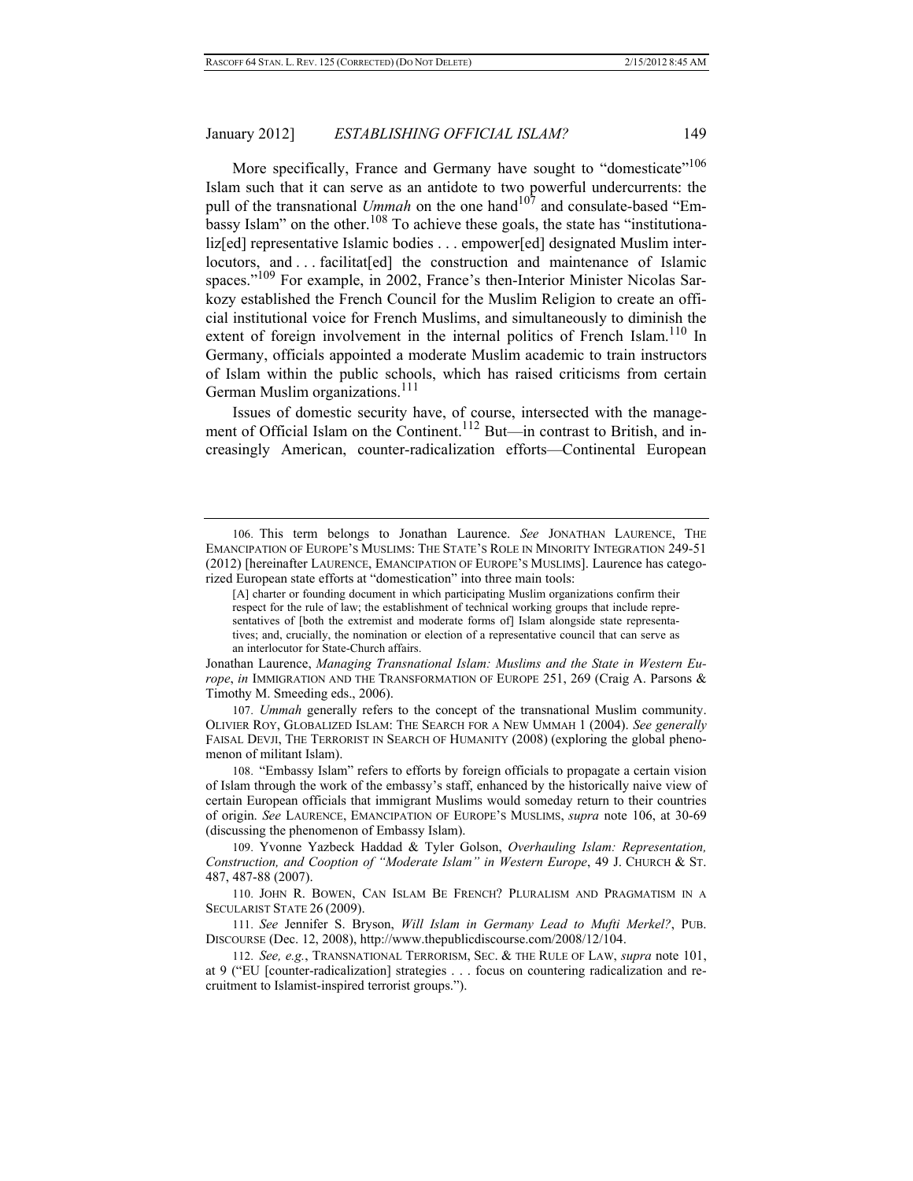More specifically, France and Germany have sought to "domesticate"[106] Islam such that it can serve as an antidote to two powerful undercurrents: the pull of the transnational *Ummah* on the one hand[107] and consulate-based "Embassy Islam" on the other.[108] To achieve these goals, the state has "institutionaliz[ed] representative Islamic bodies . . . empower[ed] designated Muslim interlocutors, and . . . facilitat[ed] the construction and maintenance of Islamic spaces."[109] For example, in 2002, France's then-Interior Minister Nicolas Sarkozy established the French Council for the Muslim Religion to create an official institutional voice for French Muslims, and simultaneously to diminish the extent of foreign involvement in the internal politics of French Islam.[110] In Germany, officials appointed a moderate Muslim academic to train instructors of Islam within the public schools, which has raised criticisms from certain German Muslim organizations.[111]

Issues of domestic security have, of course, intersected with the management of Official Islam on the Continent.[112] But—in contrast to British, and increasingly American, counter-radicalization efforts—Continental European

---

106. This term belongs to Jonathan Laurence. *See* JONATHAN LAURENCE, THE EMANCIPATION OF EUROPE'S MUSLIMS: THE STATE'S ROLE IN MINORITY INTEGRATION 249-51 (2012) [hereinafter LAURENCE, EMANCIPATION OF EUROPE'S MUSLIMS]. Laurence has categorized European state efforts at "domestication" into three main tools:

> [A] charter or founding document in which participating Muslim organizations confirm their respect for the rule of law; the establishment of technical working groups that include representatives of [both the extremist and moderate forms of] Islam alongside state representatives; and, crucially, the nomination or election of a representative council that can serve as an interlocutor for State-Church affairs.

Jonathan Laurence, *Managing Transnational Islam: Muslims and the State in Western Europe*, *in* IMMIGRATION AND THE TRANSFORMATION OF EUROPE 251, 269 (Craig A. Parsons & Timothy M. Smeeding eds., 2006).

107. *Ummah* generally refers to the concept of the transnational Muslim community. OLIVIER ROY, GLOBALIZED ISLAM: THE SEARCH FOR A NEW UMMAH 1 (2004). *See generally* FAISAL DEVJI, THE TERRORIST IN SEARCH OF HUMANITY (2008) (exploring the global phenomenon of militant Islam).

108. "Embassy Islam" refers to efforts by foreign officials to propagate a certain vision of Islam through the work of the embassy's staff, enhanced by the historically naive view of certain European officials that immigrant Muslims would someday return to their countries of origin. *See* LAURENCE, EMANCIPATION OF EUROPE'S MUSLIMS, *supra* note 106, at 30-69 (discussing the phenomenon of Embassy Islam).

109. Yvonne Yazbeck Haddad & Tyler Golson, *Overhauling Islam: Representation, Construction, and Cooption of "Moderate Islam" in Western Europe*, 49 J. CHURCH & ST. 487, 487-88 (2007).

110. JOHN R. BOWEN, CAN ISLAM BE FRENCH? PLURALISM AND PRAGMATISM IN A SECULARIST STATE 26 (2009).

111. *See* Jennifer S. Bryson, *Will Islam in Germany Lead to Mufti Merkel?*, PUB. DISCOURSE (Dec. 12, 2008), http://www.thepublicdiscourse.com/2008/12/104.

112. *See, e.g.*, TRANSNATIONAL TERRORISM, SEC. & THE RULE OF LAW, *supra* note 101, at 9 ("EU [counter-radicalization] strategies . . . focus on countering radicalization and recruitment to Islamist-inspired terrorist groups.").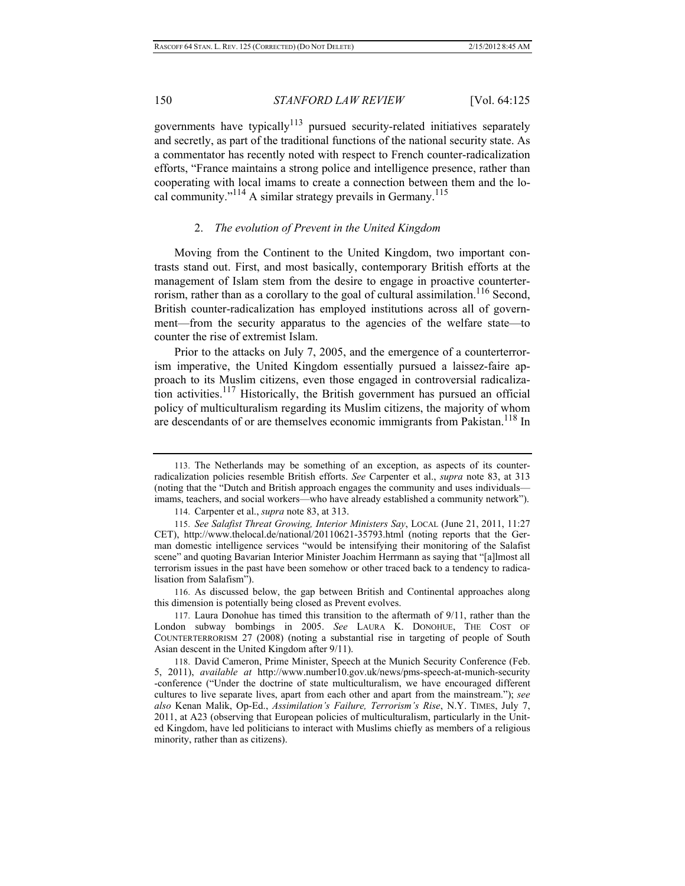governments have typically[113] pursued security-related initiatives separately and secretly, as part of the traditional functions of the national security state. As a commentator has recently noted with respect to French counter-radicalization efforts, "France maintains a strong police and intelligence presence, rather than cooperating with local imams to create a connection between them and the local community."[114] A similar strategy prevails in Germany.[115]

### 2. *The evolution of Prevent in the United Kingdom*

Moving from the Continent to the United Kingdom, two important contrasts stand out. First, and most basically, contemporary British efforts at the management of Islam stem from the desire to engage in proactive counterterrorism, rather than as a corollary to the goal of cultural assimilation.[116] Second, British counter-radicalization has employed institutions across all of government—from the security apparatus to the agencies of the welfare state—to counter the rise of extremist Islam.

Prior to the attacks on July 7, 2005, and the emergence of a counterterrorism imperative, the United Kingdom essentially pursued a laissez-faire approach to its Muslim citizens, even those engaged in controversial radicalization activities.[117] Historically, the British government has pursued an official policy of multiculturalism regarding its Muslim citizens, the majority of whom are descendants of or are themselves economic immigrants from Pakistan.[118] In

---

113. The Netherlands may be something of an exception, as aspects of its counter-radicalization policies resemble British efforts. *See* Carpenter et al., *supra* note 83, at 313 (noting that the "Dutch and British approach engages the community and uses individuals—imams, teachers, and social workers—who have already established a community network").

114. Carpenter et al., *supra* note 83, at 313.

115. *See Salafist Threat Growing, Interior Ministers Say*, LOCAL (June 21, 2011, 11:27 CET), http://www.thelocal.de/national/20110621-35793.html (noting reports that the German domestic intelligence services "would be intensifying their monitoring of the Salafist scene" and quoting Bavarian Interior Minister Joachim Herrmann as saying that "[a]lmost all terrorism issues in the past have been somehow or other traced back to a tendency to radicalisation from Salafism").

116. As discussed below, the gap between British and Continental approaches along this dimension is potentially being closed as Prevent evolves.

117. Laura Donohue has timed this transition to the aftermath of 9/11, rather than the London subway bombings in 2005. *See* LAURA K. DONOHUE, THE COST OF COUNTERTERRORISM 27 (2008) (noting a substantial rise in targeting of people of South Asian descent in the United Kingdom after 9/11).

118. David Cameron, Prime Minister, Speech at the Munich Security Conference (Feb. 5, 2011), *available at* http://www.number10.gov.uk/news/pms-speech-at-munich-security-conference ("Under the doctrine of state multiculturalism, we have encouraged different cultures to live separate lives, apart from each other and apart from the mainstream."); *see also* Kenan Malik, Op-Ed., *Assimilation's Failure, Terrorism's Rise*, N.Y. TIMES, July 7, 2011, at A23 (observing that European policies of multiculturalism, particularly in the United Kingdom, have led politicians to interact with Muslims chiefly as members of a religious minority, rather than as citizens).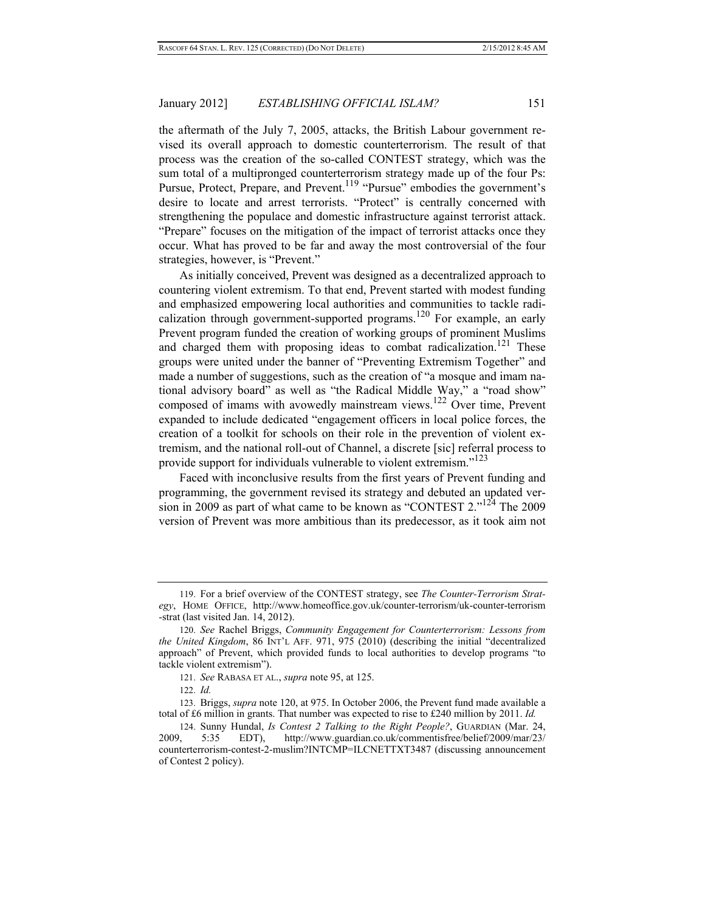the aftermath of the July 7, 2005, attacks, the British Labour government revised its overall approach to domestic counterterrorism. The result of that process was the creation of the so-called CONTEST strategy, which was the sum total of a multipronged counterterrorism strategy made up of the four Ps: Pursue, Protect, Prepare, and Prevent.[119] "Pursue" embodies the government's desire to locate and arrest terrorists. "Protect" is centrally concerned with strengthening the populace and domestic infrastructure against terrorist attack. "Prepare" focuses on the mitigation of the impact of terrorist attacks once they occur. What has proved to be far and away the most controversial of the four strategies, however, is "Prevent."

As initially conceived, Prevent was designed as a decentralized approach to countering violent extremism. To that end, Prevent started with modest funding and emphasized empowering local authorities and communities to tackle radicalization through government-supported programs.[120] For example, an early Prevent program funded the creation of working groups of prominent Muslims and charged them with proposing ideas to combat radicalization.[121] These groups were united under the banner of "Preventing Extremism Together" and made a number of suggestions, such as the creation of "a mosque and imam national advisory board" as well as "the Radical Middle Way," a "road show" composed of imams with avowedly mainstream views.[122] Over time, Prevent expanded to include dedicated "engagement officers in local police forces, the creation of a toolkit for schools on their role in the prevention of violent extremism, and the national roll-out of Channel, a discrete [sic] referral process to provide support for individuals vulnerable to violent extremism."[123]

Faced with inconclusive results from the first years of Prevent funding and programming, the government revised its strategy and debuted an updated version in 2009 as part of what came to be known as "CONTEST 2."[124] The 2009 version of Prevent was more ambitious than its predecessor, as it took aim not

---

119. For a brief overview of the CONTEST strategy, see *The Counter-Terrorism Strategy*, HOME OFFICE, http://www.homeoffice.gov.uk/counter-terrorism/uk-counter-terrorism-strat (last visited Jan. 14, 2012).

120. *See* Rachel Briggs, *Community Engagement for Counterterrorism: Lessons from the United Kingdom*, 86 INT'L AFF. 971, 975 (2010) (describing the initial "decentralized approach" of Prevent, which provided funds to local authorities to develop programs "to tackle violent extremism").

121. *See* RABASA ET AL., *supra* note 95, at 125.

122. *Id.*

123. Briggs, *supra* note 120, at 975. In October 2006, the Prevent fund made available a total of £6 million in grants. That number was expected to rise to £240 million by 2011. *Id.*

124. Sunny Hundal, *Is Contest 2 Talking to the Right People?*, GUARDIAN (Mar. 24, 2009, 5:35 EDT), http://www.guardian.co.uk/commentisfree/belief/2009/mar/23/counterterrorism-contest-2-muslim?INTCMP=ILCNETTXT3487 (discussing announcement of Contest 2 policy).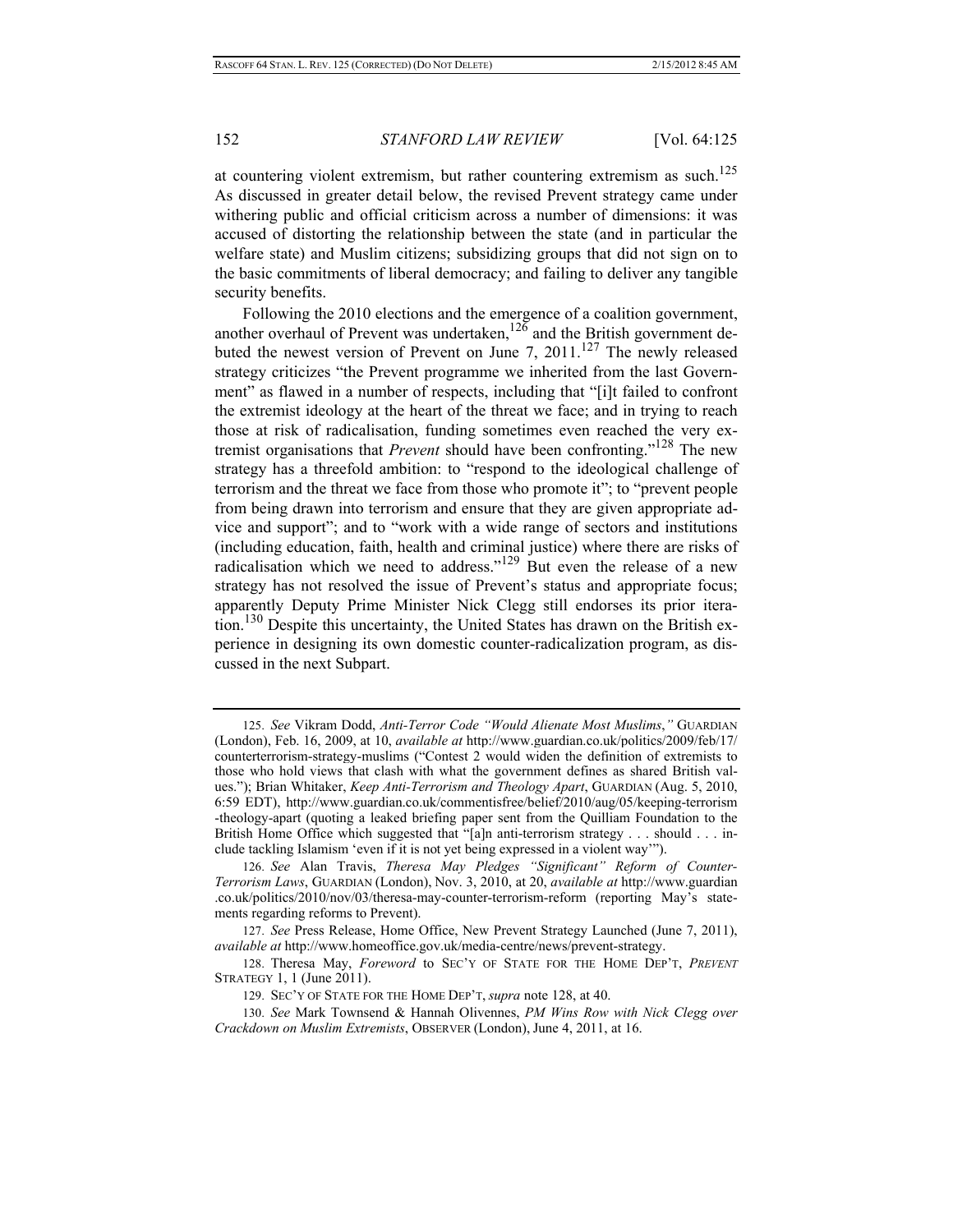at countering violent extremism, but rather countering extremism as such.[125] As discussed in greater detail below, the revised Prevent strategy came under withering public and official criticism across a number of dimensions: it was accused of distorting the relationship between the state (and in particular the welfare state) and Muslim citizens; subsidizing groups that did not sign on to the basic commitments of liberal democracy; and failing to deliver any tangible security benefits.

Following the 2010 elections and the emergence of a coalition government, another overhaul of Prevent was undertaken,[126] and the British government debuted the newest version of Prevent on June 7, 2011.[127] The newly released strategy criticizes "the Prevent programme we inherited from the last Government" as flawed in a number of respects, including that "[i]t failed to confront the extremist ideology at the heart of the threat we face; and in trying to reach those at risk of radicalisation, funding sometimes even reached the very extremist organisations that *Prevent* should have been confronting."[128] The new strategy has a threefold ambition: to "respond to the ideological challenge of terrorism and the threat we face from those who promote it"; to "prevent people from being drawn into terrorism and ensure that they are given appropriate advice and support"; and to "work with a wide range of sectors and institutions (including education, faith, health and criminal justice) where there are risks of radicalisation which we need to address."[129] But even the release of a new strategy has not resolved the issue of Prevent's status and appropriate focus; apparently Deputy Prime Minister Nick Clegg still endorses its prior iteration.[130] Despite this uncertainty, the United States has drawn on the British experience in designing its own domestic counter-radicalization program, as discussed in the next Subpart.

---

125. *See* Vikram Dodd, *Anti-Terror Code "Would Alienate Most Muslims*,*"* GUARDIAN (London), Feb. 16, 2009, at 10, *available at* http://www.guardian.co.uk/politics/2009/feb/17/counterterrorism-strategy-muslims ("Contest 2 would widen the definition of extremists to those who hold views that clash with what the government defines as shared British values."); Brian Whitaker, *Keep Anti-Terrorism and Theology Apart*, GUARDIAN (Aug. 5, 2010, 6:59 EDT), http://www.guardian.co.uk/commentisfree/belief/2010/aug/05/keeping-terrorism-theology-apart (quoting a leaked briefing paper sent from the Quilliam Foundation to the British Home Office which suggested that "[a]n anti-terrorism strategy . . . should . . . include tackling Islamism 'even if it is not yet being expressed in a violent way'").

126. *See* Alan Travis, *Theresa May Pledges "Significant" Reform of Counter-Terrorism Laws*, GUARDIAN (London), Nov. 3, 2010, at 20, *available at* http://www.guardian.co.uk/politics/2010/nov/03/theresa-may-counter-terrorism-reform (reporting May's statements regarding reforms to Prevent).

127. *See* Press Release, Home Office, New Prevent Strategy Launched (June 7, 2011), *available at* http://www.homeoffice.gov.uk/media-centre/news/prevent-strategy.

128. Theresa May, *Foreword* to SEC'Y OF STATE FOR THE HOME DEP'T, *PREVENT* STRATEGY 1, 1 (June 2011).

129. SEC'Y OF STATE FOR THE HOME DEP'T, *supra* note 128, at 40.

130. *See* Mark Townsend & Hannah Olivennes, *PM Wins Row with Nick Clegg over Crackdown on Muslim Extremists*, OBSERVER (London), June 4, 2011, at 16.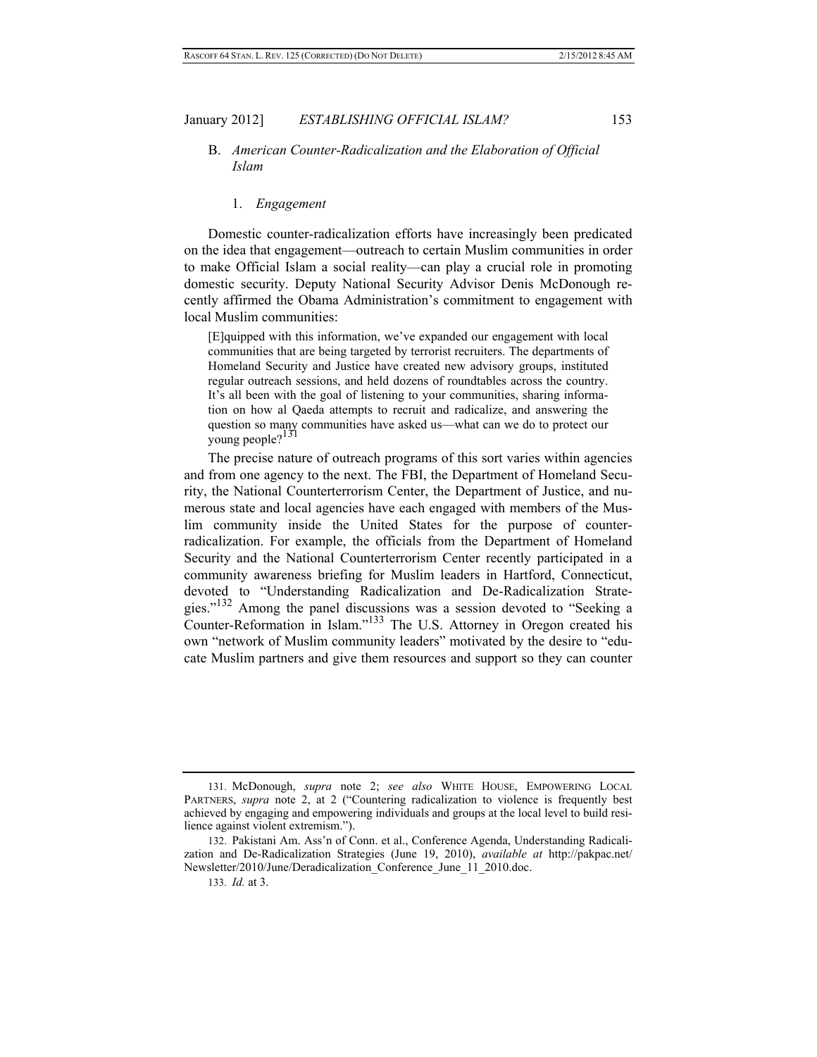### B. *American Counter-Radicalization and the Elaboration of Official Islam*

#### 1. *Engagement*

Domestic counter-radicalization efforts have increasingly been predicated on the idea that engagement—outreach to certain Muslim communities in order to make Official Islam a social reality—can play a crucial role in promoting domestic security. Deputy National Security Advisor Denis McDonough recently affirmed the Obama Administration's commitment to engagement with local Muslim communities:

> [E]quipped with this information, we've expanded our engagement with local communities that are being targeted by terrorist recruiters. The departments of Homeland Security and Justice have created new advisory groups, instituted regular outreach sessions, and held dozens of roundtables across the country. It's all been with the goal of listening to your communities, sharing information on how al Qaeda attempts to recruit and radicalize, and answering the question so many communities have asked us—what can we do to protect our young people?[131]

The precise nature of outreach programs of this sort varies within agencies and from one agency to the next. The FBI, the Department of Homeland Security, the National Counterterrorism Center, the Department of Justice, and numerous state and local agencies have each engaged with members of the Muslim community inside the United States for the purpose of counter-radicalization. For example, the officials from the Department of Homeland Security and the National Counterterrorism Center recently participated in a community awareness briefing for Muslim leaders in Hartford, Connecticut, devoted to "Understanding Radicalization and De-Radicalization Strategies."[132] Among the panel discussions was a session devoted to "Seeking a Counter-Reformation in Islam."[133] The U.S. Attorney in Oregon created his own "network of Muslim community leaders" motivated by the desire to "educate Muslim partners and give them resources and support so they can counter

---

131. McDonough, *supra* note 2; *see also* WHITE HOUSE, EMPOWERING LOCAL PARTNERS, *supra* note 2, at 2 ("Countering radicalization to violence is frequently best achieved by engaging and empowering individuals and groups at the local level to build resilience against violent extremism.").

132. Pakistani Am. Ass'n of Conn. et al., Conference Agenda, Understanding Radicalization and De-Radicalization Strategies (June 19, 2010), *available at* http://pakpac.net/Newsletter/2010/June/Deradicalization_Conference_June_11_2010.doc.

133. *Id.* at 3.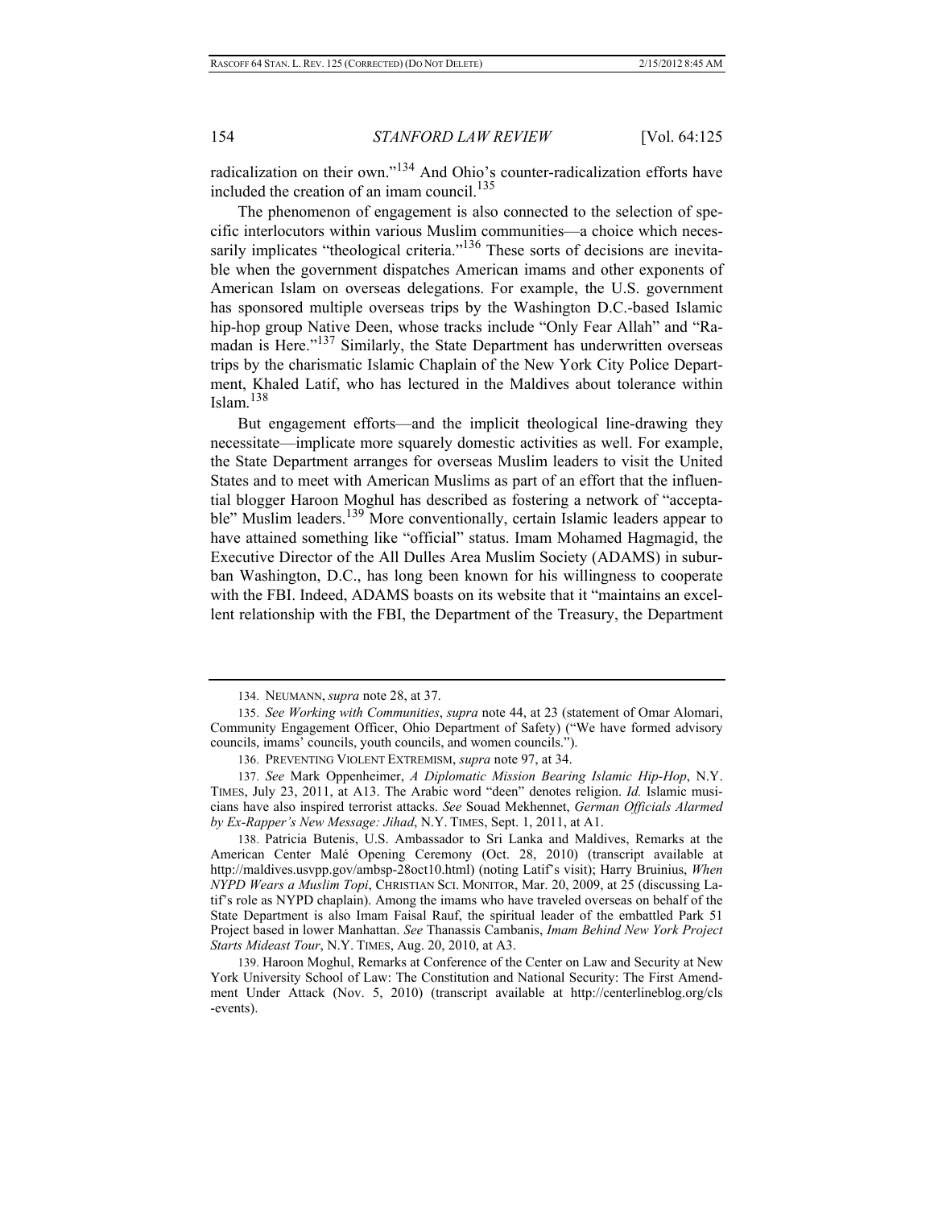radicalization on their own."[134] And Ohio's counter-radicalization efforts have included the creation of an imam council.[135]

The phenomenon of engagement is also connected to the selection of specific interlocutors within various Muslim communities—a choice which necessarily implicates "theological criteria."[136] These sorts of decisions are inevitable when the government dispatches American imams and other exponents of American Islam on overseas delegations. For example, the U.S. government has sponsored multiple overseas trips by the Washington D.C.-based Islamic hip-hop group Native Deen, whose tracks include "Only Fear Allah" and "Ramadan is Here."[137] Similarly, the State Department has underwritten overseas trips by the charismatic Islamic Chaplain of the New York City Police Department, Khaled Latif, who has lectured in the Maldives about tolerance within Islam.[138]

But engagement efforts—and the implicit theological line-drawing they necessitate—implicate more squarely domestic activities as well. For example, the State Department arranges for overseas Muslim leaders to visit the United States and to meet with American Muslims as part of an effort that the influential blogger Haroon Moghul has described as fostering a network of "acceptable" Muslim leaders.[139] More conventionally, certain Islamic leaders appear to have attained something like "official" status. Imam Mohamed Hagmagid, the Executive Director of the All Dulles Area Muslim Society (ADAMS) in suburban Washington, D.C., has long been known for his willingness to cooperate with the FBI. Indeed, ADAMS boasts on its website that it "maintains an excellent relationship with the FBI, the Department of the Treasury, the Department

---

134. NEUMANN, *supra* note 28, at 37.

135. *See Working with Communities*, *supra* note 44, at 23 (statement of Omar Alomari, Community Engagement Officer, Ohio Department of Safety) ("We have formed advisory councils, imams' councils, youth councils, and women councils.").

136. PREVENTING VIOLENT EXTREMISM, *supra* note 97, at 34.

137. *See* Mark Oppenheimer, *A Diplomatic Mission Bearing Islamic Hip-Hop*, N.Y. TIMES, July 23, 2011, at A13. The Arabic word "deen" denotes religion. *Id.* Islamic musicians have also inspired terrorist attacks. *See* Souad Mekhennet, *German Officials Alarmed by Ex-Rapper's New Message: Jihad*, N.Y. TIMES, Sept. 1, 2011, at A1.

138. Patricia Butenis, U.S. Ambassador to Sri Lanka and Maldives, Remarks at the American Center Malé Opening Ceremony (Oct. 28, 2010) (transcript available at http://maldives.usvpp.gov/ambsp-28oct10.html) (noting Latif's visit); Harry Bruinius, *When NYPD Wears a Muslim Topi*, CHRISTIAN SCI. MONITOR, Mar. 20, 2009, at 25 (discussing Latif's role as NYPD chaplain). Among the imams who have traveled overseas on behalf of the State Department is also Imam Faisal Rauf, the spiritual leader of the embattled Park 51 Project based in lower Manhattan. *See* Thanassis Cambanis, *Imam Behind New York Project Starts Mideast Tour*, N.Y. TIMES, Aug. 20, 2010, at A3.

139. Haroon Moghul, Remarks at Conference of the Center on Law and Security at New York University School of Law: The Constitution and National Security: The First Amendment Under Attack (Nov. 5, 2010) (transcript available at http://centerlineblog.org/cls-events).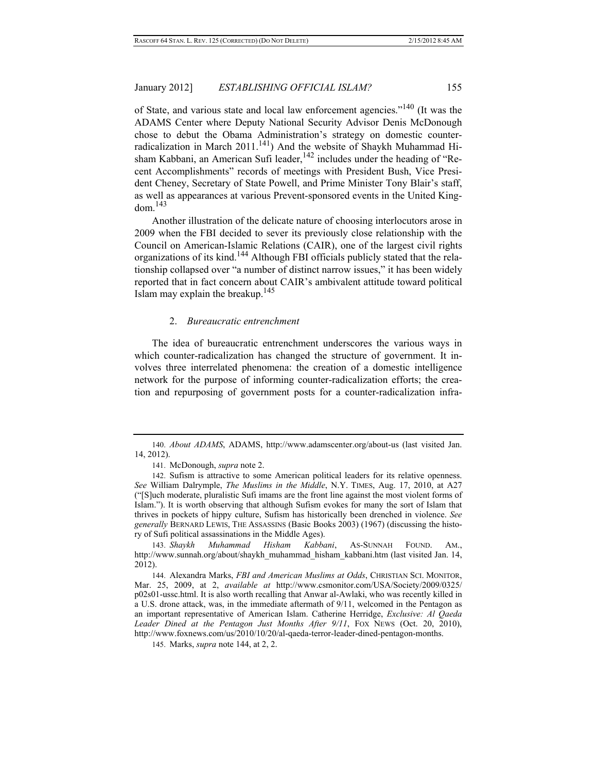of State, and various state and local law enforcement agencies."[140] (It was the ADAMS Center where Deputy National Security Advisor Denis McDonough chose to debut the Obama Administration's strategy on domestic counter-radicalization in March 2011.[141]) And the website of Shaykh Muhammad Hisham Kabbani, an American Sufi leader,[142] includes under the heading of "Recent Accomplishments" records of meetings with President Bush, Vice President Cheney, Secretary of State Powell, and Prime Minister Tony Blair's staff, as well as appearances at various Prevent-sponsored events in the United Kingdom.[143]

Another illustration of the delicate nature of choosing interlocutors arose in 2009 when the FBI decided to sever its previously close relationship with the Council on American-Islamic Relations (CAIR), one of the largest civil rights organizations of its kind.[144] Although FBI officials publicly stated that the relationship collapsed over "a number of distinct narrow issues," it has been widely reported that in fact concern about CAIR's ambivalent attitude toward political Islam may explain the breakup.[145]

### 2. *Bureaucratic entrenchment*

The idea of bureaucratic entrenchment underscores the various ways in which counter-radicalization has changed the structure of government. It involves three interrelated phenomena: the creation of a domestic intelligence network for the purpose of informing counter-radicalization efforts; the creation and repurposing of government posts for a counter-radicalization infra-

---

140. *About ADAMS*, ADAMS, http://www.adamscenter.org/about-us (last visited Jan. 14, 2012).

141. McDonough, *supra* note 2.

142. Sufism is attractive to some American political leaders for its relative openness. *See* William Dalrymple, *The Muslims in the Middle*, N.Y. TIMES, Aug. 17, 2010, at A27 ("[S]uch moderate, pluralistic Sufi imams are the front line against the most violent forms of Islam."). It is worth observing that although Sufism evokes for many the sort of Islam that thrives in pockets of hippy culture, Sufism has historically been drenched in violence. *See generally* BERNARD LEWIS, THE ASSASSINS (Basic Books 2003) (1967) (discussing the history of Sufi political assassinations in the Middle Ages).

143. *Shaykh Muhammad Hisham Kabbani*, AS-SUNNAH FOUND. AM., http://www.sunnah.org/about/shaykh_muhammad_hisham_kabbani.htm (last visited Jan. 14, 2012).

144. Alexandra Marks, *FBI and American Muslims at Odds*, CHRISTIAN SCI. MONITOR, Mar. 25, 2009, at 2, *available at* http://www.csmonitor.com/USA/Society/2009/0325/p02s01-ussc.html. It is also worth recalling that Anwar al-Awlaki, who was recently killed in a U.S. drone attack, was, in the immediate aftermath of 9/11, welcomed in the Pentagon as an important representative of American Islam. Catherine Herridge, *Exclusive: Al Qaeda Leader Dined at the Pentagon Just Months After 9/11*, FOX NEWS (Oct. 20, 2010), http://www.foxnews.com/us/2010/10/20/al-qaeda-terror-leader-dined-pentagon-months.

145. Marks, *supra* note 144, at 2, 2.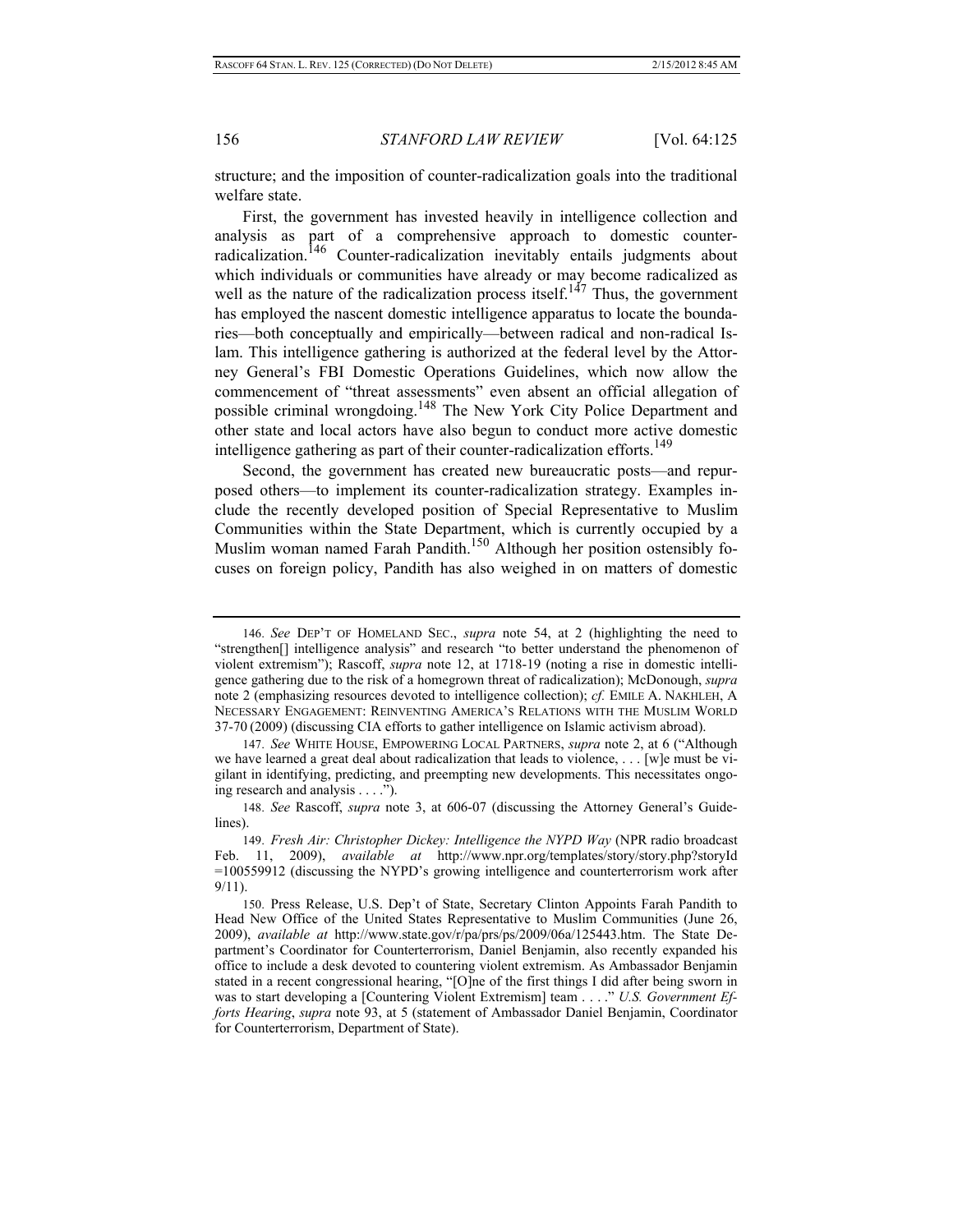structure; and the imposition of counter-radicalization goals into the traditional welfare state.

First, the government has invested heavily in intelligence collection and analysis as part of a comprehensive approach to domestic counter-radicalization.[146] Counter-radicalization inevitably entails judgments about which individuals or communities have already or may become radicalized as well as the nature of the radicalization process itself.[147] Thus, the government has employed the nascent domestic intelligence apparatus to locate the boundaries—both conceptually and empirically—between radical and non-radical Islam. This intelligence gathering is authorized at the federal level by the Attorney General's FBI Domestic Operations Guidelines, which now allow the commencement of "threat assessments" even absent an official allegation of possible criminal wrongdoing.[148] The New York City Police Department and other state and local actors have also begun to conduct more active domestic intelligence gathering as part of their counter-radicalization efforts.[149]

Second, the government has created new bureaucratic posts—and repurposed others—to implement its counter-radicalization strategy. Examples include the recently developed position of Special Representative to Muslim Communities within the State Department, which is currently occupied by a Muslim woman named Farah Pandith.[150] Although her position ostensibly focuses on foreign policy, Pandith has also weighed in on matters of domestic

---

146. *See* DEP'T OF HOMELAND SEC., *supra* note 54, at 2 (highlighting the need to "strengthen[] intelligence analysis" and research "to better understand the phenomenon of violent extremism"); Rascoff, *supra* note 12, at 1718-19 (noting a rise in domestic intelligence gathering due to the risk of a homegrown threat of radicalization); McDonough, *supra* note 2 (emphasizing resources devoted to intelligence collection); *cf.* EMILE A. NAKHLEH, A NECESSARY ENGAGEMENT: REINVENTING AMERICA'S RELATIONS WITH THE MUSLIM WORLD 37-70 (2009) (discussing CIA efforts to gather intelligence on Islamic activism abroad).

147. *See* WHITE HOUSE, EMPOWERING LOCAL PARTNERS, *supra* note 2, at 6 ("Although we have learned a great deal about radicalization that leads to violence, . . . [w]e must be vigilant in identifying, predicting, and preempting new developments. This necessitates ongoing research and analysis . . . .").

148. *See* Rascoff, *supra* note 3, at 606-07 (discussing the Attorney General's Guidelines).

149. *Fresh Air: Christopher Dickey: Intelligence the NYPD Way* (NPR radio broadcast Feb. 11, 2009), *available at* http://www.npr.org/templates/story/story.php?storyId=100559912 (discussing the NYPD's growing intelligence and counterterrorism work after 9/11).

150. Press Release, U.S. Dep't of State, Secretary Clinton Appoints Farah Pandith to Head New Office of the United States Representative to Muslim Communities (June 26, 2009), *available at* http://www.state.gov/r/pa/prs/ps/2009/06a/125443.htm. The State Department's Coordinator for Counterterrorism, Daniel Benjamin, also recently expanded his office to include a desk devoted to countering violent extremism. As Ambassador Benjamin stated in a recent congressional hearing, "[O]ne of the first things I did after being sworn in was to start developing a [Countering Violent Extremism] team . . . ." *U.S. Government Efforts Hearing*, *supra* note 93, at 5 (statement of Ambassador Daniel Benjamin, Coordinator for Counterterrorism, Department of State).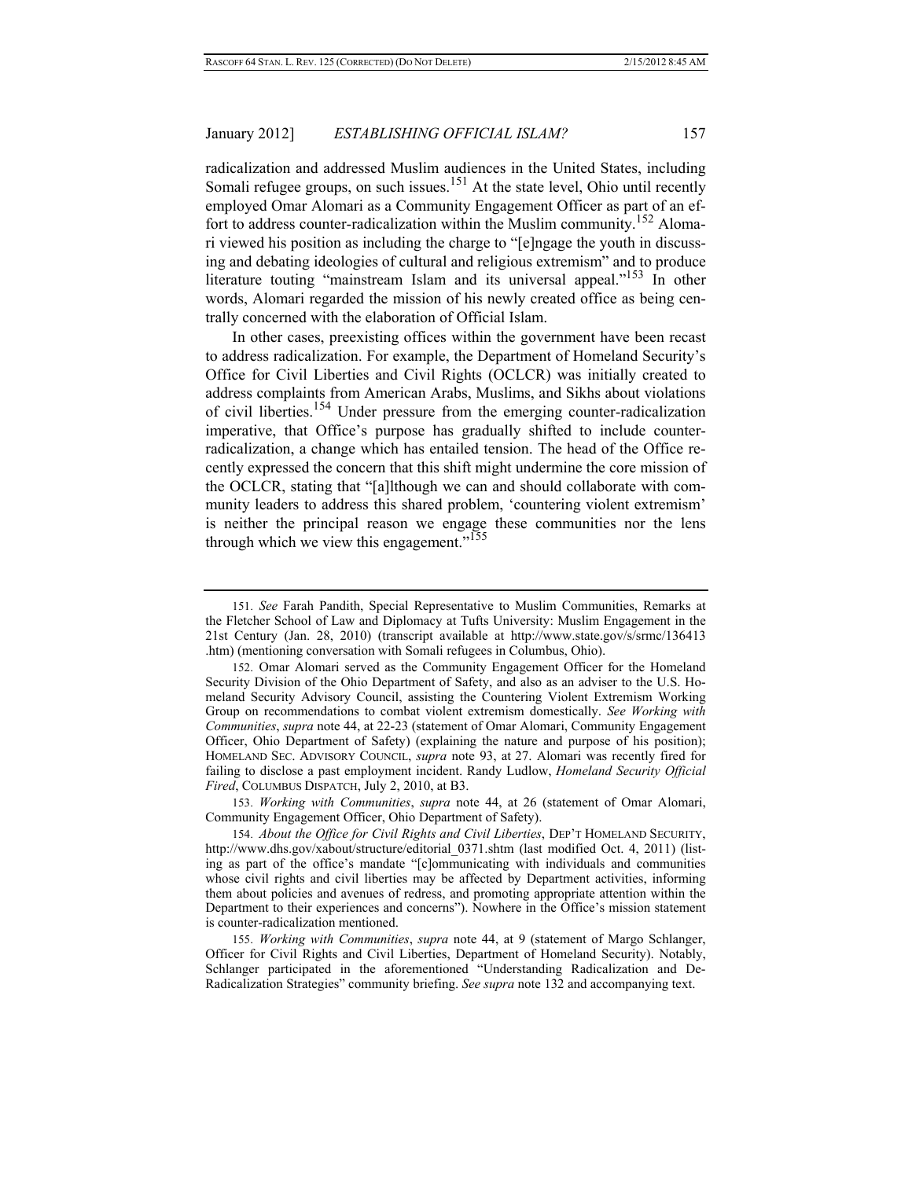radicalization and addressed Muslim audiences in the United States, including Somali refugee groups, on such issues.[151] At the state level, Ohio until recently employed Omar Alomari as a Community Engagement Officer as part of an effort to address counter-radicalization within the Muslim community.[152] Alomari viewed his position as including the charge to "[e]ngage the youth in discussing and debating ideologies of cultural and religious extremism" and to produce literature touting "mainstream Islam and its universal appeal."[153] In other words, Alomari regarded the mission of his newly created office as being centrally concerned with the elaboration of Official Islam.

In other cases, preexisting offices within the government have been recast to address radicalization. For example, the Department of Homeland Security's Office for Civil Liberties and Civil Rights (OCLCR) was initially created to address complaints from American Arabs, Muslims, and Sikhs about violations of civil liberties.[154] Under pressure from the emerging counter-radicalization imperative, that Office's purpose has gradually shifted to include counter-radicalization, a change which has entailed tension. The head of the Office recently expressed the concern that this shift might undermine the core mission of the OCLCR, stating that "[a]lthough we can and should collaborate with community leaders to address this shared problem, 'countering violent extremism' is neither the principal reason we engage these communities nor the lens through which we view this engagement."[155]

---

151. *See* Farah Pandith, Special Representative to Muslim Communities, Remarks at the Fletcher School of Law and Diplomacy at Tufts University: Muslim Engagement in the 21st Century (Jan. 28, 2010) (transcript available at http://www.state.gov/s/srmc/136413.htm) (mentioning conversation with Somali refugees in Columbus, Ohio).

152. Omar Alomari served as the Community Engagement Officer for the Homeland Security Division of the Ohio Department of Safety, and also as an adviser to the U.S. Homeland Security Advisory Council, assisting the Countering Violent Extremism Working Group on recommendations to combat violent extremism domestically. *See Working with Communities*, *supra* note 44, at 22-23 (statement of Omar Alomari, Community Engagement Officer, Ohio Department of Safety) (explaining the nature and purpose of his position); HOMELAND SEC. ADVISORY COUNCIL, *supra* note 93, at 27. Alomari was recently fired for failing to disclose a past employment incident. Randy Ludlow, *Homeland Security Official Fired*, COLUMBUS DISPATCH, July 2, 2010, at B3.

153. *Working with Communities*, *supra* note 44, at 26 (statement of Omar Alomari, Community Engagement Officer, Ohio Department of Safety).

154. *About the Office for Civil Rights and Civil Liberties*, DEP'T HOMELAND SECURITY, http://www.dhs.gov/xabout/structure/editorial_0371.shtm (last modified Oct. 4, 2011) (listing as part of the office's mandate "[c]ommunicating with individuals and communities whose civil rights and civil liberties may be affected by Department activities, informing them about policies and avenues of redress, and promoting appropriate attention within the Department to their experiences and concerns"). Nowhere in the Office's mission statement is counter-radicalization mentioned.

155. *Working with Communities*, *supra* note 44, at 9 (statement of Margo Schlanger, Officer for Civil Rights and Civil Liberties, Department of Homeland Security). Notably, Schlanger participated in the aforementioned "Understanding Radicalization and De-Radicalization Strategies" community briefing. *See supra* note 132 and accompanying text.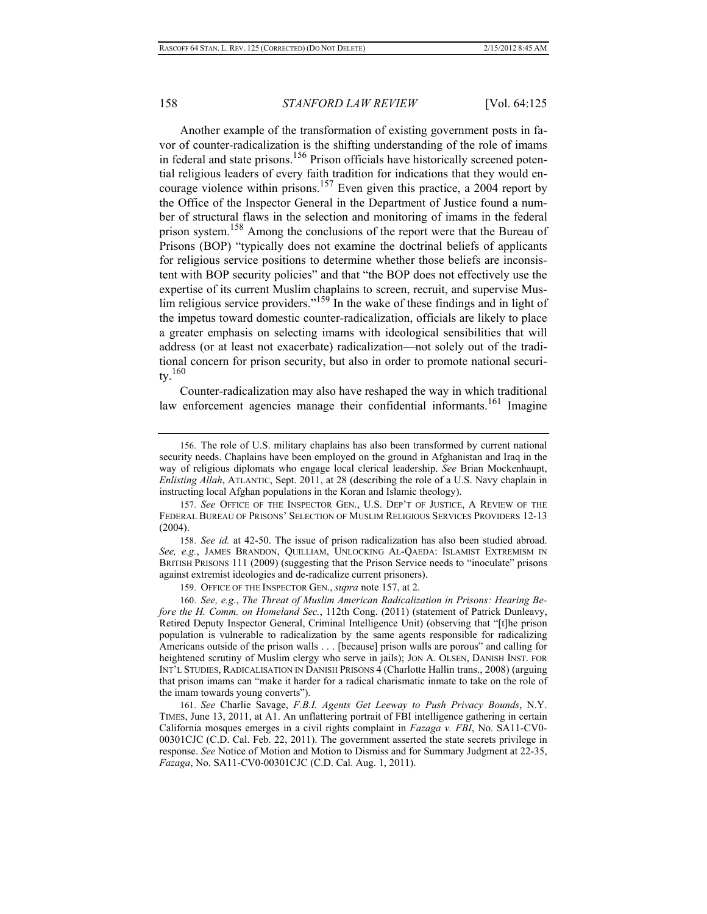Another example of the transformation of existing government posts in favor of counter-radicalization is the shifting understanding of the role of imams in federal and state prisons.[156] Prison officials have historically screened potential religious leaders of every faith tradition for indications that they would encourage violence within prisons.[157] Even given this practice, a 2004 report by the Office of the Inspector General in the Department of Justice found a number of structural flaws in the selection and monitoring of imams in the federal prison system.[158] Among the conclusions of the report were that the Bureau of Prisons (BOP) "typically does not examine the doctrinal beliefs of applicants for religious service positions to determine whether those beliefs are inconsistent with BOP security policies" and that "the BOP does not effectively use the expertise of its current Muslim chaplains to screen, recruit, and supervise Muslim religious service providers."[159] In the wake of these findings and in light of the impetus toward domestic counter-radicalization, officials are likely to place a greater emphasis on selecting imams with ideological sensibilities that will address (or at least not exacerbate) radicalization—not solely out of the traditional concern for prison security, but also in order to promote national security.[160]

Counter-radicalization may also have reshaped the way in which traditional law enforcement agencies manage their confidential informants.[161] Imagine

---

156. The role of U.S. military chaplains has also been transformed by current national security needs. Chaplains have been employed on the ground in Afghanistan and Iraq in the way of religious diplomats who engage local clerical leadership. *See* Brian Mockenhaupt, *Enlisting Allah*, ATLANTIC, Sept. 2011, at 28 (describing the role of a U.S. Navy chaplain in instructing local Afghan populations in the Koran and Islamic theology).

157. *See* OFFICE OF THE INSPECTOR GEN., U.S. DEP'T OF JUSTICE, A REVIEW OF THE FEDERAL BUREAU OF PRISONS' SELECTION OF MUSLIM RELIGIOUS SERVICES PROVIDERS 12-13 (2004).

158. *See id.* at 42-50. The issue of prison radicalization has also been studied abroad. *See, e.g.*, JAMES BRANDON, QUILLIAM, UNLOCKING AL-QAEDA: ISLAMIST EXTREMISM IN BRITISH PRISONS 111 (2009) (suggesting that the Prison Service needs to "inoculate" prisons against extremist ideologies and de-radicalize current prisoners).

159. OFFICE OF THE INSPECTOR GEN., *supra* note 157, at 2.

160. *See, e.g.*, *The Threat of Muslim American Radicalization in Prisons: Hearing Before the H. Comm. on Homeland Sec.*, 112th Cong. (2011) (statement of Patrick Dunleavy, Retired Deputy Inspector General, Criminal Intelligence Unit) (observing that "[t]he prison population is vulnerable to radicalization by the same agents responsible for radicalizing Americans outside of the prison walls . . . [because] prison walls are porous" and calling for heightened scrutiny of Muslim clergy who serve in jails); JON A. OLSEN, DANISH INST. FOR INT'L STUDIES, RADICALISATION IN DANISH PRISONS 4 (Charlotte Hallin trans., 2008) (arguing that prison imams can "make it harder for a radical charismatic inmate to take on the role of the imam towards young converts").

161. *See* Charlie Savage, *F.B.I. Agents Get Leeway to Push Privacy Bounds*, N.Y. TIMES, June 13, 2011, at A1. An unflattering portrait of FBI intelligence gathering in certain California mosques emerges in a civil rights complaint in *Fazaga v. FBI*, No. SA11-CV0-00301CJC (C.D. Cal. Feb. 22, 2011). The government asserted the state secrets privilege in response. *See* Notice of Motion and Motion to Dismiss and for Summary Judgment at 22-35, *Fazaga*, No. SA11-CV0-00301CJC (C.D. Cal. Aug. 1, 2011).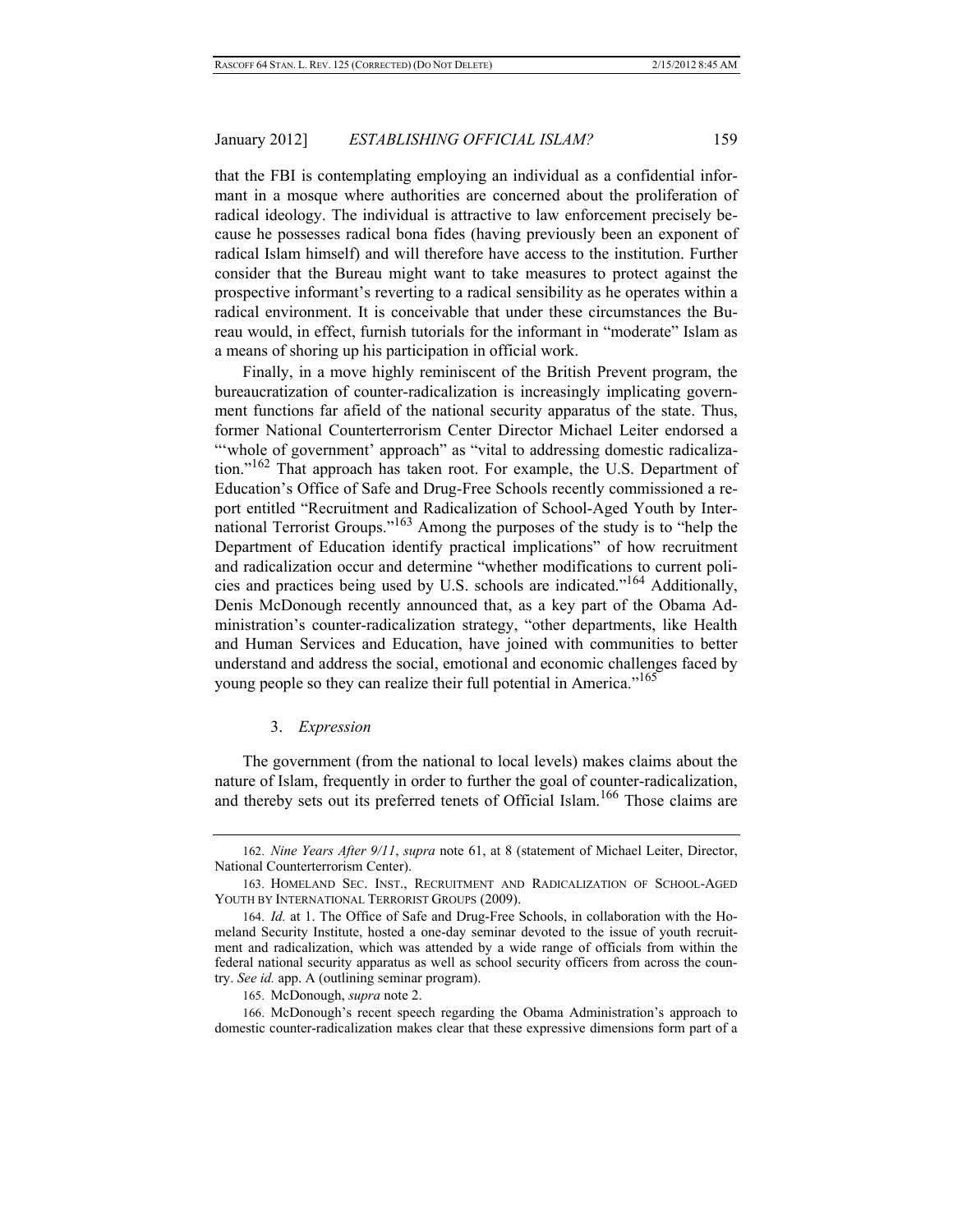that the FBI is contemplating employing an individual as a confidential informant in a mosque where authorities are concerned about the proliferation of radical ideology. The individual is attractive to law enforcement precisely because he possesses radical bona fides (having previously been an exponent of radical Islam himself) and will therefore have access to the institution. Further consider that the Bureau might want to take measures to protect against the prospective informant's reverting to a radical sensibility as he operates within a radical environment. It is conceivable that under these circumstances the Bureau would, in effect, furnish tutorials for the informant in "moderate" Islam as a means of shoring up his participation in official work.

Finally, in a move highly reminiscent of the British Prevent program, the bureaucratization of counter-radicalization is increasingly implicating government functions far afield of the national security apparatus of the state. Thus, former National Counterterrorism Center Director Michael Leiter endorsed a "'whole of government' approach" as "vital to addressing domestic radicalization."[162] That approach has taken root. For example, the U.S. Department of Education's Office of Safe and Drug-Free Schools recently commissioned a report entitled "Recruitment and Radicalization of School-Aged Youth by International Terrorist Groups."[163] Among the purposes of the study is to "help the Department of Education identify practical implications" of how recruitment and radicalization occur and determine "whether modifications to current policies and practices being used by U.S. schools are indicated."[164] Additionally, Denis McDonough recently announced that, as a key part of the Obama Administration's counter-radicalization strategy, "other departments, like Health and Human Services and Education, have joined with communities to better understand and address the social, emotional and economic challenges faced by young people so they can realize their full potential in America."[165]

### 3. *Expression*

The government (from the national to local levels) makes claims about the nature of Islam, frequently in order to further the goal of counter-radicalization, and thereby sets out its preferred tenets of Official Islam.[166] Those claims are

---

162. *Nine Years After 9/11*, *supra* note 61, at 8 (statement of Michael Leiter, Director, National Counterterrorism Center).

163. HOMELAND SEC. INST., RECRUITMENT AND RADICALIZATION OF SCHOOL-AGED YOUTH BY INTERNATIONAL TERRORIST GROUPS (2009).

164. *Id.* at 1. The Office of Safe and Drug-Free Schools, in collaboration with the Homeland Security Institute, hosted a one-day seminar devoted to the issue of youth recruitment and radicalization, which was attended by a wide range of officials from within the federal national security apparatus as well as school security officers from across the country. *See id.* app. A (outlining seminar program).

165. McDonough, *supra* note 2.

166. McDonough's recent speech regarding the Obama Administration's approach to domestic counter-radicalization makes clear that these expressive dimensions form part of a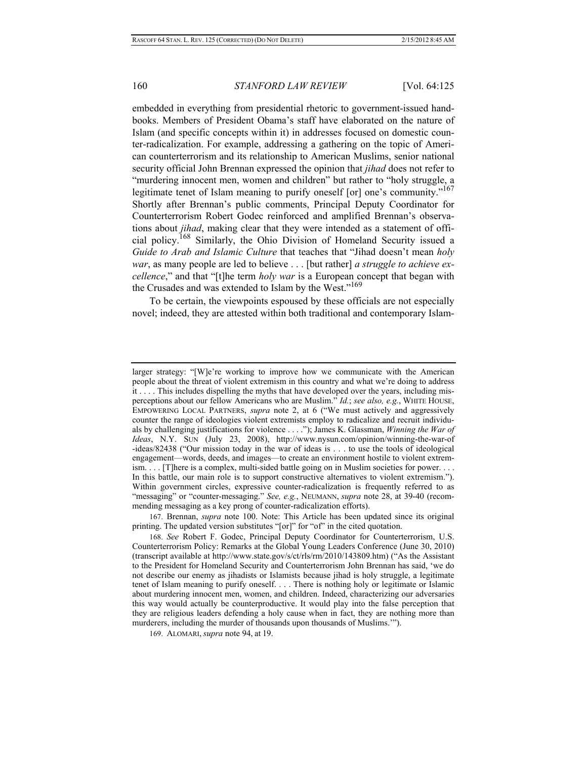embedded in everything from presidential rhetoric to government-issued handbooks. Members of President Obama's staff have elaborated on the nature of Islam (and specific concepts within it) in addresses focused on domestic counter-radicalization. For example, addressing a gathering on the topic of American counterterrorism and its relationship to American Muslims, senior national security official John Brennan expressed the opinion that *jihad* does not refer to "murdering innocent men, women and children" but rather to "holy struggle, a legitimate tenet of Islam meaning to purify oneself [or] one's community."[167] Shortly after Brennan's public comments, Principal Deputy Coordinator for Counterterrorism Robert Godec reinforced and amplified Brennan's observations about *jihad*, making clear that they were intended as a statement of official policy.[168] Similarly, the Ohio Division of Homeland Security issued a *Guide to Arab and Islamic Culture* that teaches that "Jihad doesn't mean *holy war*, as many people are led to believe . . . [but rather] *a struggle to achieve excellence*," and that "[t]he term *holy war* is a European concept that began with the Crusades and was extended to Islam by the West."[169]

To be certain, the viewpoints espoused by these officials are not especially novel; indeed, they are attested within both traditional and contemporary Islam-

---

larger strategy: "[W]e're working to improve how we communicate with the American people about the threat of violent extremism in this country and what we're doing to address it . . . . This includes dispelling the myths that have developed over the years, including misperceptions about our fellow Americans who are Muslim." *Id.*; *see also, e.g.*, WHITE HOUSE, EMPOWERING LOCAL PARTNERS, *supra* note 2, at 6 ("We must actively and aggressively counter the range of ideologies violent extremists employ to radicalize and recruit individuals by challenging justifications for violence . . . ."); James K. Glassman, *Winning the War of Ideas*, N.Y. SUN (July 23, 2008), http://www.nysun.com/opinion/winning-the-war-of-ideas/82438 ("Our mission today in the war of ideas is . . . to use the tools of ideological engagement—words, deeds, and images—to create an environment hostile to violent extremism. . . . [T]here is a complex, multi-sided battle going on in Muslim societies for power. . . . In this battle, our main role is to support constructive alternatives to violent extremism."). Within government circles, expressive counter-radicalization is frequently referred to as "messaging" or "counter-messaging." *See, e.g.*, NEUMANN, *supra* note 28, at 39-40 (recommending messaging as a key prong of counter-radicalization efforts).

167. Brennan, *supra* note 100. Note: This Article has been updated since its original printing. The updated version substitutes "[or]" for "of" in the cited quotation.

168. *See* Robert F. Godec, Principal Deputy Coordinator for Counterterrorism, U.S. Counterterrorism Policy: Remarks at the Global Young Leaders Conference (June 30, 2010) (transcript available at http://www.state.gov/s/ct/rls/rm/2010/143809.htm) ("As the Assistant to the President for Homeland Security and Counterterrorism John Brennan has said, 'we do not describe our enemy as jihadists or Islamists because jihad is holy struggle, a legitimate tenet of Islam meaning to purify oneself. . . . There is nothing holy or legitimate or Islamic about murdering innocent men, women, and children. Indeed, characterizing our adversaries this way would actually be counterproductive. It would play into the false perception that they are religious leaders defending a holy cause when in fact, they are nothing more than murderers, including the murder of thousands upon thousands of Muslims.'").

169. ALOMARI, *supra* note 94, at 19.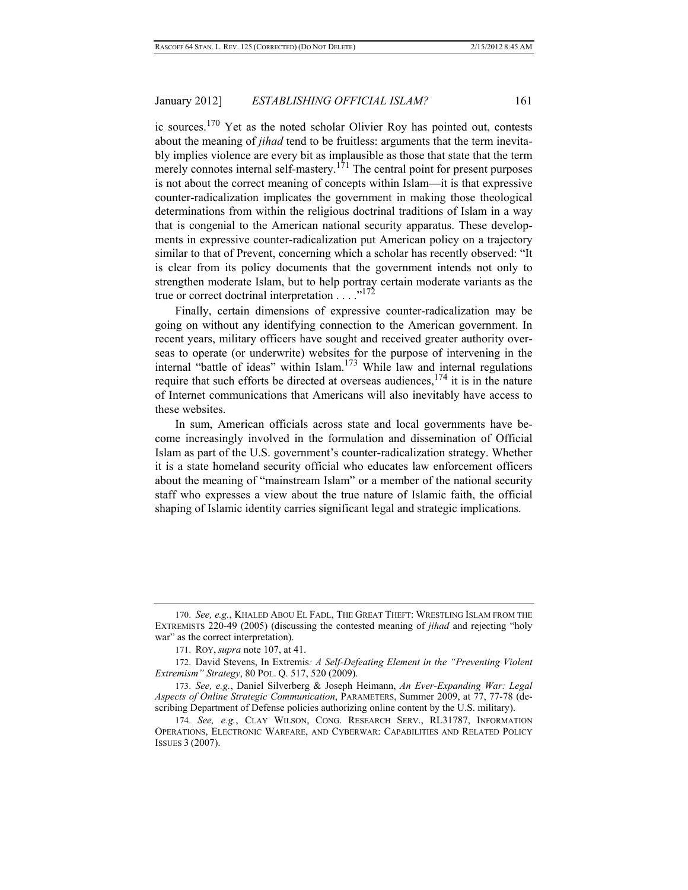ic sources.[170] Yet as the noted scholar Olivier Roy has pointed out, contests about the meaning of *jihad* tend to be fruitless: arguments that the term inevitably implies violence are every bit as implausible as those that state that the term merely connotes internal self-mastery.[171] The central point for present purposes is not about the correct meaning of concepts within Islam—it is that expressive counter-radicalization implicates the government in making those theological determinations from within the religious doctrinal traditions of Islam in a way that is congenial to the American national security apparatus. These developments in expressive counter-radicalization put American policy on a trajectory similar to that of Prevent, concerning which a scholar has recently observed: "It is clear from its policy documents that the government intends not only to strengthen moderate Islam, but to help portray certain moderate variants as the true or correct doctrinal interpretation . . . ."[172]

Finally, certain dimensions of expressive counter-radicalization may be going on without any identifying connection to the American government. In recent years, military officers have sought and received greater authority overseas to operate (or underwrite) websites for the purpose of intervening in the internal "battle of ideas" within Islam.[173] While law and internal regulations require that such efforts be directed at overseas audiences,[174] it is in the nature of Internet communications that Americans will also inevitably have access to these websites.

In sum, American officials across state and local governments have become increasingly involved in the formulation and dissemination of Official Islam as part of the U.S. government's counter-radicalization strategy. Whether it is a state homeland security official who educates law enforcement officers about the meaning of "mainstream Islam" or a member of the national security staff who expresses a view about the true nature of Islamic faith, the official shaping of Islamic identity carries significant legal and strategic implications.

---

170. *See, e.g.*, KHALED ABOU EL FADL, THE GREAT THEFT: WRESTLING ISLAM FROM THE EXTREMISTS 220-49 (2005) (discussing the contested meaning of *jihad* and rejecting "holy war" as the correct interpretation).

171. ROY, *supra* note 107, at 41.

172. David Stevens, In Extremis*: A Self-Defeating Element in the "Preventing Violent Extremism" Strategy*, 80 POL. Q. 517, 520 (2009).

173. *See, e.g.*, Daniel Silverberg & Joseph Heimann, *An Ever-Expanding War: Legal Aspects of Online Strategic Communication*, PARAMETERS, Summer 2009, at 77, 77-78 (describing Department of Defense policies authorizing online content by the U.S. military).

174. *See, e.g.*, CLAY WILSON, CONG. RESEARCH SERV., RL31787, INFORMATION OPERATIONS, ELECTRONIC WARFARE, AND CYBERWAR: CAPABILITIES AND RELATED POLICY ISSUES 3 (2007).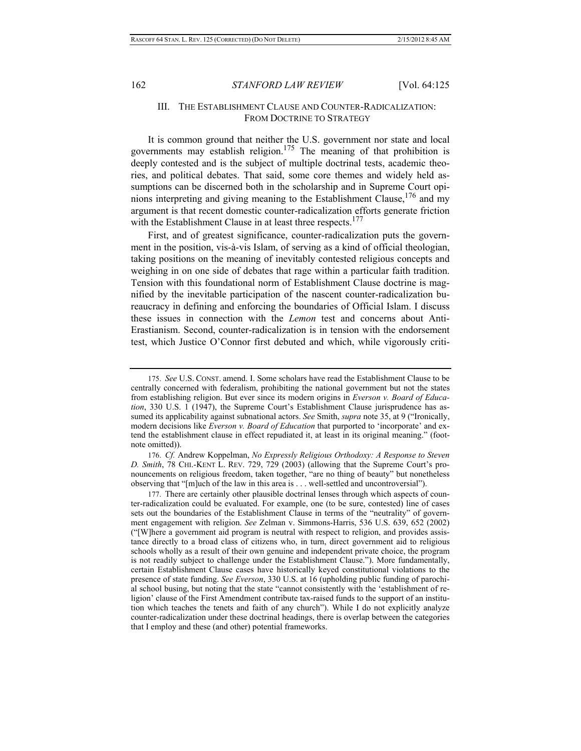## III. THE ESTABLISHMENT CLAUSE AND COUNTER-RADICALIZATION: FROM DOCTRINE TO STRATEGY

It is common ground that neither the U.S. government nor state and local governments may establish religion.[175] The meaning of that prohibition is deeply contested and is the subject of multiple doctrinal tests, academic theories, and political debates. That said, some core themes and widely held assumptions can be discerned both in the scholarship and in Supreme Court opinions interpreting and giving meaning to the Establishment Clause,[176] and my argument is that recent domestic counter-radicalization efforts generate friction with the Establishment Clause in at least three respects.[177]

First, and of greatest significance, counter-radicalization puts the government in the position, vis-à-vis Islam, of serving as a kind of official theologian, taking positions on the meaning of inevitably contested religious concepts and weighing in on one side of debates that rage within a particular faith tradition. Tension with this foundational norm of Establishment Clause doctrine is magnified by the inevitable participation of the nascent counter-radicalization bureaucracy in defining and enforcing the boundaries of Official Islam. I discuss these issues in connection with the *Lemon* test and concerns about Anti-Erastianism. Second, counter-radicalization is in tension with the endorsement test, which Justice O'Connor first debuted and which, while vigorously criti-

---

175. *See* U.S. CONST. amend. I. Some scholars have read the Establishment Clause to be centrally concerned with federalism, prohibiting the national government but not the states from establishing religion. But ever since its modern origins in *Everson v. Board of Education*, 330 U.S. 1 (1947), the Supreme Court's Establishment Clause jurisprudence has assumed its applicability against subnational actors. *See* Smith, *supra* note 35, at 9 ("Ironically, modern decisions like *Everson v. Board of Education* that purported to 'incorporate' and extend the establishment clause in effect repudiated it, at least in its original meaning." (footnote omitted)).

176. *Cf.* Andrew Koppelman, *No Expressly Religious Orthodoxy: A Response to Steven D. Smith*, 78 CHI.-KENT L. REV. 729, 729 (2003) (allowing that the Supreme Court's pronouncements on religious freedom, taken together, "are no thing of beauty" but nonetheless observing that "[m]uch of the law in this area is . . . well-settled and uncontroversial").

177. There are certainly other plausible doctrinal lenses through which aspects of counter-radicalization could be evaluated. For example, one (to be sure, contested) line of cases sets out the boundaries of the Establishment Clause in terms of the "neutrality" of government engagement with religion. *See* Zelman v. Simmons-Harris, 536 U.S. 639, 652 (2002) ("[W]here a government aid program is neutral with respect to religion, and provides assistance directly to a broad class of citizens who, in turn, direct government aid to religious schools wholly as a result of their own genuine and independent private choice, the program is not readily subject to challenge under the Establishment Clause."). More fundamentally, certain Establishment Clause cases have historically keyed constitutional violations to the presence of state funding. *See Everson*, 330 U.S. at 16 (upholding public funding of parochial school busing, but noting that the state "cannot consistently with the 'establishment of religion' clause of the First Amendment contribute tax-raised funds to the support of an institution which teaches the tenets and faith of any church"). While I do not explicitly analyze counter-radicalization under these doctrinal headings, there is overlap between the categories that I employ and these (and other) potential frameworks.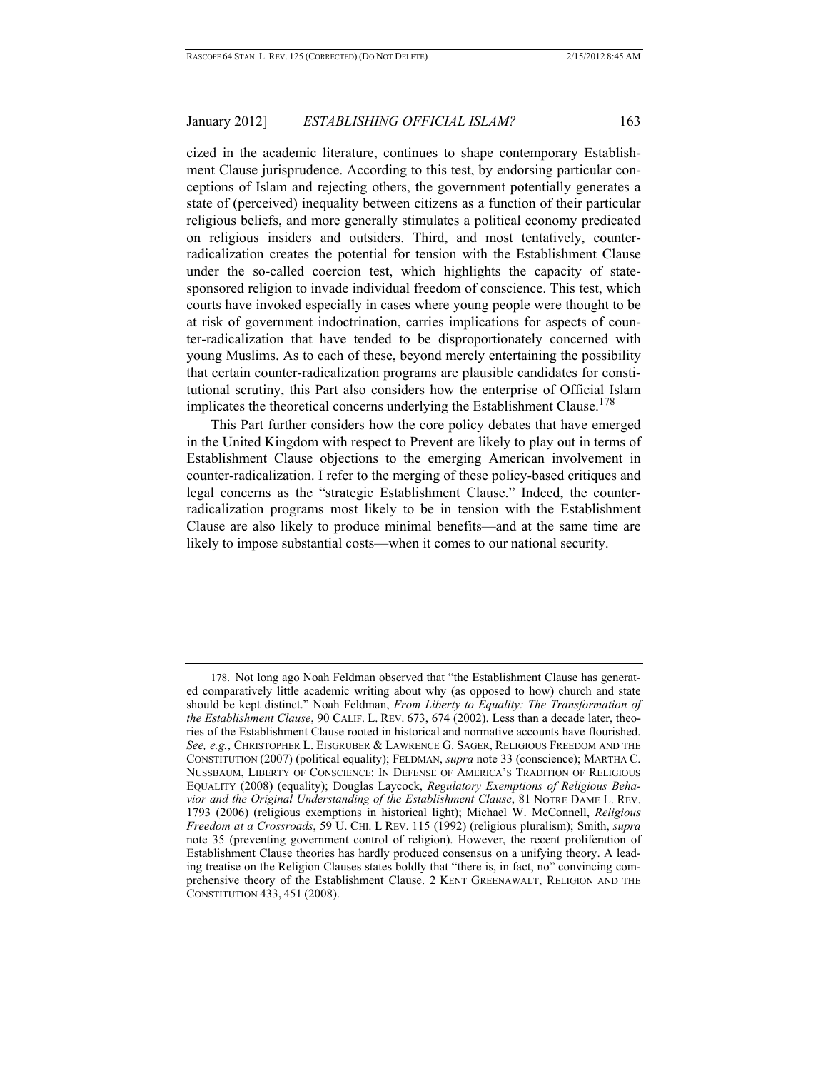cized in the academic literature, continues to shape contemporary Establishment Clause jurisprudence. According to this test, by endorsing particular conceptions of Islam and rejecting others, the government potentially generates a state of (perceived) inequality between citizens as a function of their particular religious beliefs, and more generally stimulates a political economy predicated on religious insiders and outsiders. Third, and most tentatively, counter-radicalization creates the potential for tension with the Establishment Clause under the so-called coercion test, which highlights the capacity of state-sponsored religion to invade individual freedom of conscience. This test, which courts have invoked especially in cases where young people were thought to be at risk of government indoctrination, carries implications for aspects of counter-radicalization that have tended to be disproportionately concerned with young Muslims. As to each of these, beyond merely entertaining the possibility that certain counter-radicalization programs are plausible candidates for constitutional scrutiny, this Part also considers how the enterprise of Official Islam implicates the theoretical concerns underlying the Establishment Clause.[178]

This Part further considers how the core policy debates that have emerged in the United Kingdom with respect to Prevent are likely to play out in terms of Establishment Clause objections to the emerging American involvement in counter-radicalization. I refer to the merging of these policy-based critiques and legal concerns as the "strategic Establishment Clause." Indeed, the counter-radicalization programs most likely to be in tension with the Establishment Clause are also likely to produce minimal benefits—and at the same time are likely to impose substantial costs—when it comes to our national security.

---

178. Not long ago Noah Feldman observed that "the Establishment Clause has generated comparatively little academic writing about why (as opposed to how) church and state should be kept distinct." Noah Feldman, *From Liberty to Equality: The Transformation of the Establishment Clause*, 90 CALIF. L. REV. 673, 674 (2002). Less than a decade later, theories of the Establishment Clause rooted in historical and normative accounts have flourished. *See, e.g.*, CHRISTOPHER L. EISGRUBER & LAWRENCE G. SAGER, RELIGIOUS FREEDOM AND THE CONSTITUTION (2007) (political equality); FELDMAN, *supra* note 33 (conscience); MARTHA C. NUSSBAUM, LIBERTY OF CONSCIENCE: IN DEFENSE OF AMERICA'S TRADITION OF RELIGIOUS EQUALITY (2008) (equality); Douglas Laycock, *Regulatory Exemptions of Religious Behavior and the Original Understanding of the Establishment Clause*, 81 NOTRE DAME L. REV. 1793 (2006) (religious exemptions in historical light); Michael W. McConnell, *Religious Freedom at a Crossroads*, 59 U. CHI. L REV. 115 (1992) (religious pluralism); Smith, *supra* note 35 (preventing government control of religion). However, the recent proliferation of Establishment Clause theories has hardly produced consensus on a unifying theory. A leading treatise on the Religion Clauses states boldly that "there is, in fact, no" convincing comprehensive theory of the Establishment Clause. 2 KENT GREENAWALT, RELIGION AND THE CONSTITUTION 433, 451 (2008).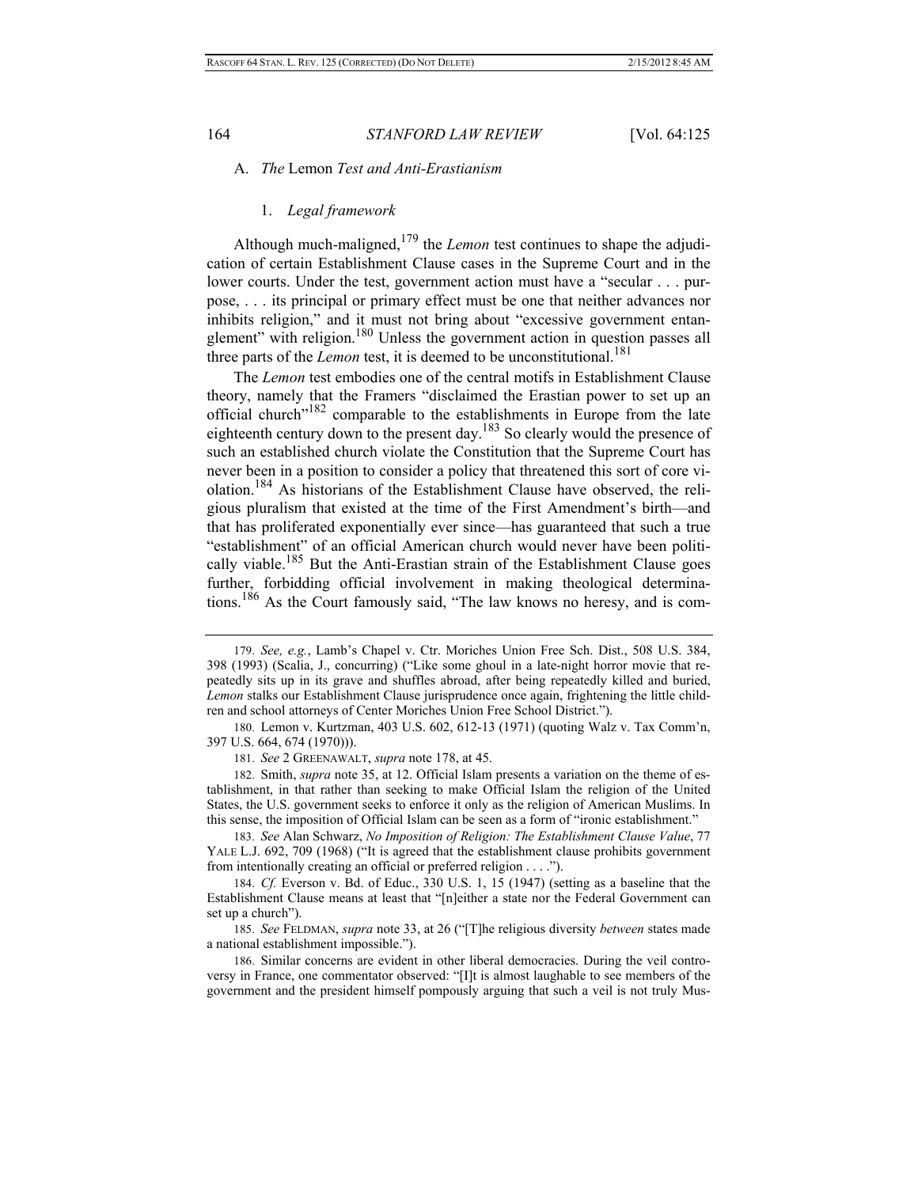### A. *The* Lemon *Test and Anti-Erastianism*

#### 1. *Legal framework*

Although much-maligned,[179] the *Lemon* test continues to shape the adjudication of certain Establishment Clause cases in the Supreme Court and in the lower courts. Under the test, government action must have a "secular . . . purpose, . . . its principal or primary effect must be one that neither advances nor inhibits religion," and it must not bring about "excessive government entanglement" with religion.[180] Unless the government action in question passes all three parts of the *Lemon* test, it is deemed to be unconstitutional.[181]

The *Lemon* test embodies one of the central motifs in Establishment Clause theory, namely that the Framers "disclaimed the Erastian power to set up an official church"[182] comparable to the establishments in Europe from the late eighteenth century down to the present day.[183] So clearly would the presence of such an established church violate the Constitution that the Supreme Court has never been in a position to consider a policy that threatened this sort of core violation.[184] As historians of the Establishment Clause have observed, the religious pluralism that existed at the time of the First Amendment's birth—and that has proliferated exponentially ever since—has guaranteed that such a true "establishment" of an official American church would never have been politically viable.[185] But the Anti-Erastian strain of the Establishment Clause goes further, forbidding official involvement in making theological determinations.[186] As the Court famously said, "The law knows no heresy, and is com-

---

179. *See, e.g.*, Lamb's Chapel v. Ctr. Moriches Union Free Sch. Dist., 508 U.S. 384, 398 (1993) (Scalia, J., concurring) ("Like some ghoul in a late-night horror movie that repeatedly sits up in its grave and shuffles abroad, after being repeatedly killed and buried, *Lemon* stalks our Establishment Clause jurisprudence once again, frightening the little children and school attorneys of Center Moriches Union Free School District.").

180. Lemon v. Kurtzman, 403 U.S. 602, 612-13 (1971) (quoting Walz v. Tax Comm'n, 397 U.S. 664, 674 (1970))).

181. *See* 2 GREENAWALT, *supra* note 178, at 45.

182. Smith, *supra* note 35, at 12. Official Islam presents a variation on the theme of establishment, in that rather than seeking to make Official Islam the religion of the United States, the U.S. government seeks to enforce it only as the religion of American Muslims. In this sense, the imposition of Official Islam can be seen as a form of "ironic establishment."

183. *See* Alan Schwarz, *No Imposition of Religion: The Establishment Clause Value*, 77 YALE L.J. 692, 709 (1968) ("It is agreed that the establishment clause prohibits government from intentionally creating an official or preferred religion . . . .").

184. *Cf.* Everson v. Bd. of Educ., 330 U.S. 1, 15 (1947) (setting as a baseline that the Establishment Clause means at least that "[n]either a state nor the Federal Government can set up a church").

185. *See* FELDMAN, *supra* note 33, at 26 ("[T]he religious diversity *between* states made a national establishment impossible.").

186. Similar concerns are evident in other liberal democracies. During the veil controversy in France, one commentator observed: "[I]t is almost laughable to see members of the government and the president himself pompously arguing that such a veil is not truly Mus-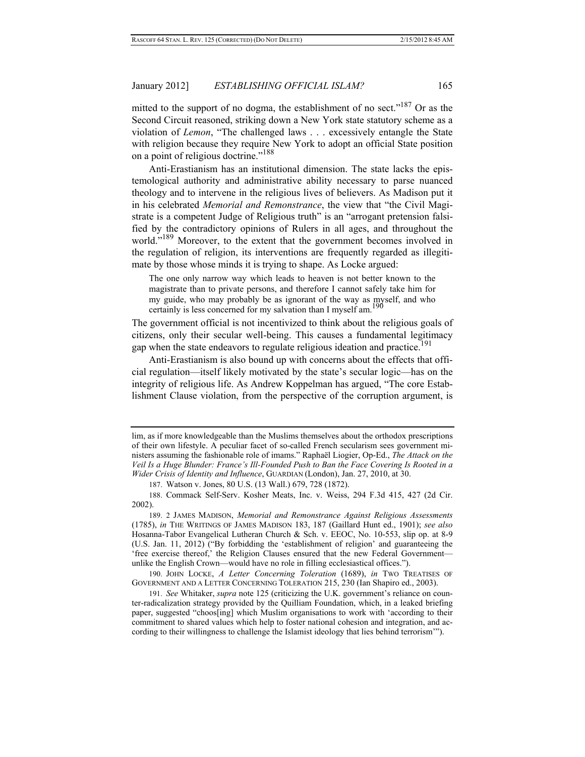mitted to the support of no dogma, the establishment of no sect."[187] Or as the Second Circuit reasoned, striking down a New York state statutory scheme as a violation of *Lemon*, "The challenged laws . . . excessively entangle the State with religion because they require New York to adopt an official State position on a point of religious doctrine."[188]

Anti-Erastianism has an institutional dimension. The state lacks the epistemological authority and administrative ability necessary to parse nuanced theology and to intervene in the religious lives of believers. As Madison put it in his celebrated *Memorial and Remonstrance*, the view that "the Civil Magistrate is a competent Judge of Religious truth" is an "arrogant pretension falsified by the contradictory opinions of Rulers in all ages, and throughout the world."[189] Moreover, to the extent that the government becomes involved in the regulation of religion, its interventions are frequently regarded as illegitimate by those whose minds it is trying to shape. As Locke argued:

> The one only narrow way which leads to heaven is not better known to the magistrate than to private persons, and therefore I cannot safely take him for my guide, who may probably be as ignorant of the way as myself, and who certainly is less concerned for my salvation than I myself am.[190]

The government official is not incentivized to think about the religious goals of citizens, only their secular well-being. This causes a fundamental legitimacy gap when the state endeavors to regulate religious ideation and practice.[191]

Anti-Erastianism is also bound up with concerns about the effects that official regulation—itself likely motivated by the state's secular logic—has on the integrity of religious life. As Andrew Koppelman has argued, "The core Establishment Clause violation, from the perspective of the corruption argument, is

---

lim, as if more knowledgeable than the Muslims themselves about the orthodox prescriptions of their own lifestyle. A peculiar facet of so-called French secularism sees government ministers assuming the fashionable role of imams." Raphaël Liogier, Op-Ed., *The Attack on the Veil Is a Huge Blunder: France's Ill-Founded Push to Ban the Face Covering Is Rooted in a Wider Crisis of Identity and Influence*, GUARDIAN (London), Jan. 27, 2010, at 30.

187. Watson v. Jones, 80 U.S. (13 Wall.) 679, 728 (1872).

188. Commack Self-Serv. Kosher Meats, Inc. v. Weiss, 294 F.3d 415, 427 (2d Cir. 2002).

189. 2 JAMES MADISON, *Memorial and Remonstrance Against Religious Assessments* (1785), *in* THE WRITINGS OF JAMES MADISON 183, 187 (Gaillard Hunt ed., 1901); *see also* Hosanna-Tabor Evangelical Lutheran Church & Sch. v. EEOC, No. 10-553, slip op. at 8-9 (U.S. Jan. 11, 2012) ("By forbidding the 'establishment of religion' and guaranteeing the 'free exercise thereof,' the Religion Clauses ensured that the new Federal Government—unlike the English Crown—would have no role in filling ecclesiastical offices.").

190. JOHN LOCKE, *A Letter Concerning Toleration* (1689), *in* TWO TREATISES OF GOVERNMENT AND A LETTER CONCERNING TOLERATION 215, 230 (Ian Shapiro ed., 2003).

191. *See* Whitaker, *supra* note 125 (criticizing the U.K. government's reliance on counter-radicalization strategy provided by the Quilliam Foundation, which, in a leaked briefing paper, suggested "choos[ing] which Muslim organisations to work with 'according to their commitment to shared values which help to foster national cohesion and integration, and according to their willingness to challenge the Islamist ideology that lies behind terrorism'").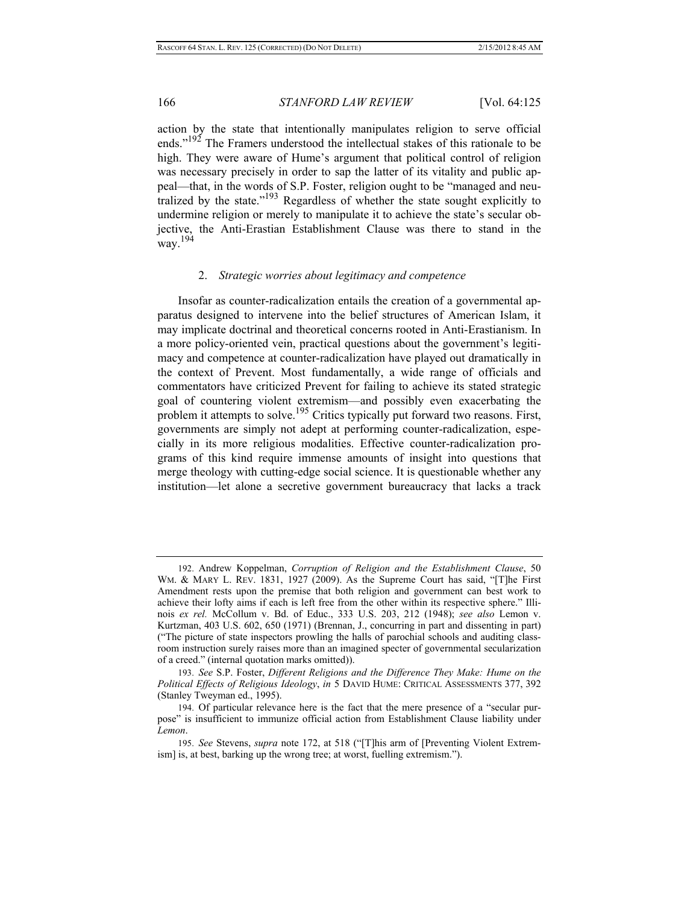action by the state that intentionally manipulates religion to serve official ends."[192] The Framers understood the intellectual stakes of this rationale to be high. They were aware of Hume's argument that political control of religion was necessary precisely in order to sap the latter of its vitality and public appeal—that, in the words of S.P. Foster, religion ought to be "managed and neutralized by the state."[193] Regardless of whether the state sought explicitly to undermine religion or merely to manipulate it to achieve the state's secular objective, the Anti-Erastian Establishment Clause was there to stand in the way.[194]

### 2. *Strategic worries about legitimacy and competence*

Insofar as counter-radicalization entails the creation of a governmental apparatus designed to intervene into the belief structures of American Islam, it may implicate doctrinal and theoretical concerns rooted in Anti-Erastianism. In a more policy-oriented vein, practical questions about the government's legitimacy and competence at counter-radicalization have played out dramatically in the context of Prevent. Most fundamentally, a wide range of officials and commentators have criticized Prevent for failing to achieve its stated strategic goal of countering violent extremism—and possibly even exacerbating the problem it attempts to solve.[195] Critics typically put forward two reasons. First, governments are simply not adept at performing counter-radicalization, especially in its more religious modalities. Effective counter-radicalization programs of this kind require immense amounts of insight into questions that merge theology with cutting-edge social science. It is questionable whether any institution—let alone a secretive government bureaucracy that lacks a track

---

192. Andrew Koppelman, *Corruption of Religion and the Establishment Clause*, 50 WM. & MARY L. REV. 1831, 1927 (2009). As the Supreme Court has said, "[T]he First Amendment rests upon the premise that both religion and government can best work to achieve their lofty aims if each is left free from the other within its respective sphere." Illinois *ex rel.* McCollum v. Bd. of Educ., 333 U.S. 203, 212 (1948); *see also* Lemon v. Kurtzman, 403 U.S. 602, 650 (1971) (Brennan, J., concurring in part and dissenting in part) ("The picture of state inspectors prowling the halls of parochial schools and auditing classroom instruction surely raises more than an imagined specter of governmental secularization of a creed." (internal quotation marks omitted)).

193. *See* S.P. Foster, *Different Religions and the Difference They Make: Hume on the Political Effects of Religious Ideology*, *in* 5 DAVID HUME: CRITICAL ASSESSMENTS 377, 392 (Stanley Tweyman ed., 1995).

194. Of particular relevance here is the fact that the mere presence of a "secular purpose" is insufficient to immunize official action from Establishment Clause liability under *Lemon*.

195. *See* Stevens, *supra* note 172, at 518 ("[T]his arm of [Preventing Violent Extremism] is, at best, barking up the wrong tree; at worst, fuelling extremism.").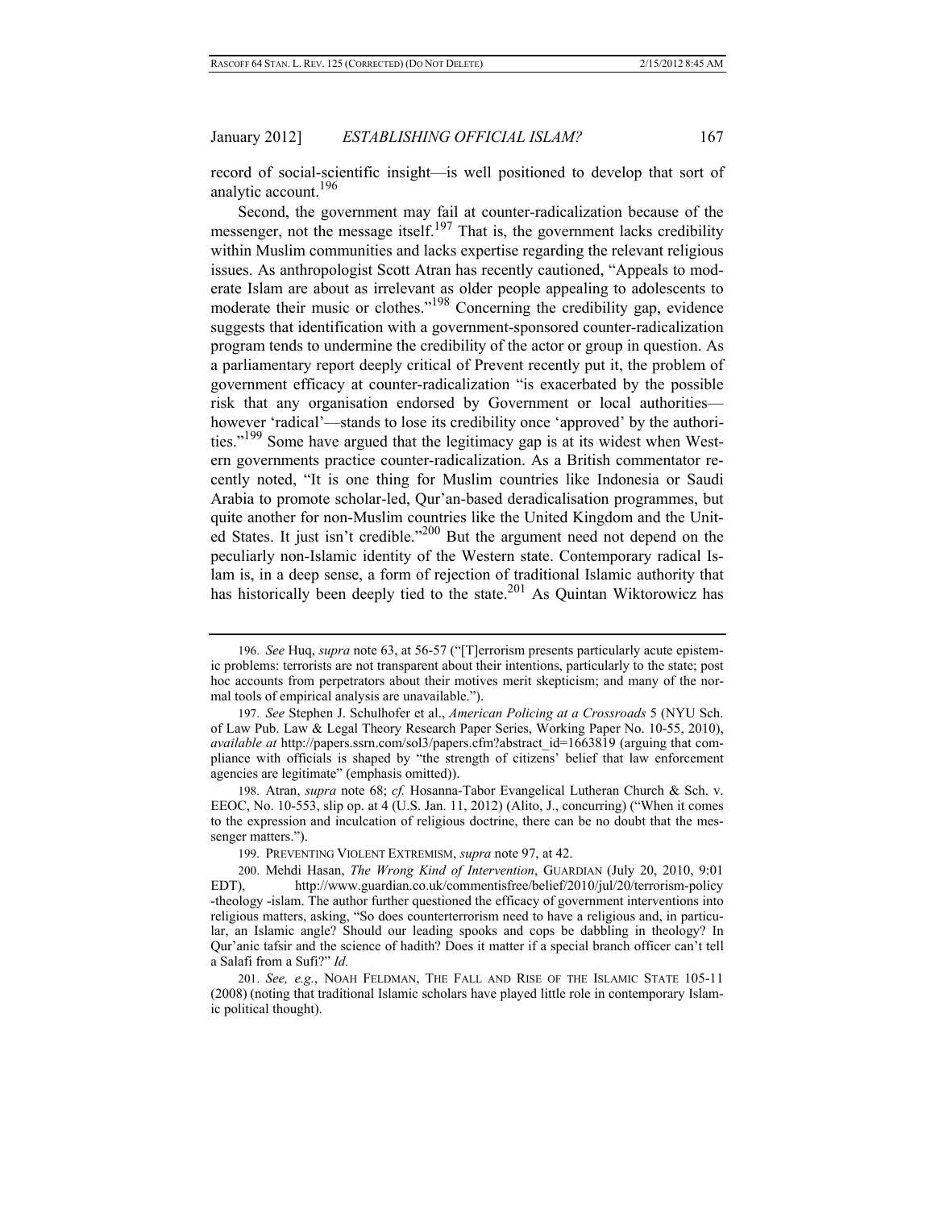record of social-scientific insight—is well positioned to develop that sort of analytic account.[196]

Second, the government may fail at counter-radicalization because of the messenger, not the message itself.[197] That is, the government lacks credibility within Muslim communities and lacks expertise regarding the relevant religious issues. As anthropologist Scott Atran has recently cautioned, "Appeals to moderate Islam are about as irrelevant as older people appealing to adolescents to moderate their music or clothes."[198] Concerning the credibility gap, evidence suggests that identification with a government-sponsored counter-radicalization program tends to undermine the credibility of the actor or group in question. As a parliamentary report deeply critical of Prevent recently put it, the problem of government efficacy at counter-radicalization "is exacerbated by the possible risk that any organisation endorsed by Government or local authorities—however 'radical'—stands to lose its credibility once 'approved' by the authorities."[199] Some have argued that the legitimacy gap is at its widest when Western governments practice counter-radicalization. As a British commentator recently noted, "It is one thing for Muslim countries like Indonesia or Saudi Arabia to promote scholar-led, Qur'an-based deradicalisation programmes, but quite another for non-Muslim countries like the United Kingdom and the United States. It just isn't credible."[200] But the argument need not depend on the peculiarly non-Islamic identity of the Western state. Contemporary radical Islam is, in a deep sense, a form of rejection of traditional Islamic authority that has historically been deeply tied to the state.[201] As Quintan Wiktorowicz has

---

196. *See* Huq, *supra* note 63, at 56-57 ("[T]errorism presents particularly acute epistemic problems: terrorists are not transparent about their intentions, particularly to the state; post hoc accounts from perpetrators about their motives merit skepticism; and many of the normal tools of empirical analysis are unavailable.").

197. *See* Stephen J. Schulhofer et al., *American Policing at a Crossroads* 5 (NYU Sch. of Law Pub. Law & Legal Theory Research Paper Series, Working Paper No. 10-55, 2010), *available at* http://papers.ssrn.com/sol3/papers.cfm?abstract_id=1663819 (arguing that compliance with officials is shaped by "the strength of citizens' belief that law enforcement agencies are legitimate" (emphasis omitted)).

198. Atran, *supra* note 68; *cf.* Hosanna-Tabor Evangelical Lutheran Church & Sch. v. EEOC, No. 10-553, slip op. at 4 (U.S. Jan. 11, 2012) (Alito, J., concurring) ("When it comes to the expression and inculcation of religious doctrine, there can be no doubt that the messenger matters.").

199. PREVENTING VIOLENT EXTREMISM, *supra* note 97, at 42.

200. Mehdi Hasan, *The Wrong Kind of Intervention*, GUARDIAN (July 20, 2010, 9:01 EDT), http://www.guardian.co.uk/commentisfree/belief/2010/jul/20/terrorism-policy-theology-islam. The author further questioned the efficacy of government interventions into religious matters, asking, "So does counterterrorism need to have a religious and, in particular, an Islamic angle? Should our leading spooks and cops be dabbling in theology? In Qur'anic tafsir and the science of hadith? Does it matter if a special branch officer can't tell a Salafi from a Sufi?" *Id.*

201. *See, e.g.*, NOAH FELDMAN, THE FALL AND RISE OF THE ISLAMIC STATE 105-11 (2008) (noting that traditional Islamic scholars have played little role in contemporary Islamic political thought).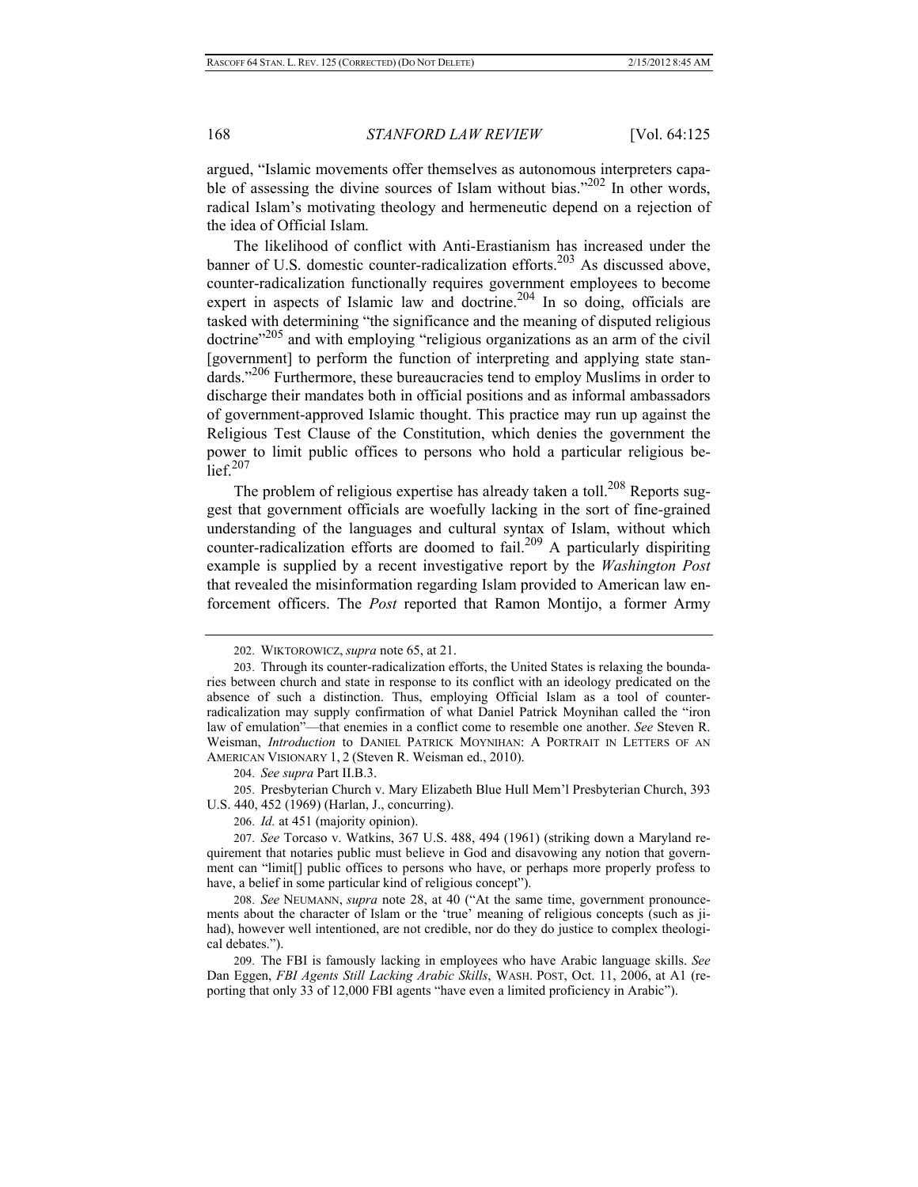argued, "Islamic movements offer themselves as autonomous interpreters capable of assessing the divine sources of Islam without bias."[202] In other words, radical Islam's motivating theology and hermeneutic depend on a rejection of the idea of Official Islam.

The likelihood of conflict with Anti-Erastianism has increased under the banner of U.S. domestic counter-radicalization efforts.[203] As discussed above, counter-radicalization functionally requires government employees to become expert in aspects of Islamic law and doctrine.[204] In so doing, officials are tasked with determining "the significance and the meaning of disputed religious doctrine"[205] and with employing "religious organizations as an arm of the civil [government] to perform the function of interpreting and applying state standards."[206] Furthermore, these bureaucracies tend to employ Muslims in order to discharge their mandates both in official positions and as informal ambassadors of government-approved Islamic thought. This practice may run up against the Religious Test Clause of the Constitution, which denies the government the power to limit public offices to persons who hold a particular religious belief.[207]

The problem of religious expertise has already taken a toll.[208] Reports suggest that government officials are woefully lacking in the sort of fine-grained understanding of the languages and cultural syntax of Islam, without which counter-radicalization efforts are doomed to fail.[209] A particularly dispiriting example is supplied by a recent investigative report by the *Washington Post* that revealed the misinformation regarding Islam provided to American law enforcement officers. The *Post* reported that Ramon Montijo, a former Army

---

202. WIKTOROWICZ, *supra* note 65, at 21.

203. Through its counter-radicalization efforts, the United States is relaxing the boundaries between church and state in response to its conflict with an ideology predicated on the absence of such a distinction. Thus, employing Official Islam as a tool of counter-radicalization may supply confirmation of what Daniel Patrick Moynihan called the "iron law of emulation"—that enemies in a conflict come to resemble one another. *See* Steven R. Weisman, *Introduction* to DANIEL PATRICK MOYNIHAN: A PORTRAIT IN LETTERS OF AN AMERICAN VISIONARY 1, 2 (Steven R. Weisman ed., 2010).

204. *See supra* Part II.B.3.

205. Presbyterian Church v. Mary Elizabeth Blue Hull Mem'l Presbyterian Church, 393 U.S. 440, 452 (1969) (Harlan, J., concurring).

206. *Id.* at 451 (majority opinion).

207. *See* Torcaso v. Watkins, 367 U.S. 488, 494 (1961) (striking down a Maryland requirement that notaries public must believe in God and disavowing any notion that government can "limit[] public offices to persons who have, or perhaps more properly profess to have, a belief in some particular kind of religious concept").

208. *See* NEUMANN, *supra* note 28, at 40 ("At the same time, government pronouncements about the character of Islam or the 'true' meaning of religious concepts (such as jihad), however well intentioned, are not credible, nor do they do justice to complex theological debates.").

209. The FBI is famously lacking in employees who have Arabic language skills. *See* Dan Eggen, *FBI Agents Still Lacking Arabic Skills*, WASH. POST, Oct. 11, 2006, at A1 (reporting that only 33 of 12,000 FBI agents "have even a limited proficiency in Arabic").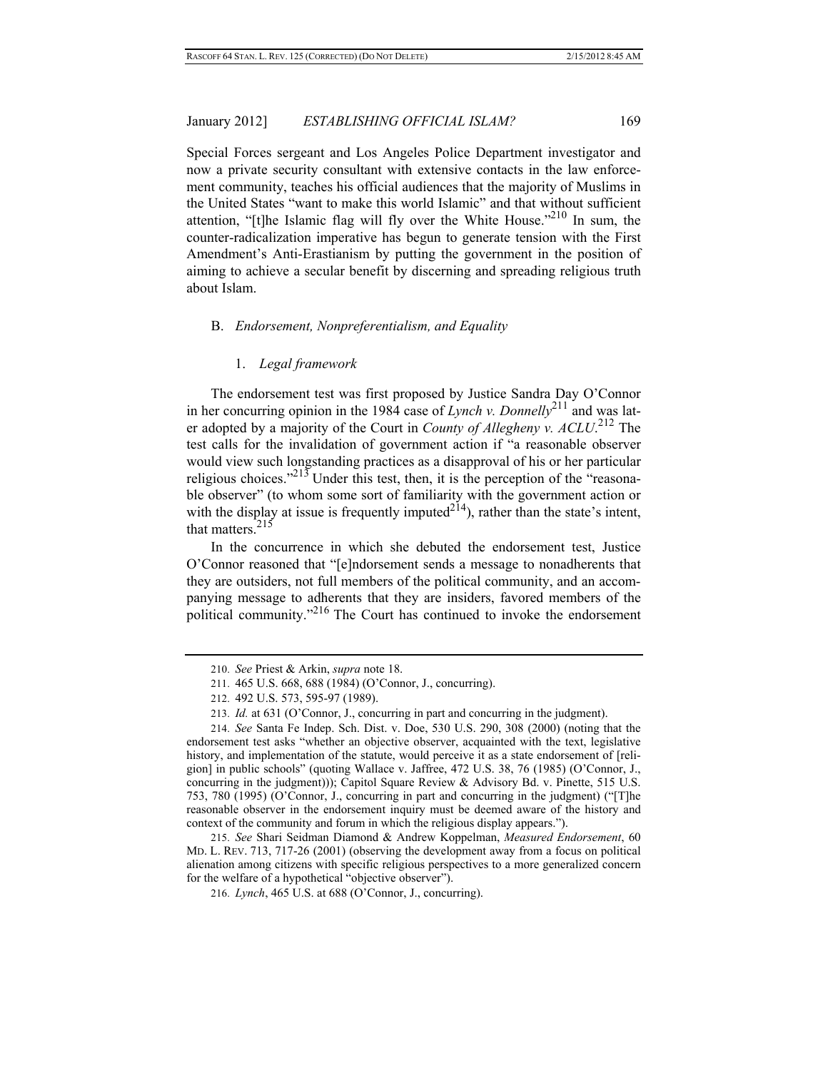Special Forces sergeant and Los Angeles Police Department investigator and now a private security consultant with extensive contacts in the law enforcement community, teaches his official audiences that the majority of Muslims in the United States "want to make this world Islamic" and that without sufficient attention, "[t]he Islamic flag will fly over the White House."[210] In sum, the counter-radicalization imperative has begun to generate tension with the First Amendment's Anti-Erastianism by putting the government in the position of aiming to achieve a secular benefit by discerning and spreading religious truth about Islam.

### B. *Endorsement, Nonpreferentialism, and Equality*

#### 1. *Legal framework*

The endorsement test was first proposed by Justice Sandra Day O'Connor in her concurring opinion in the 1984 case of *Lynch v. Donnelly*[211] and was later adopted by a majority of the Court in *County of Allegheny v. ACLU*.[212] The test calls for the invalidation of government action if "a reasonable observer would view such longstanding practices as a disapproval of his or her particular religious choices."[213] Under this test, then, it is the perception of the "reasonable observer" (to whom some sort of familiarity with the government action or with the display at issue is frequently imputed[214]), rather than the state's intent, that matters.[215]

In the concurrence in which she debuted the endorsement test, Justice O'Connor reasoned that "[e]ndorsement sends a message to nonadherents that they are outsiders, not full members of the political community, and an accompanying message to adherents that they are insiders, favored members of the political community."[216] The Court has continued to invoke the endorsement

---

210. *See* Priest & Arkin, *supra* note 18.

211. 465 U.S. 668, 688 (1984) (O'Connor, J., concurring).

212. 492 U.S. 573, 595-97 (1989).

213. *Id.* at 631 (O'Connor, J., concurring in part and concurring in the judgment).

214. *See* Santa Fe Indep. Sch. Dist. v. Doe, 530 U.S. 290, 308 (2000) (noting that the endorsement test asks "whether an objective observer, acquainted with the text, legislative history, and implementation of the statute, would perceive it as a state endorsement of [religion] in public schools" (quoting Wallace v. Jaffree, 472 U.S. 38, 76 (1985) (O'Connor, J., concurring in the judgment))); Capitol Square Review & Advisory Bd. v. Pinette, 515 U.S. 753, 780 (1995) (O'Connor, J., concurring in part and concurring in the judgment) ("[T]he reasonable observer in the endorsement inquiry must be deemed aware of the history and context of the community and forum in which the religious display appears.").

215. *See* Shari Seidman Diamond & Andrew Koppelman, *Measured Endorsement*, 60 MD. L. REV. 713, 717-26 (2001) (observing the development away from a focus on political alienation among citizens with specific religious perspectives to a more generalized concern for the welfare of a hypothetical "objective observer").

216. *Lynch*, 465 U.S. at 688 (O'Connor, J., concurring).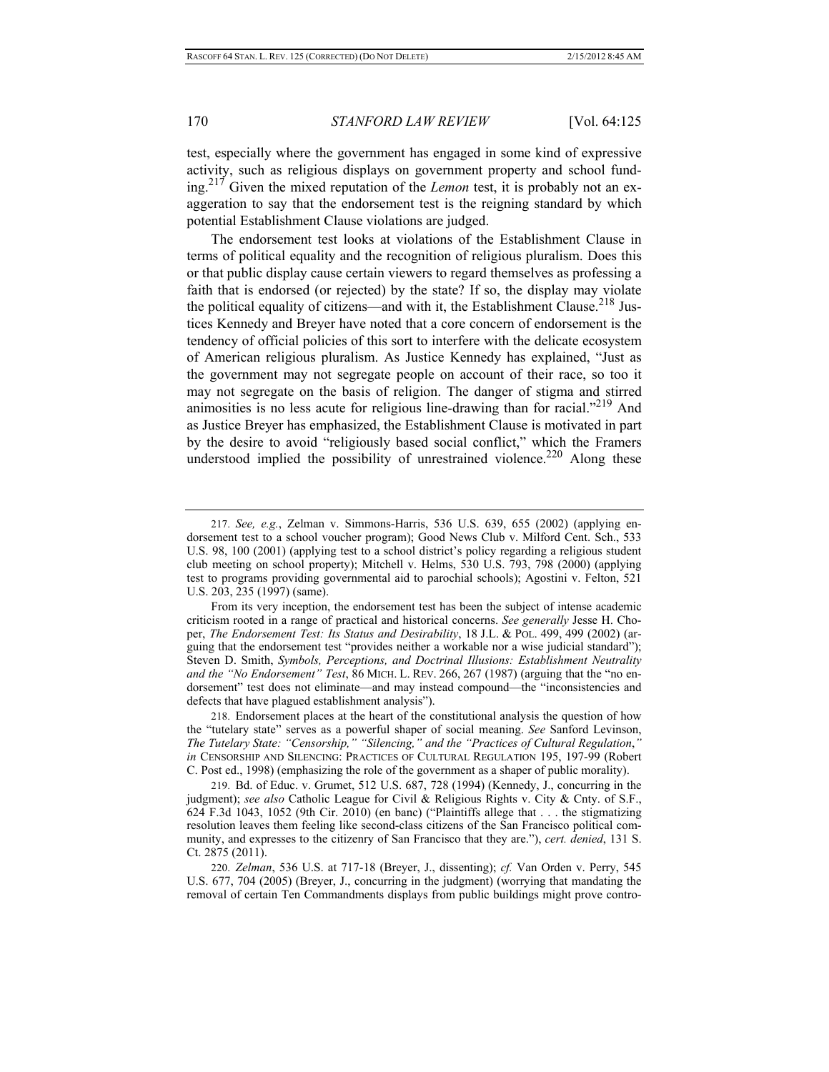test, especially where the government has engaged in some kind of expressive activity, such as religious displays on government property and school funding.[217] Given the mixed reputation of the *Lemon* test, it is probably not an exaggeration to say that the endorsement test is the reigning standard by which potential Establishment Clause violations are judged.

The endorsement test looks at violations of the Establishment Clause in terms of political equality and the recognition of religious pluralism. Does this or that public display cause certain viewers to regard themselves as professing a faith that is endorsed (or rejected) by the state? If so, the display may violate the political equality of citizens—and with it, the Establishment Clause.[218] Justices Kennedy and Breyer have noted that a core concern of endorsement is the tendency of official policies of this sort to interfere with the delicate ecosystem of American religious pluralism. As Justice Kennedy has explained, "Just as the government may not segregate people on account of their race, so too it may not segregate on the basis of religion. The danger of stigma and stirred animosities is no less acute for religious line-drawing than for racial."[219] And as Justice Breyer has emphasized, the Establishment Clause is motivated in part by the desire to avoid "religiously based social conflict," which the Framers understood implied the possibility of unrestrained violence.[220] Along these

---

217. *See, e.g.*, Zelman v. Simmons-Harris, 536 U.S. 639, 655 (2002) (applying endorsement test to a school voucher program); Good News Club v. Milford Cent. Sch., 533 U.S. 98, 100 (2001) (applying test to a school district's policy regarding a religious student club meeting on school property); Mitchell v. Helms, 530 U.S. 793, 798 (2000) (applying test to programs providing governmental aid to parochial schools); Agostini v. Felton, 521 U.S. 203, 235 (1997) (same).

From its very inception, the endorsement test has been the subject of intense academic criticism rooted in a range of practical and historical concerns. *See generally* Jesse H. Choper, *The Endorsement Test: Its Status and Desirability*, 18 J.L. & POL. 499, 499 (2002) (arguing that the endorsement test "provides neither a workable nor a wise judicial standard"); Steven D. Smith, *Symbols, Perceptions, and Doctrinal Illusions: Establishment Neutrality and the "No Endorsement" Test*, 86 MICH. L. REV. 266, 267 (1987) (arguing that the "no endorsement" test does not eliminate—and may instead compound—the "inconsistencies and defects that have plagued establishment analysis").

218. Endorsement places at the heart of the constitutional analysis the question of how the "tutelary state" serves as a powerful shaper of social meaning. *See* Sanford Levinson, *The Tutelary State: "Censorship," "Silencing," and the "Practices of Cultural Regulation*,*"* *in* CENSORSHIP AND SILENCING: PRACTICES OF CULTURAL REGULATION 195, 197-99 (Robert C. Post ed., 1998) (emphasizing the role of the government as a shaper of public morality).

219. Bd. of Educ. v. Grumet, 512 U.S. 687, 728 (1994) (Kennedy, J., concurring in the judgment); *see also* Catholic League for Civil & Religious Rights v. City & Cnty. of S.F., 624 F.3d 1043, 1052 (9th Cir. 2010) (en banc) ("Plaintiffs allege that . . . the stigmatizing resolution leaves them feeling like second-class citizens of the San Francisco political community, and expresses to the citizenry of San Francisco that they are."), *cert. denied*, 131 S. Ct. 2875 (2011).

220. *Zelman*, 536 U.S. at 717-18 (Breyer, J., dissenting); *cf.* Van Orden v. Perry, 545 U.S. 677, 704 (2005) (Breyer, J., concurring in the judgment) (worrying that mandating the removal of certain Ten Commandments displays from public buildings might prove contro-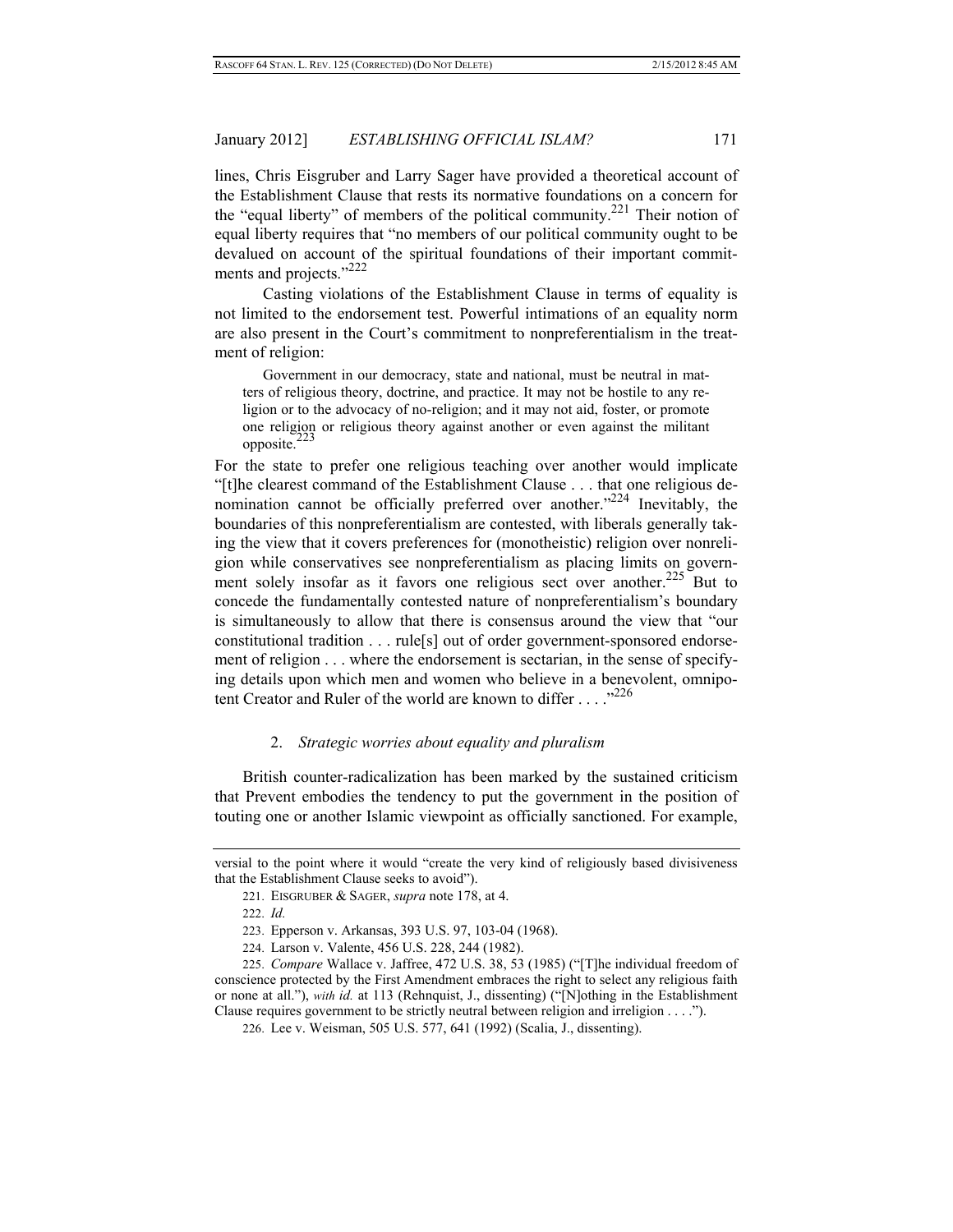lines, Chris Eisgruber and Larry Sager have provided a theoretical account of the Establishment Clause that rests its normative foundations on a concern for the "equal liberty" of members of the political community.[221] Their notion of equal liberty requires that "no members of our political community ought to be devalued on account of the spiritual foundations of their important commitments and projects."[222]

Casting violations of the Establishment Clause in terms of equality is not limited to the endorsement test. Powerful intimations of an equality norm are also present in the Court's commitment to nonpreferentialism in the treatment of religion:

> Government in our democracy, state and national, must be neutral in matters of religious theory, doctrine, and practice. It may not be hostile to any religion or to the advocacy of no-religion; and it may not aid, foster, or promote one religion or religious theory against another or even against the militant opposite.[223]

For the state to prefer one religious teaching over another would implicate "[t]he clearest command of the Establishment Clause . . . that one religious denomination cannot be officially preferred over another."[224] Inevitably, the boundaries of this nonpreferentialism are contested, with liberals generally taking the view that it covers preferences for (monotheistic) religion over nonreligion while conservatives see nonpreferentialism as placing limits on government solely insofar as it favors one religious sect over another.[225] But to concede the fundamentally contested nature of nonpreferentialism's boundary is simultaneously to allow that there is consensus around the view that "our constitutional tradition . . . rule[s] out of order government-sponsored endorsement of religion . . . where the endorsement is sectarian, in the sense of specifying details upon which men and women who believe in a benevolent, omnipotent Creator and Ruler of the world are known to differ . . . ."[226]

### 2. *Strategic worries about equality and pluralism*

British counter-radicalization has been marked by the sustained criticism that Prevent embodies the tendency to put the government in the position of touting one or another Islamic viewpoint as officially sanctioned. For example,

---

versial to the point where it would "create the very kind of religiously based divisiveness that the Establishment Clause seeks to avoid").

221. EISGRUBER & SAGER, *supra* note 178, at 4.

222. *Id.*

223. Epperson v. Arkansas, 393 U.S. 97, 103-04 (1968).

224. Larson v. Valente, 456 U.S. 228, 244 (1982).

225. *Compare* Wallace v. Jaffree, 472 U.S. 38, 53 (1985) ("[T]he individual freedom of conscience protected by the First Amendment embraces the right to select any religious faith or none at all."), *with id.* at 113 (Rehnquist, J., dissenting) ("[N]othing in the Establishment Clause requires government to be strictly neutral between religion and irreligion . . . .").

226. Lee v. Weisman, 505 U.S. 577, 641 (1992) (Scalia, J., dissenting).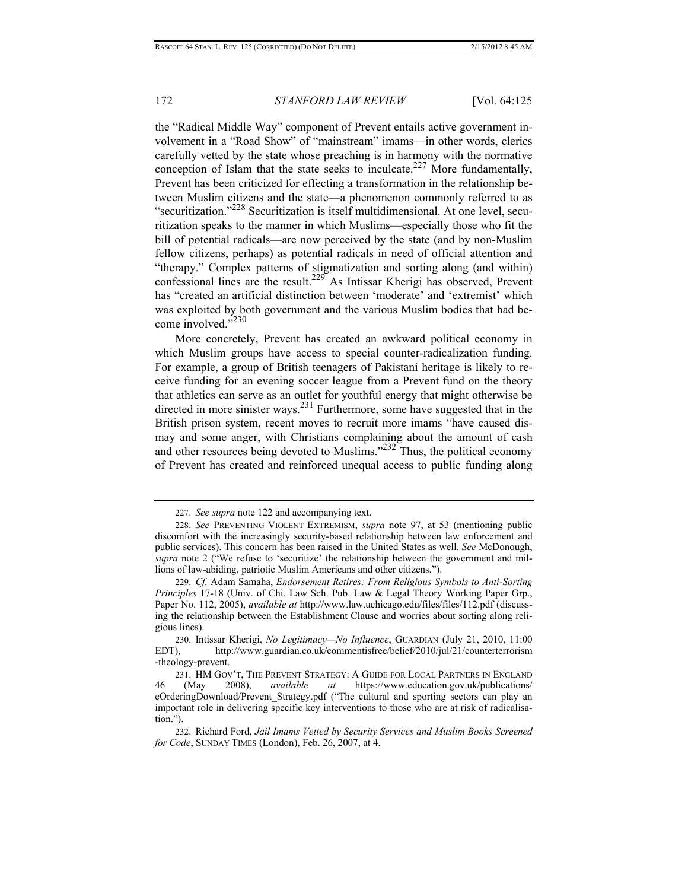the "Radical Middle Way" component of Prevent entails active government involvement in a "Road Show" of "mainstream" imams—in other words, clerics carefully vetted by the state whose preaching is in harmony with the normative conception of Islam that the state seeks to inculcate.[227] More fundamentally, Prevent has been criticized for effecting a transformation in the relationship between Muslim citizens and the state—a phenomenon commonly referred to as "securitization."[228] Securitization is itself multidimensional. At one level, securitization speaks to the manner in which Muslims—especially those who fit the bill of potential radicals—are now perceived by the state (and by non-Muslim fellow citizens, perhaps) as potential radicals in need of official attention and "therapy." Complex patterns of stigmatization and sorting along (and within) confessional lines are the result.[229] As Intissar Kherigi has observed, Prevent has "created an artificial distinction between 'moderate' and 'extremist' which was exploited by both government and the various Muslim bodies that had become involved."[230]

More concretely, Prevent has created an awkward political economy in which Muslim groups have access to special counter-radicalization funding. For example, a group of British teenagers of Pakistani heritage is likely to receive funding for an evening soccer league from a Prevent fund on the theory that athletics can serve as an outlet for youthful energy that might otherwise be directed in more sinister ways.[231] Furthermore, some have suggested that in the British prison system, recent moves to recruit more imams "have caused dismay and some anger, with Christians complaining about the amount of cash and other resources being devoted to Muslims."[232] Thus, the political economy of Prevent has created and reinforced unequal access to public funding along

---

227. *See supra* note 122 and accompanying text.

228. *See* PREVENTING VIOLENT EXTREMISM, *supra* note 97, at 53 (mentioning public discomfort with the increasingly security-based relationship between law enforcement and public services). This concern has been raised in the United States as well. *See* McDonough, *supra* note 2 ("We refuse to 'securitize' the relationship between the government and millions of law-abiding, patriotic Muslim Americans and other citizens.").

229. *Cf.* Adam Samaha, *Endorsement Retires: From Religious Symbols to Anti-Sorting Principles* 17-18 (Univ. of Chi. Law Sch. Pub. Law & Legal Theory Working Paper Grp., Paper No. 112, 2005), *available at* http://www.law.uchicago.edu/files/files/112.pdf (discussing the relationship between the Establishment Clause and worries about sorting along religious lines).

230. Intissar Kherigi, *No Legitimacy—No Influence*, GUARDIAN (July 21, 2010, 11:00 EDT), http://www.guardian.co.uk/commentisfree/belief/2010/jul/21/counterterrorism-theology-prevent.

231. HM GOV'T, THE PREVENT STRATEGY: A GUIDE FOR LOCAL PARTNERS IN ENGLAND 46 (May 2008), *available at* https://www.education.gov.uk/publications/eOrderingDownload/Prevent_Strategy.pdf ("The cultural and sporting sectors can play an important role in delivering specific key interventions to those who are at risk of radicalisation.").

232. Richard Ford, *Jail Imams Vetted by Security Services and Muslim Books Screened for Code*, SUNDAY TIMES (London), Feb. 26, 2007, at 4.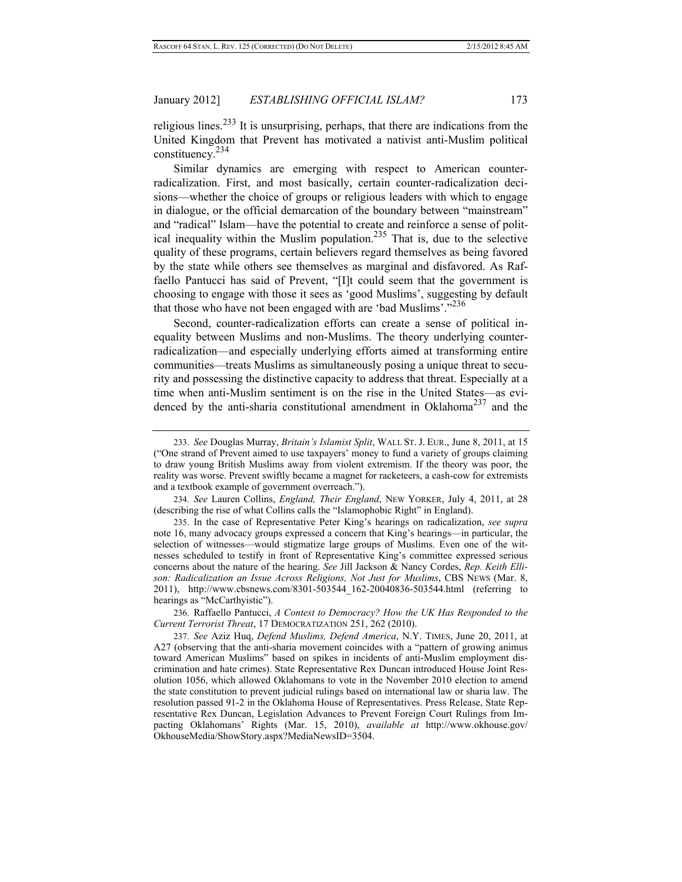religious lines.[233] It is unsurprising, perhaps, that there are indications from the United Kingdom that Prevent has motivated a nativist anti-Muslim political constituency.[234]

Similar dynamics are emerging with respect to American counter-radicalization. First, and most basically, certain counter-radicalization decisions—whether the choice of groups or religious leaders with which to engage in dialogue, or the official demarcation of the boundary between "mainstream" and "radical" Islam—have the potential to create and reinforce a sense of political inequality within the Muslim population.[235] That is, due to the selective quality of these programs, certain believers regard themselves as being favored by the state while others see themselves as marginal and disfavored. As Raffaello Pantucci has said of Prevent, "[I]t could seem that the government is choosing to engage with those it sees as 'good Muslims', suggesting by default that those who have not been engaged with are 'bad Muslims'."[236]

Second, counter-radicalization efforts can create a sense of political inequality between Muslims and non-Muslims. The theory underlying counter-radicalization—and especially underlying efforts aimed at transforming entire communities—treats Muslims as simultaneously posing a unique threat to security and possessing the distinctive capacity to address that threat. Especially at a time when anti-Muslim sentiment is on the rise in the United States—as evidenced by the anti-sharia constitutional amendment in Oklahoma[237] and the

---

233. *See* Douglas Murray, *Britain's Islamist Split*, WALL ST. J. EUR., June 8, 2011, at 15 ("One strand of Prevent aimed to use taxpayers' money to fund a variety of groups claiming to draw young British Muslims away from violent extremism. If the theory was poor, the reality was worse. Prevent swiftly became a magnet for racketeers, a cash-cow for extremists and a textbook example of government overreach.").

234. *See* Lauren Collins, *England, Their England*, NEW YORKER, July 4, 2011, at 28 (describing the rise of what Collins calls the "Islamophobic Right" in England).

235. In the case of Representative Peter King's hearings on radicalization, *see supra* note 16, many advocacy groups expressed a concern that King's hearings—in particular, the selection of witnesses—would stigmatize large groups of Muslims. Even one of the witnesses scheduled to testify in front of Representative King's committee expressed serious concerns about the nature of the hearing. *See* Jill Jackson & Nancy Cordes, *Rep. Keith Ellison: Radicalization an Issue Across Religions, Not Just for Muslims*, CBS NEWS (Mar. 8, 2011), http://www.cbsnews.com/8301-503544_162-20040836-503544.html (referring to hearings as "McCarthyistic").

236. Raffaello Pantucci, *A Contest to Democracy? How the UK Has Responded to the Current Terrorist Threat*, 17 DEMOCRATIZATION 251, 262 (2010).

237. *See* Aziz Huq, *Defend Muslims, Defend America*, N.Y. TIMES, June 20, 2011, at A27 (observing that the anti-sharia movement coincides with a "pattern of growing animus toward American Muslims" based on spikes in incidents of anti-Muslim employment discrimination and hate crimes). State Representative Rex Duncan introduced House Joint Resolution 1056, which allowed Oklahomans to vote in the November 2010 election to amend the state constitution to prevent judicial rulings based on international law or sharia law. The resolution passed 91-2 in the Oklahoma House of Representatives. Press Release, State Representative Rex Duncan, Legislation Advances to Prevent Foreign Court Rulings from Impacting Oklahomans' Rights (Mar. 15, 2010), *available at* http://www.okhouse.gov/OkhouseMedia/ShowStory.aspx?MediaNewsID=3504.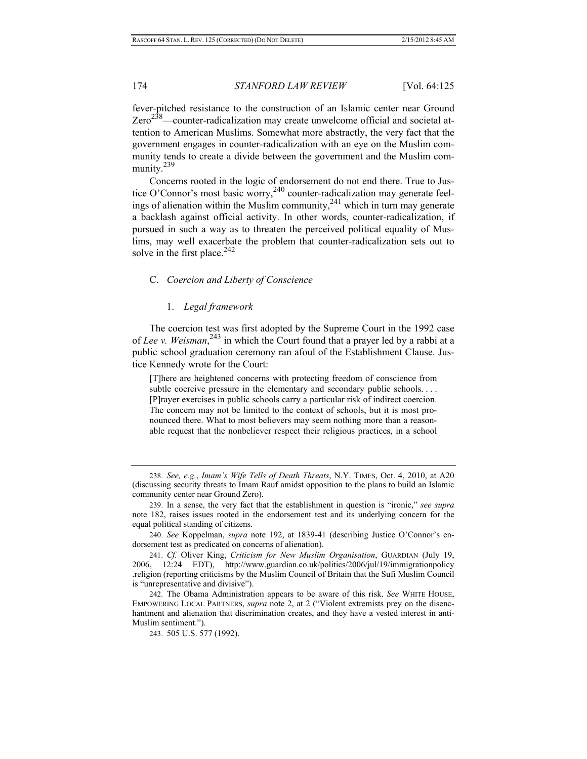fever-pitched resistance to the construction of an Islamic center near Ground Zero[238]—counter-radicalization may create unwelcome official and societal attention to American Muslims. Somewhat more abstractly, the very fact that the government engages in counter-radicalization with an eye on the Muslim community tends to create a divide between the government and the Muslim community.[239]

Concerns rooted in the logic of endorsement do not end there. True to Justice O'Connor's most basic worry,[240] counter-radicalization may generate feelings of alienation within the Muslim community,[241] which in turn may generate a backlash against official activity. In other words, counter-radicalization, if pursued in such a way as to threaten the perceived political equality of Muslims, may well exacerbate the problem that counter-radicalization sets out to solve in the first place.[242]

### C. *Coercion and Liberty of Conscience*

#### 1. *Legal framework*

The coercion test was first adopted by the Supreme Court in the 1992 case of *Lee v. Weisman*,[243] in which the Court found that a prayer led by a rabbi at a public school graduation ceremony ran afoul of the Establishment Clause. Justice Kennedy wrote for the Court:

> [T]here are heightened concerns with protecting freedom of conscience from subtle coercive pressure in the elementary and secondary public schools. . . . [P]rayer exercises in public schools carry a particular risk of indirect coercion. The concern may not be limited to the context of schools, but it is most pronounced there. What to most believers may seem nothing more than a reasonable request that the nonbeliever respect their religious practices, in a school

---

238. *See, e.g.*, *Imam's Wife Tells of Death Threats*, N.Y. TIMES, Oct. 4, 2010, at A20 (discussing security threats to Imam Rauf amidst opposition to the plans to build an Islamic community center near Ground Zero).

239. In a sense, the very fact that the establishment in question is "ironic," *see supra* note 182, raises issues rooted in the endorsement test and its underlying concern for the equal political standing of citizens.

240. *See* Koppelman, *supra* note 192, at 1839-41 (describing Justice O'Connor's endorsement test as predicated on concerns of alienation).

241. *Cf.* Oliver King, *Criticism for New Muslim Organisation*, GUARDIAN (July 19, 2006, 12:24 EDT), http://www.guardian.co.uk/politics/2006/jul/19/immigrationpolicy.religion (reporting criticisms by the Muslim Council of Britain that the Sufi Muslim Council is "unrepresentative and divisive").

242. The Obama Administration appears to be aware of this risk. *See* WHITE HOUSE, EMPOWERING LOCAL PARTNERS, *supra* note 2, at 2 ("Violent extremists prey on the disenchantment and alienation that discrimination creates, and they have a vested interest in anti-Muslim sentiment.").

243. 505 U.S. 577 (1992).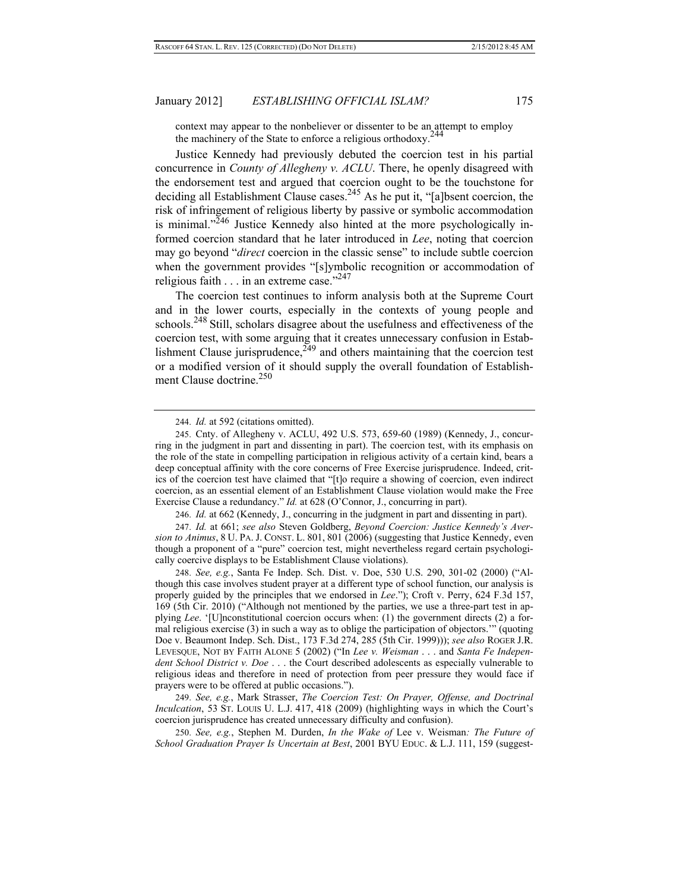context may appear to the nonbeliever or dissenter to be an attempt to employ the machinery of the State to enforce a religious orthodoxy.[244]

Justice Kennedy had previously debuted the coercion test in his partial concurrence in *County of Allegheny v. ACLU*. There, he openly disagreed with the endorsement test and argued that coercion ought to be the touchstone for deciding all Establishment Clause cases.[245] As he put it, "[a]bsent coercion, the risk of infringement of religious liberty by passive or symbolic accommodation is minimal."[246] Justice Kennedy also hinted at the more psychologically informed coercion standard that he later introduced in *Lee*, noting that coercion may go beyond "*direct* coercion in the classic sense" to include subtle coercion when the government provides "[s]ymbolic recognition or accommodation of religious faith . . . in an extreme case."[247]

The coercion test continues to inform analysis both at the Supreme Court and in the lower courts, especially in the contexts of young people and schools.[248] Still, scholars disagree about the usefulness and effectiveness of the coercion test, with some arguing that it creates unnecessary confusion in Establishment Clause jurisprudence,[249] and others maintaining that the coercion test or a modified version of it should supply the overall foundation of Establishment Clause doctrine.[250]

---

244. *Id.* at 592 (citations omitted).

245. Cnty. of Allegheny v. ACLU, 492 U.S. 573, 659-60 (1989) (Kennedy, J., concurring in the judgment in part and dissenting in part). The coercion test, with its emphasis on the role of the state in compelling participation in religious activity of a certain kind, bears a deep conceptual affinity with the core concerns of Free Exercise jurisprudence. Indeed, critics of the coercion test have claimed that "[t]o require a showing of coercion, even indirect coercion, as an essential element of an Establishment Clause violation would make the Free Exercise Clause a redundancy." *Id.* at 628 (O'Connor, J., concurring in part).

246. *Id.* at 662 (Kennedy, J., concurring in the judgment in part and dissenting in part).

247. *Id.* at 661; *see also* Steven Goldberg, *Beyond Coercion: Justice Kennedy's Aversion to Animus*, 8 U. PA. J. CONST. L. 801, 801 (2006) (suggesting that Justice Kennedy, even though a proponent of a "pure" coercion test, might nevertheless regard certain psychologically coercive displays to be Establishment Clause violations).

248. *See, e.g.*, Santa Fe Indep. Sch. Dist. v. Doe, 530 U.S. 290, 301-02 (2000) ("Although this case involves student prayer at a different type of school function, our analysis is properly guided by the principles that we endorsed in *Lee*."); Croft v. Perry, 624 F.3d 157, 169 (5th Cir. 2010) ("Although not mentioned by the parties, we use a three-part test in applying *Lee*. '[U]nconstitutional coercion occurs when: (1) the government directs (2) a formal religious exercise (3) in such a way as to oblige the participation of objectors.'" (quoting Doe v. Beaumont Indep. Sch. Dist., 173 F.3d 274, 285 (5th Cir. 1999))); *see also* ROGER J.R. LEVESQUE, NOT BY FAITH ALONE 5 (2002) ("In *Lee v. Weisman* . . . and *Santa Fe Independent School District v. Doe* . . . the Court described adolescents as especially vulnerable to religious ideas and therefore in need of protection from peer pressure they would face if prayers were to be offered at public occasions.").

249. *See, e.g.*, Mark Strasser, *The Coercion Test: On Prayer, Offense, and Doctrinal Inculcation*, 53 ST. LOUIS U. L.J. 417, 418 (2009) (highlighting ways in which the Court's coercion jurisprudence has created unnecessary difficulty and confusion).

250. *See, e.g.*, Stephen M. Durden, *In the Wake of* Lee v. Weisman*: The Future of School Graduation Prayer Is Uncertain at Best*, 2001 BYU EDUC. & L.J. 111, 159 (suggest-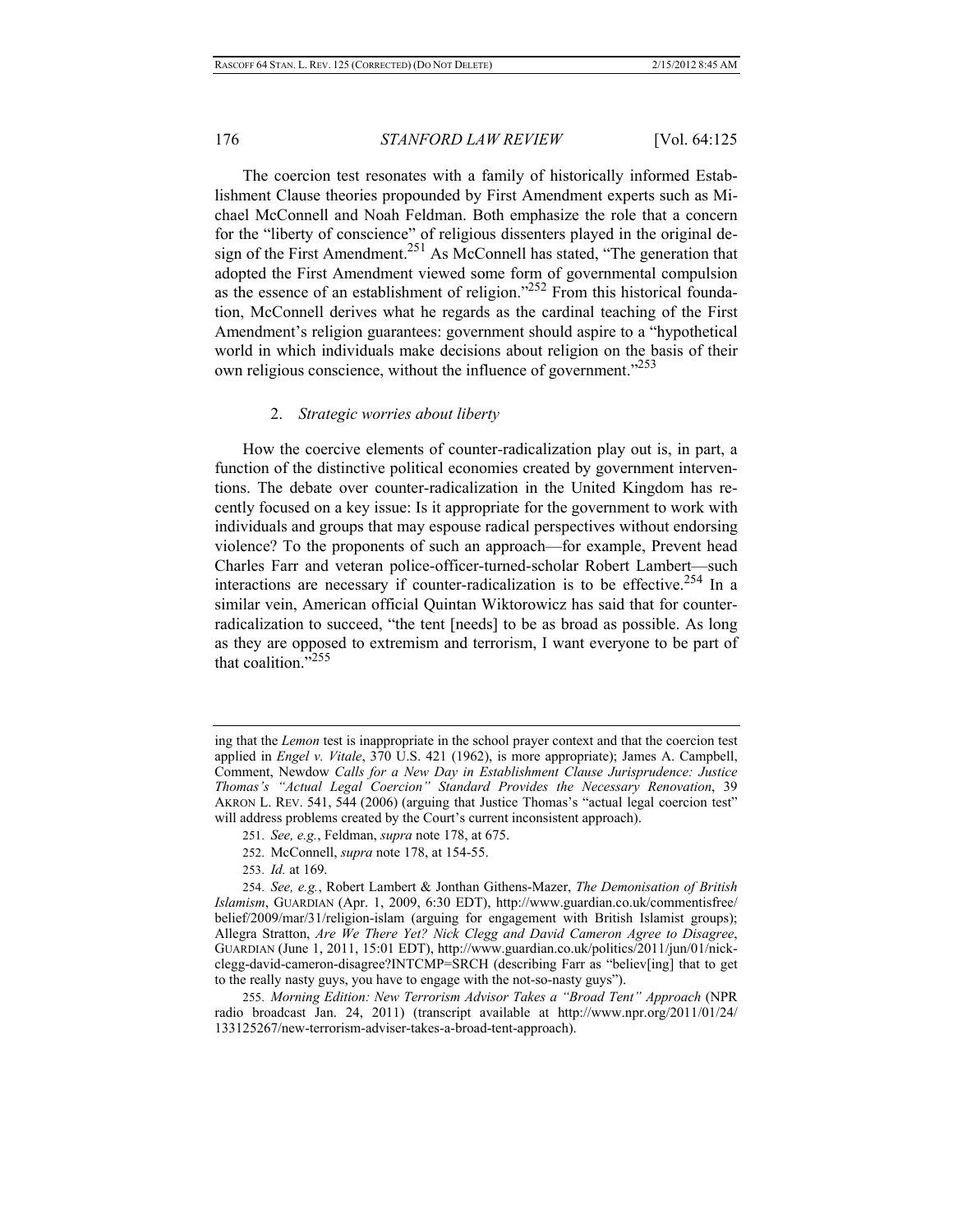The coercion test resonates with a family of historically informed Establishment Clause theories propounded by First Amendment experts such as Michael McConnell and Noah Feldman. Both emphasize the role that a concern for the "liberty of conscience" of religious dissenters played in the original design of the First Amendment.[251] As McConnell has stated, "The generation that adopted the First Amendment viewed some form of governmental compulsion as the essence of an establishment of religion."[252] From this historical foundation, McConnell derives what he regards as the cardinal teaching of the First Amendment's religion guarantees: government should aspire to a "hypothetical world in which individuals make decisions about religion on the basis of their own religious conscience, without the influence of government."[253]

### 2. *Strategic worries about liberty*

How the coercive elements of counter-radicalization play out is, in part, a function of the distinctive political economies created by government interventions. The debate over counter-radicalization in the United Kingdom has recently focused on a key issue: Is it appropriate for the government to work with individuals and groups that may espouse radical perspectives without endorsing violence? To the proponents of such an approach—for example, Prevent head Charles Farr and veteran police-officer-turned-scholar Robert Lambert—such interactions are necessary if counter-radicalization is to be effective.[254] In a similar vein, American official Quintan Wiktorowicz has said that for counter-radicalization to succeed, "the tent [needs] to be as broad as possible. As long as they are opposed to extremism and terrorism, I want everyone to be part of that coalition."[255]

---

ing that the *Lemon* test is inappropriate in the school prayer context and that the coercion test applied in *Engel v. Vitale*, 370 U.S. 421 (1962), is more appropriate); James A. Campbell, Comment, *Newdow Calls for a New Day in Establishment Clause Jurisprudence: Justice Thomas's "Actual Legal Coercion" Standard Provides the Necessary Renovation*, 39 AKRON L. REV. 541, 544 (2006) (arguing that Justice Thomas's "actual legal coercion test" will address problems created by the Court's current inconsistent approach).

251. *See, e.g.*, Feldman, *supra* note 178, at 675.

252. McConnell, *supra* note 178, at 154-55.

253. *Id.* at 169.

254. *See, e.g.*, Robert Lambert & Jonthan Githens-Mazer, *The Demonisation of British Islamism*, GUARDIAN (Apr. 1, 2009, 6:30 EDT), http://www.guardian.co.uk/commentisfree/belief/2009/mar/31/religion-islam (arguing for engagement with British Islamist groups); Allegra Stratton, *Are We There Yet? Nick Clegg and David Cameron Agree to Disagree*, GUARDIAN (June 1, 2011, 15:01 EDT), http://www.guardian.co.uk/politics/2011/jun/01/nick-clegg-david-cameron-disagree?INTCMP=SRCH (describing Farr as "believ[ing] that to get to the really nasty guys, you have to engage with the not-so-nasty guys").

255. *Morning Edition: New Terrorism Advisor Takes a "Broad Tent" Approach* (NPR radio broadcast Jan. 24, 2011) (transcript available at http://www.npr.org/2011/01/24/133125267/new-terrorism-adviser-takes-a-broad-tent-approach).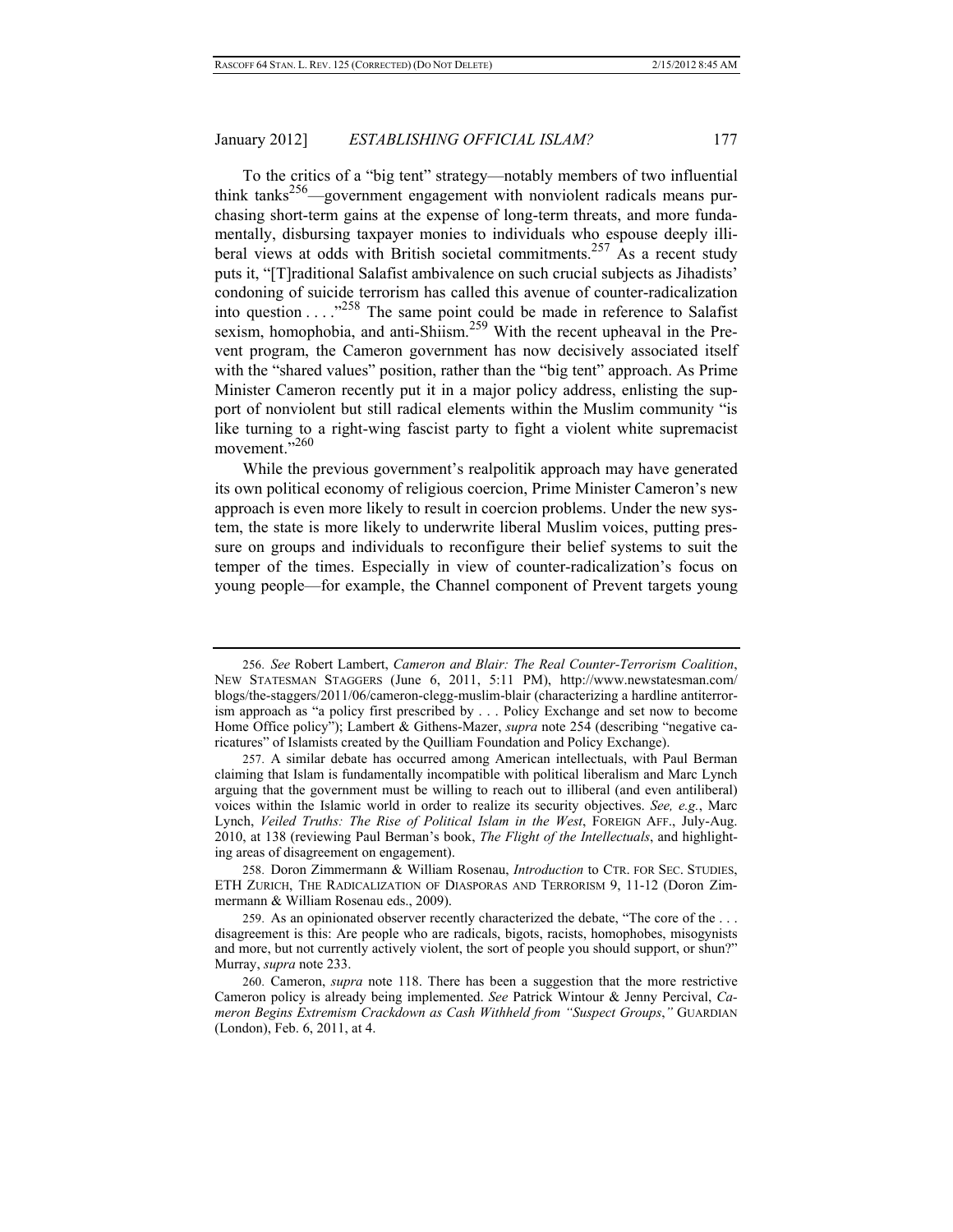To the critics of a "big tent" strategy—notably members of two influential think tanks[256]—government engagement with nonviolent radicals means purchasing short-term gains at the expense of long-term threats, and more fundamentally, disbursing taxpayer monies to individuals who espouse deeply illiberal views at odds with British societal commitments.[257] As a recent study puts it, "[T]raditional Salafist ambivalence on such crucial subjects as Jihadists' condoning of suicide terrorism has called this avenue of counter-radicalization into question . . . ."[258] The same point could be made in reference to Salafist sexism, homophobia, and anti-Shiism.[259] With the recent upheaval in the Prevent program, the Cameron government has now decisively associated itself with the "shared values" position, rather than the "big tent" approach. As Prime Minister Cameron recently put it in a major policy address, enlisting the support of nonviolent but still radical elements within the Muslim community "is like turning to a right-wing fascist party to fight a violent white supremacist movement."[260]

While the previous government's realpolitik approach may have generated its own political economy of religious coercion, Prime Minister Cameron's new approach is even more likely to result in coercion problems. Under the new system, the state is more likely to underwrite liberal Muslim voices, putting pressure on groups and individuals to reconfigure their belief systems to suit the temper of the times. Especially in view of counter-radicalization's focus on young people—for example, the Channel component of Prevent targets young

---

256. *See* Robert Lambert, *Cameron and Blair: The Real Counter-Terrorism Coalition*, NEW STATESMAN STAGGERS (June 6, 2011, 5:11 PM), http://www.newstatesman.com/blogs/the-staggers/2011/06/cameron-clegg-muslim-blair (characterizing a hardline antiterrorism approach as "a policy first prescribed by . . . Policy Exchange and set now to become Home Office policy"); Lambert & Githens-Mazer, *supra* note 254 (describing "negative caricatures" of Islamists created by the Quilliam Foundation and Policy Exchange).

257. A similar debate has occurred among American intellectuals, with Paul Berman claiming that Islam is fundamentally incompatible with political liberalism and Marc Lynch arguing that the government must be willing to reach out to illiberal (and even antiliberal) voices within the Islamic world in order to realize its security objectives. *See, e.g.*, Marc Lynch, *Veiled Truths: The Rise of Political Islam in the West*, FOREIGN AFF., July-Aug. 2010, at 138 (reviewing Paul Berman's book, *The Flight of the Intellectuals*, and highlighting areas of disagreement on engagement).

258. Doron Zimmermann & William Rosenau, *Introduction* to CTR. FOR SEC. STUDIES, ETH ZURICH, THE RADICALIZATION OF DIASPORAS AND TERRORISM 9, 11-12 (Doron Zimmermann & William Rosenau eds., 2009).

259. As an opinionated observer recently characterized the debate, "The core of the . . . disagreement is this: Are people who are radicals, bigots, racists, homophobes, misogynists and more, but not currently actively violent, the sort of people you should support, or shun?" Murray, *supra* note 233.

260. Cameron, *supra* note 118. There has been a suggestion that the more restrictive Cameron policy is already being implemented. *See* Patrick Wintour & Jenny Percival, *Cameron Begins Extremism Crackdown as Cash Withheld from "Suspect Groups*,*"* GUARDIAN (London), Feb. 6, 2011, at 4.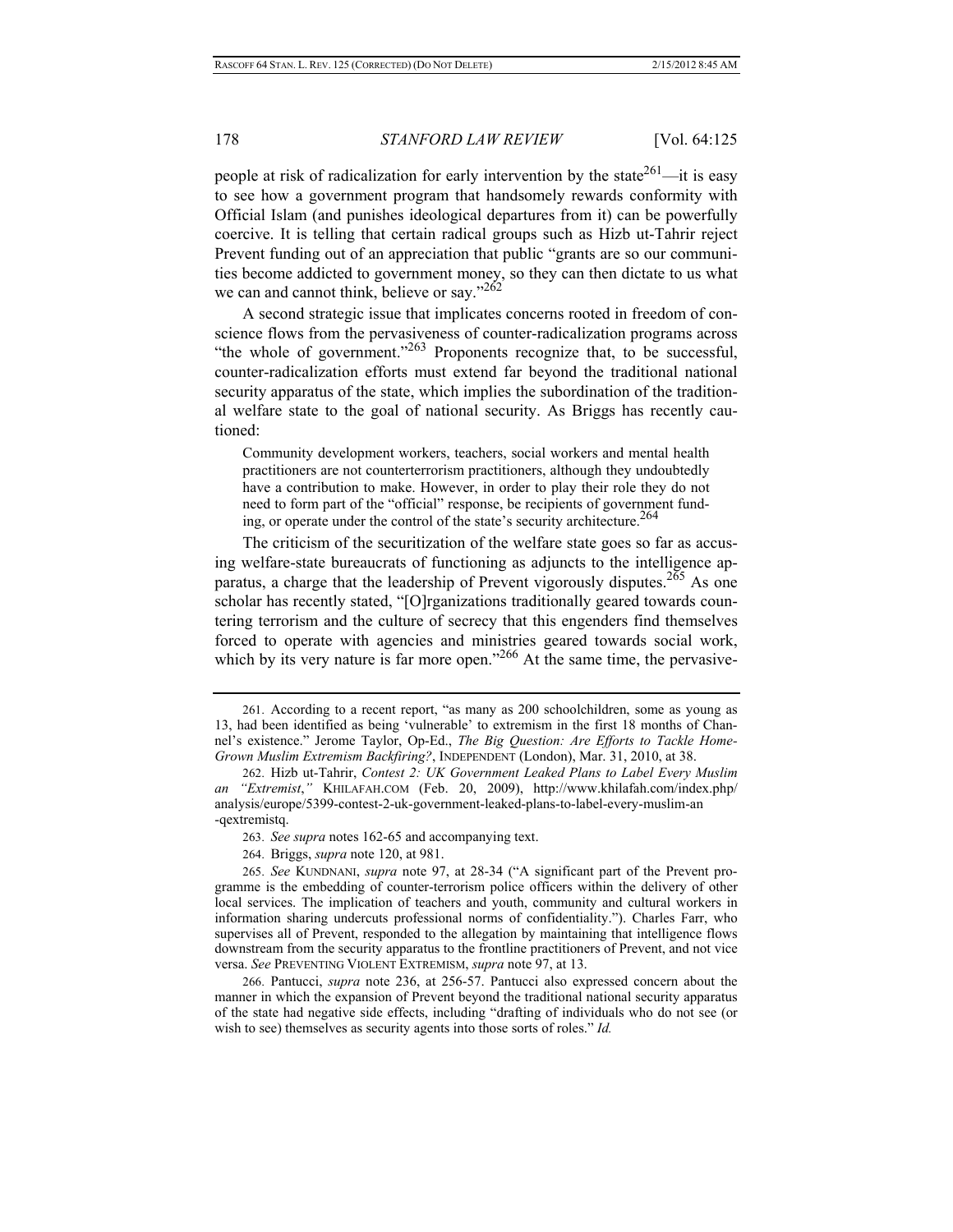people at risk of radicalization for early intervention by the state[261]—it is easy to see how a government program that handsomely rewards conformity with Official Islam (and punishes ideological departures from it) can be powerfully coercive. It is telling that certain radical groups such as Hizb ut-Tahrir reject Prevent funding out of an appreciation that public "grants are so our communities become addicted to government money, so they can then dictate to us what we can and cannot think, believe or say."[262]

A second strategic issue that implicates concerns rooted in freedom of conscience flows from the pervasiveness of counter-radicalization programs across "the whole of government."[263] Proponents recognize that, to be successful, counter-radicalization efforts must extend far beyond the traditional national security apparatus of the state, which implies the subordination of the traditional welfare state to the goal of national security. As Briggs has recently cautioned:

> Community development workers, teachers, social workers and mental health practitioners are not counterterrorism practitioners, although they undoubtedly have a contribution to make. However, in order to play their role they do not need to form part of the "official" response, be recipients of government funding, or operate under the control of the state's security architecture.[264]

The criticism of the securitization of the welfare state goes so far as accusing welfare-state bureaucrats of functioning as adjuncts to the intelligence apparatus, a charge that the leadership of Prevent vigorously disputes.[265] As one scholar has recently stated, "[O]rganizations traditionally geared towards countering terrorism and the culture of secrecy that this engenders find themselves forced to operate with agencies and ministries geared towards social work, which by its very nature is far more open."[266] At the same time, the pervasive-

---

261. According to a recent report, "as many as 200 schoolchildren, some as young as 13, had been identified as being 'vulnerable' to extremism in the first 18 months of Channel's existence." Jerome Taylor, Op-Ed., *The Big Question: Are Efforts to Tackle Home-Grown Muslim Extremism Backfiring?*, INDEPENDENT (London), Mar. 31, 2010, at 38.

262. Hizb ut-Tahrir, *Contest 2: UK Government Leaked Plans to Label Every Muslim an "Extremist*,*"* KHILAFAH.COM (Feb. 20, 2009), http://www.khilafah.com/index.php/analysis/europe/5399-contest-2-uk-government-leaked-plans-to-label-every-muslim-an-qextremistq.

263. *See supra* notes 162-65 and accompanying text.

264. Briggs, *supra* note 120, at 981.

265. *See* KUNDNANI, *supra* note 97, at 28-34 ("A significant part of the Prevent programme is the embedding of counter-terrorism police officers within the delivery of other local services. The implication of teachers and youth, community and cultural workers in information sharing undercuts professional norms of confidentiality."). Charles Farr, who supervises all of Prevent, responded to the allegation by maintaining that intelligence flows downstream from the security apparatus to the frontline practitioners of Prevent, and not vice versa. *See* PREVENTING VIOLENT EXTREMISM, *supra* note 97, at 13.

266. Pantucci, *supra* note 236, at 256-57. Pantucci also expressed concern about the manner in which the expansion of Prevent beyond the traditional national security apparatus of the state had negative side effects, including "drafting of individuals who do not see (or wish to see) themselves as security agents into those sorts of roles." *Id.*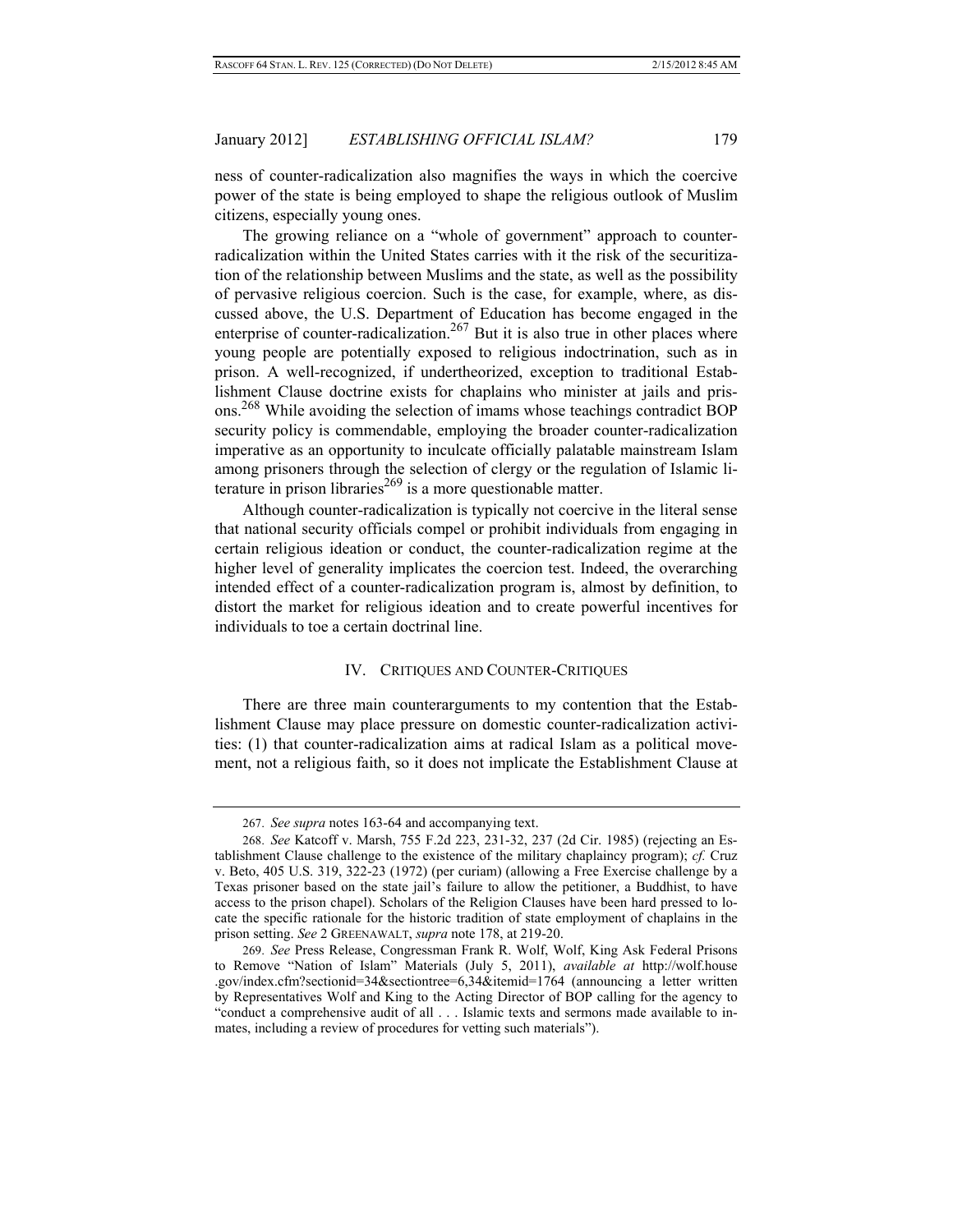ness of counter-radicalization also magnifies the ways in which the coercive power of the state is being employed to shape the religious outlook of Muslim citizens, especially young ones.

The growing reliance on a "whole of government" approach to counter-radicalization within the United States carries with it the risk of the securitization of the relationship between Muslims and the state, as well as the possibility of pervasive religious coercion. Such is the case, for example, where, as discussed above, the U.S. Department of Education has become engaged in the enterprise of counter-radicalization.[267] But it is also true in other places where young people are potentially exposed to religious indoctrination, such as in prison. A well-recognized, if undertheorized, exception to traditional Establishment Clause doctrine exists for chaplains who minister at jails and prisons.[268] While avoiding the selection of imams whose teachings contradict BOP security policy is commendable, employing the broader counter-radicalization imperative as an opportunity to inculcate officially palatable mainstream Islam among prisoners through the selection of clergy or the regulation of Islamic literature in prison libraries[269] is a more questionable matter.

Although counter-radicalization is typically not coercive in the literal sense that national security officials compel or prohibit individuals from engaging in certain religious ideation or conduct, the counter-radicalization regime at the higher level of generality implicates the coercion test. Indeed, the overarching intended effect of a counter-radicalization program is, almost by definition, to distort the market for religious ideation and to create powerful incentives for individuals to toe a certain doctrinal line.

## IV. Critiques and Counter-Critiques

There are three main counterarguments to my contention that the Establishment Clause may place pressure on domestic counter-radicalization activities: (1) that counter-radicalization aims at radical Islam as a political movement, not a religious faith, so it does not implicate the Establishment Clause at

---

267. *See supra* notes 163-64 and accompanying text.

268. *See* Katcoff v. Marsh, 755 F.2d 223, 231-32, 237 (2d Cir. 1985) (rejecting an Establishment Clause challenge to the existence of the military chaplaincy program); *cf.* Cruz v. Beto, 405 U.S. 319, 322-23 (1972) (per curiam) (allowing a Free Exercise challenge by a Texas prisoner based on the state jail's failure to allow the petitioner, a Buddhist, to have access to the prison chapel). Scholars of the Religion Clauses have been hard pressed to locate the specific rationale for the historic tradition of state employment of chaplains in the prison setting. *See* 2 GREENAWALT, *supra* note 178, at 219-20.

269. *See* Press Release, Congressman Frank R. Wolf, Wolf, King Ask Federal Prisons to Remove "Nation of Islam" Materials (July 5, 2011), *available at* http://wolf.house.gov/index.cfm?sectionid=34&sectiontree=6,34&itemid=1764 (announcing a letter written by Representatives Wolf and King to the Acting Director of BOP calling for the agency to "conduct a comprehensive audit of all . . . Islamic texts and sermons made available to inmates, including a review of procedures for vetting such materials").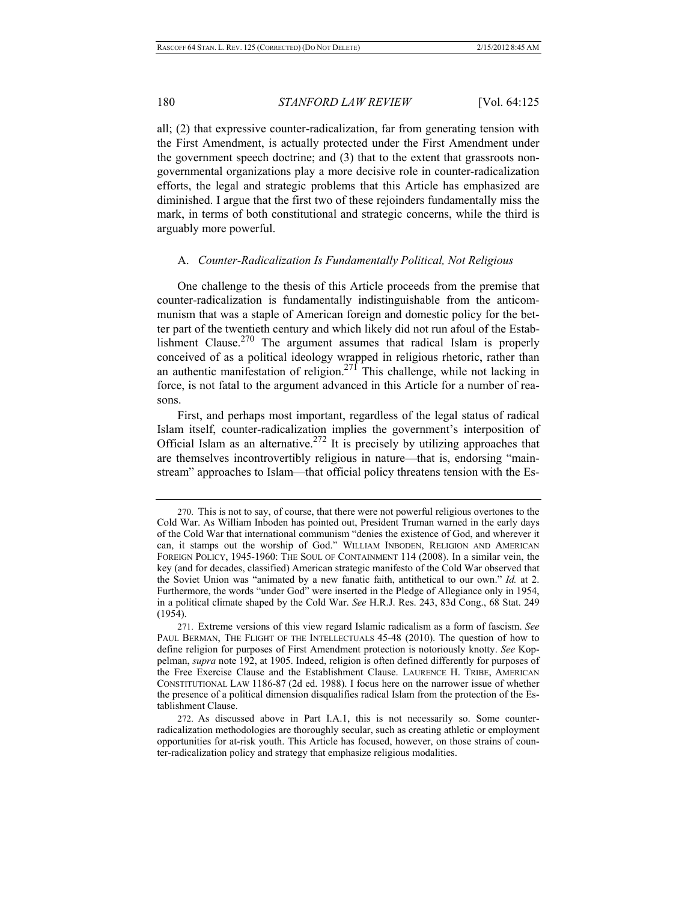all; (2) that expressive counter-radicalization, far from generating tension with the First Amendment, is actually protected under the First Amendment under the government speech doctrine; and (3) that to the extent that grassroots non-governmental organizations play a more decisive role in counter-radicalization efforts, the legal and strategic problems that this Article has emphasized are diminished. I argue that the first two of these rejoinders fundamentally miss the mark, in terms of both constitutional and strategic concerns, while the third is arguably more powerful.

### A. *Counter-Radicalization Is Fundamentally Political, Not Religious*

One challenge to the thesis of this Article proceeds from the premise that counter-radicalization is fundamentally indistinguishable from the anticommunism that was a staple of American foreign and domestic policy for the better part of the twentieth century and which likely did not run afoul of the Establishment Clause.[270] The argument assumes that radical Islam is properly conceived of as a political ideology wrapped in religious rhetoric, rather than an authentic manifestation of religion.[271] This challenge, while not lacking in force, is not fatal to the argument advanced in this Article for a number of reasons.

First, and perhaps most important, regardless of the legal status of radical Islam itself, counter-radicalization implies the government's interposition of Official Islam as an alternative.[272] It is precisely by utilizing approaches that are themselves incontrovertibly religious in nature—that is, endorsing "mainstream" approaches to Islam—that official policy threatens tension with the Es-

---

270. This is not to say, of course, that there were not powerful religious overtones to the Cold War. As William Inboden has pointed out, President Truman warned in the early days of the Cold War that international communism "denies the existence of God, and wherever it can, it stamps out the worship of God." WILLIAM INBODEN, RELIGION AND AMERICAN FOREIGN POLICY, 1945-1960: THE SOUL OF CONTAINMENT 114 (2008). In a similar vein, the key (and for decades, classified) American strategic manifesto of the Cold War observed that the Soviet Union was "animated by a new fanatic faith, antithetical to our own." *Id.* at 2. Furthermore, the words "under God" were inserted in the Pledge of Allegiance only in 1954, in a political climate shaped by the Cold War. *See* H.R.J. Res. 243, 83d Cong., 68 Stat. 249 (1954).

271. Extreme versions of this view regard Islamic radicalism as a form of fascism. *See* PAUL BERMAN, THE FLIGHT OF THE INTELLECTUALS 45-48 (2010). The question of how to define religion for purposes of First Amendment protection is notoriously knotty. *See* Koppelman, *supra* note 192, at 1905. Indeed, religion is often defined differently for purposes of the Free Exercise Clause and the Establishment Clause. LAURENCE H. TRIBE, AMERICAN CONSTITUTIONAL LAW 1186-87 (2d ed. 1988). I focus here on the narrower issue of whether the presence of a political dimension disqualifies radical Islam from the protection of the Establishment Clause.

272. As discussed above in Part I.A.1, this is not necessarily so. Some counter-radicalization methodologies are thoroughly secular, such as creating athletic or employment opportunities for at-risk youth. This Article has focused, however, on those strains of counter-radicalization policy and strategy that emphasize religious modalities.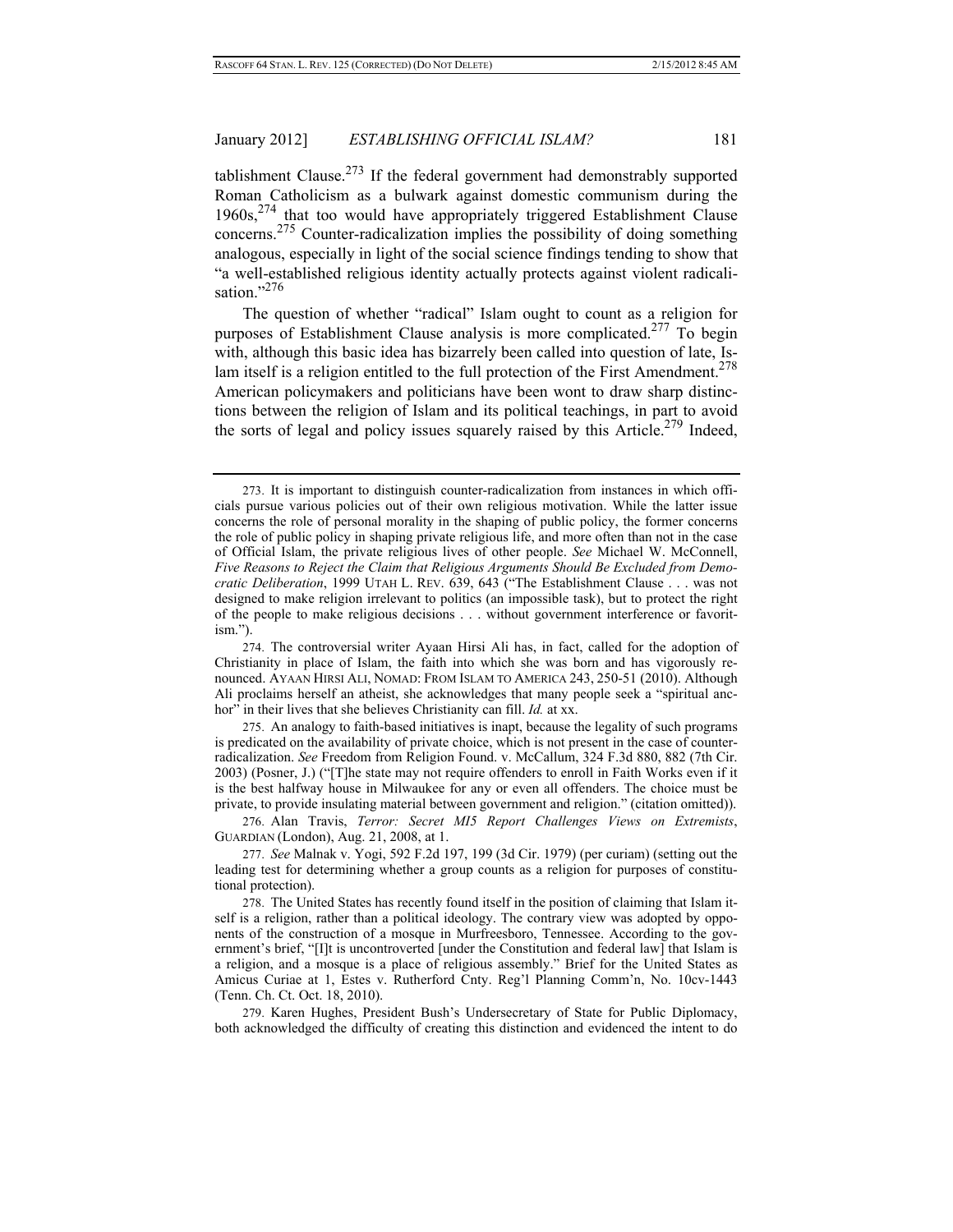tablishment Clause.[273] If the federal government had demonstrably supported Roman Catholicism as a bulwark against domestic communism during the 1960s,[274] that too would have appropriately triggered Establishment Clause concerns.[275] Counter-radicalization implies the possibility of doing something analogous, especially in light of the social science findings tending to show that "a well-established religious identity actually protects against violent radicalisation."[276]

The question of whether "radical" Islam ought to count as a religion for purposes of Establishment Clause analysis is more complicated.[277] To begin with, although this basic idea has bizarrely been called into question of late, Islam itself is a religion entitled to the full protection of the First Amendment.[278] American policymakers and politicians have been wont to draw sharp distinctions between the religion of Islam and its political teachings, in part to avoid the sorts of legal and policy issues squarely raised by this Article.[279] Indeed,

---

273. It is important to distinguish counter-radicalization from instances in which officials pursue various policies out of their own religious motivation. While the latter issue concerns the role of personal morality in the shaping of public policy, the former concerns the role of public policy in shaping private religious life, and more often than not in the case of Official Islam, the private religious lives of other people. *See* Michael W. McConnell, *Five Reasons to Reject the Claim that Religious Arguments Should Be Excluded from Democratic Deliberation*, 1999 UTAH L. REV. 639, 643 ("The Establishment Clause . . . was not designed to make religion irrelevant to politics (an impossible task), but to protect the right of the people to make religious decisions . . . without government interference or favoritism.").

274. The controversial writer Ayaan Hirsi Ali has, in fact, called for the adoption of Christianity in place of Islam, the faith into which she was born and has vigorously renounced. AYAAN HIRSI ALI, NOMAD: FROM ISLAM TO AMERICA 243, 250-51 (2010). Although Ali proclaims herself an atheist, she acknowledges that many people seek a "spiritual anchor" in their lives that she believes Christianity can fill. *Id.* at xx.

275. An analogy to faith-based initiatives is inapt, because the legality of such programs is predicated on the availability of private choice, which is not present in the case of counter-radicalization. *See* Freedom from Religion Found. v. McCallum, 324 F.3d 880, 882 (7th Cir. 2003) (Posner, J.) ("[T]he state may not require offenders to enroll in Faith Works even if it is the best halfway house in Milwaukee for any or even all offenders. The choice must be private, to provide insulating material between government and religion." (citation omitted)).

276. Alan Travis, *Terror: Secret MI5 Report Challenges Views on Extremists*, GUARDIAN (London), Aug. 21, 2008, at 1.

277. *See* Malnak v. Yogi, 592 F.2d 197, 199 (3d Cir. 1979) (per curiam) (setting out the leading test for determining whether a group counts as a religion for purposes of constitutional protection).

278. The United States has recently found itself in the position of claiming that Islam itself is a religion, rather than a political ideology. The contrary view was adopted by opponents of the construction of a mosque in Murfreesboro, Tennessee. According to the government's brief, "[I]t is uncontroverted [under the Constitution and federal law] that Islam is a religion, and a mosque is a place of religious assembly." Brief for the United States as Amicus Curiae at 1, Estes v. Rutherford Cnty. Reg'l Planning Comm'n, No. 10cv-1443 (Tenn. Ch. Ct. Oct. 18, 2010).

279. Karen Hughes, President Bush's Undersecretary of State for Public Diplomacy, both acknowledged the difficulty of creating this distinction and evidenced the intent to do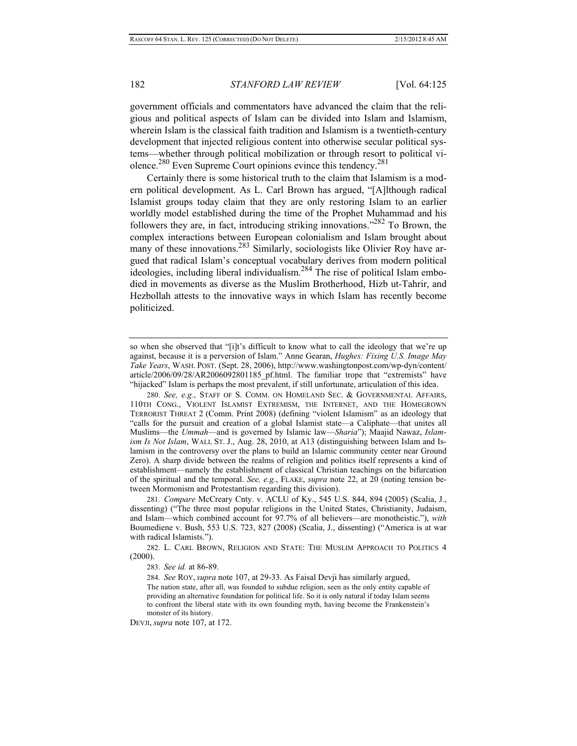government officials and commentators have advanced the claim that the religious and political aspects of Islam can be divided into Islam and Islamism, wherein Islam is the classical faith tradition and Islamism is a twentieth-century development that injected religious content into otherwise secular political systems—whether through political mobilization or through resort to political violence.[280] Even Supreme Court opinions evince this tendency.[281]

Certainly there is some historical truth to the claim that Islamism is a modern political development. As L. Carl Brown has argued, "[A]lthough radical Islamist groups today claim that they are only restoring Islam to an earlier worldly model established during the time of the Prophet Muhammad and his followers they are, in fact, introducing striking innovations."[282] To Brown, the complex interactions between European colonialism and Islam brought about many of these innovations.[283] Similarly, sociologists like Olivier Roy have argued that radical Islam's conceptual vocabulary derives from modern political ideologies, including liberal individualism.[284] The rise of political Islam embodied in movements as diverse as the Muslim Brotherhood, Hizb ut-Tahrir, and Hezbollah attests to the innovative ways in which Islam has recently become politicized.

---

so when she observed that "[i]t's difficult to know what to call the ideology that we're up against, because it is a perversion of Islam." Anne Gearan, *Hughes: Fixing U.S. Image May Take Years*, WASH. POST. (Sept. 28, 2006), http://www.washingtonpost.com/wp-dyn/content/article/2006/09/28/AR2006092801185_pf.html. The familiar trope that "extremists" have "hijacked" Islam is perhaps the most prevalent, if still unfortunate, articulation of this idea.

280. *See, e.g.*, STAFF OF S. COMM. ON HOMELAND SEC. & GOVERNMENTAL AFFAIRS, 110TH CONG., VIOLENT ISLAMIST EXTREMISM, THE INTERNET, AND THE HOMEGROWN TERRORIST THREAT 2 (Comm. Print 2008) (defining "violent Islamism" as an ideology that "calls for the pursuit and creation of a global Islamist state—a Caliphate—that unites all Muslims—the *Ummah*—and is governed by Islamic law—*Sharia*"); Maajid Nawaz, *Islamism Is Not Islam*, WALL ST. J., Aug. 28, 2010, at A13 (distinguishing between Islam and Islamism in the controversy over the plans to build an Islamic community center near Ground Zero). A sharp divide between the realms of religion and politics itself represents a kind of establishment—namely the establishment of classical Christian teachings on the bifurcation of the spiritual and the temporal. *See, e.g.*, FLAKE, *supra* note 22, at 20 (noting tension between Mormonism and Protestantism regarding this division).

281. *Compare* McCreary Cnty. v. ACLU of Ky., 545 U.S. 844, 894 (2005) (Scalia, J., dissenting) ("The three most popular religions in the United States, Christianity, Judaism, and Islam—which combined account for 97.7% of all believers—are monotheistic."), *with* Boumediene v. Bush, 553 U.S. 723, 827 (2008) (Scalia, J., dissenting) ("America is at war with radical Islamists.").

282. L. CARL BROWN, RELIGION AND STATE: THE MUSLIM APPROACH TO POLITICS 4 (2000).

283. *See id.* at 86-89.

284. *See* ROY, *supra* note 107, at 29-33. As Faisal Devji has similarly argued,

> The nation state, after all, was founded to subdue religion, seen as the only entity capable of providing an alternative foundation for political life. So it is only natural if today Islam seems to confront the liberal state with its own founding myth, having become the Frankenstein's monster of its history.

DEVJI, *supra* note 107, at 172.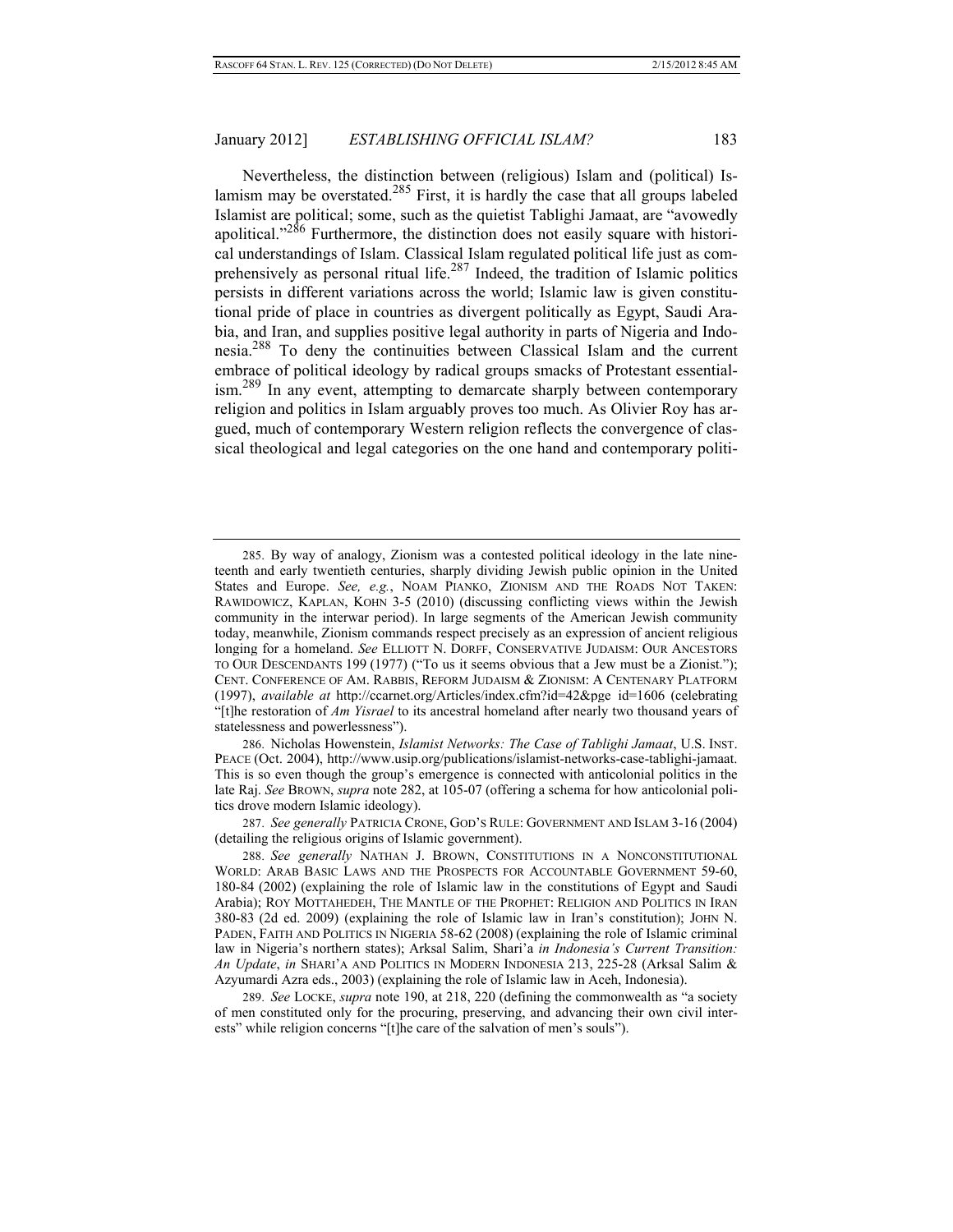Nevertheless, the distinction between (religious) Islam and (political) Islamism may be overstated.[285] First, it is hardly the case that all groups labeled Islamist are political; some, such as the quietist Tablighi Jamaat, are "avowedly apolitical."[286] Furthermore, the distinction does not easily square with historical understandings of Islam. Classical Islam regulated political life just as comprehensively as personal ritual life.[287] Indeed, the tradition of Islamic politics persists in different variations across the world; Islamic law is given constitutional pride of place in countries as divergent politically as Egypt, Saudi Arabia, and Iran, and supplies positive legal authority in parts of Nigeria and Indonesia.[288] To deny the continuities between Classical Islam and the current embrace of political ideology by radical groups smacks of Protestant essentialism.[289] In any event, attempting to demarcate sharply between contemporary religion and politics in Islam arguably proves too much. As Olivier Roy has argued, much of contemporary Western religion reflects the convergence of classical theological and legal categories on the one hand and contemporary politi-

---

285. By way of analogy, Zionism was a contested political ideology in the late nineteenth and early twentieth centuries, sharply dividing Jewish public opinion in the United States and Europe. *See, e.g.*, NOAM PIANKO, ZIONISM AND THE ROADS NOT TAKEN: RAWIDOWICZ, KAPLAN, KOHN 3-5 (2010) (discussing conflicting views within the Jewish community in the interwar period). In large segments of the American Jewish community today, meanwhile, Zionism commands respect precisely as an expression of ancient religious longing for a homeland. *See* ELLIOTT N. DORFF, CONSERVATIVE JUDAISM: OUR ANCESTORS TO OUR DESCENDANTS 199 (1977) ("To us it seems obvious that a Jew must be a Zionist."); CENT. CONFERENCE OF AM. RABBIS, REFORM JUDAISM & ZIONISM: A CENTENARY PLATFORM (1997), *available at* http://ccarnet.org/Articles/index.cfm?id=42&pge id=1606 (celebrating "[t]he restoration of *Am Yisrael* to its ancestral homeland after nearly two thousand years of statelessness and powerlessness").

286. Nicholas Howenstein, *Islamist Networks: The Case of Tablighi Jamaat*, U.S. INST. PEACE (Oct. 2004), http://www.usip.org/publications/islamist-networks-case-tablighi-jamaat. This is so even though the group's emergence is connected with anticolonial politics in the late Raj. *See* BROWN, *supra* note 282, at 105-07 (offering a schema for how anticolonial politics drove modern Islamic ideology).

287. *See generally* PATRICIA CRONE, GOD'S RULE: GOVERNMENT AND ISLAM 3-16 (2004) (detailing the religious origins of Islamic government).

288. *See generally* NATHAN J. BROWN, CONSTITUTIONS IN A NONCONSTITUTIONAL WORLD: ARAB BASIC LAWS AND THE PROSPECTS FOR ACCOUNTABLE GOVERNMENT 59-60, 180-84 (2002) (explaining the role of Islamic law in the constitutions of Egypt and Saudi Arabia); ROY MOTTAHEDEH, THE MANTLE OF THE PROPHET: RELIGION AND POLITICS IN IRAN 380-83 (2d ed. 2009) (explaining the role of Islamic law in Iran's constitution); JOHN N. PADEN, FAITH AND POLITICS IN NIGERIA 58-62 (2008) (explaining the role of Islamic criminal law in Nigeria's northern states); Arksal Salim, Shari'a *in Indonesia's Current Transition: An Update*, *in* SHARI'A AND POLITICS IN MODERN INDONESIA 213, 225-28 (Arksal Salim & Azyumardi Azra eds., 2003) (explaining the role of Islamic law in Aceh, Indonesia).

289. *See* LOCKE, *supra* note 190, at 218, 220 (defining the commonwealth as "a society of men constituted only for the procuring, preserving, and advancing their own civil interests" while religion concerns "[t]he care of the salvation of men's souls").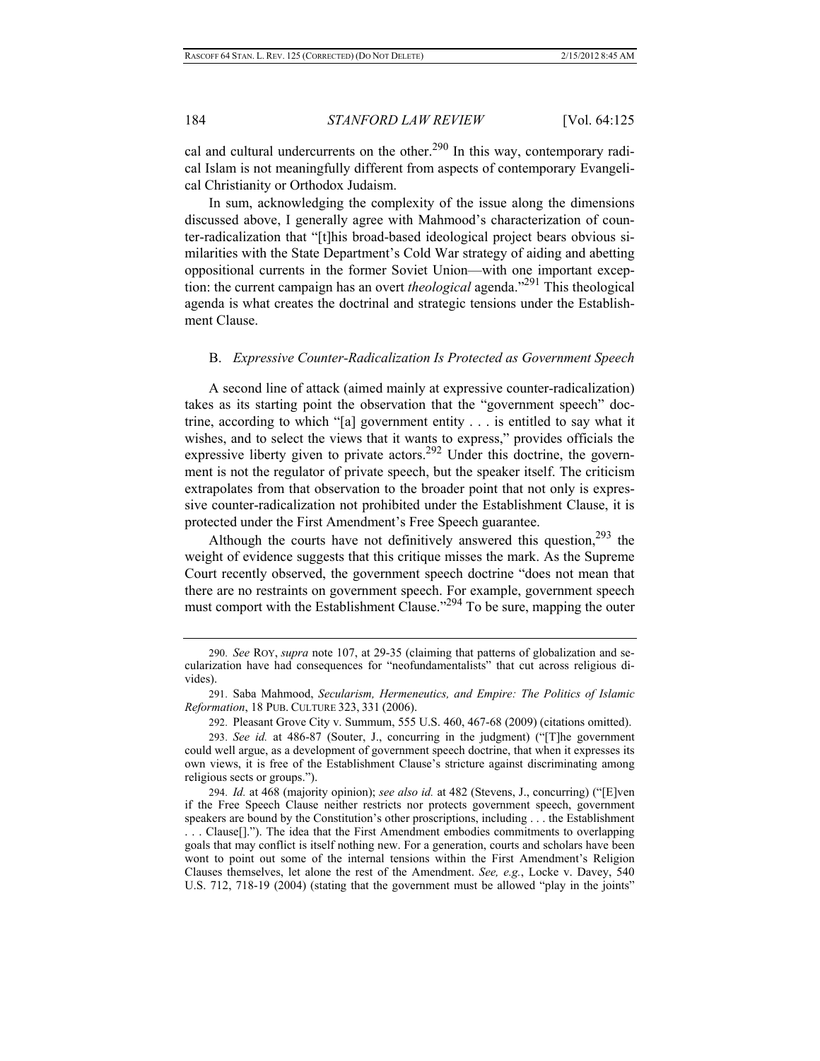cal and cultural undercurrents on the other.[290] In this way, contemporary radical Islam is not meaningfully different from aspects of contemporary Evangelical Christianity or Orthodox Judaism.

In sum, acknowledging the complexity of the issue along the dimensions discussed above, I generally agree with Mahmood's characterization of counter-radicalization that "[t]his broad-based ideological project bears obvious similarities with the State Department's Cold War strategy of aiding and abetting oppositional currents in the former Soviet Union—with one important exception: the current campaign has an overt *theological* agenda."[291] This theological agenda is what creates the doctrinal and strategic tensions under the Establishment Clause.

### B. *Expressive Counter-Radicalization Is Protected as Government Speech*

A second line of attack (aimed mainly at expressive counter-radicalization) takes as its starting point the observation that the "government speech" doctrine, according to which "[a] government entity . . . is entitled to say what it wishes, and to select the views that it wants to express," provides officials the expressive liberty given to private actors.[292] Under this doctrine, the government is not the regulator of private speech, but the speaker itself. The criticism extrapolates from that observation to the broader point that not only is expressive counter-radicalization not prohibited under the Establishment Clause, it is protected under the First Amendment's Free Speech guarantee.

Although the courts have not definitively answered this question,[293] the weight of evidence suggests that this critique misses the mark. As the Supreme Court recently observed, the government speech doctrine "does not mean that there are no restraints on government speech. For example, government speech must comport with the Establishment Clause."[294] To be sure, mapping the outer

---

290. *See* ROY, *supra* note 107, at 29-35 (claiming that patterns of globalization and secularization have had consequences for "neofundamentalists" that cut across religious divides).

291. Saba Mahmood, *Secularism, Hermeneutics, and Empire: The Politics of Islamic Reformation*, 18 PUB. CULTURE 323, 331 (2006).

292. Pleasant Grove City v. Summum, 555 U.S. 460, 467-68 (2009) (citations omitted).

293. *See id.* at 486-87 (Souter, J., concurring in the judgment) ("[T]he government could well argue, as a development of government speech doctrine, that when it expresses its own views, it is free of the Establishment Clause's stricture against discriminating among religious sects or groups.").

294. *Id.* at 468 (majority opinion); *see also id.* at 482 (Stevens, J., concurring) ("[E]ven if the Free Speech Clause neither restricts nor protects government speech, government speakers are bound by the Constitution's other proscriptions, including . . . the Establishment . . . Clause[]."). The idea that the First Amendment embodies commitments to overlapping goals that may conflict is itself nothing new. For a generation, courts and scholars have been wont to point out some of the internal tensions within the First Amendment's Religion Clauses themselves, let alone the rest of the Amendment. *See, e.g.*, Locke v. Davey, 540 U.S. 712, 718-19 (2004) (stating that the government must be allowed "play in the joints"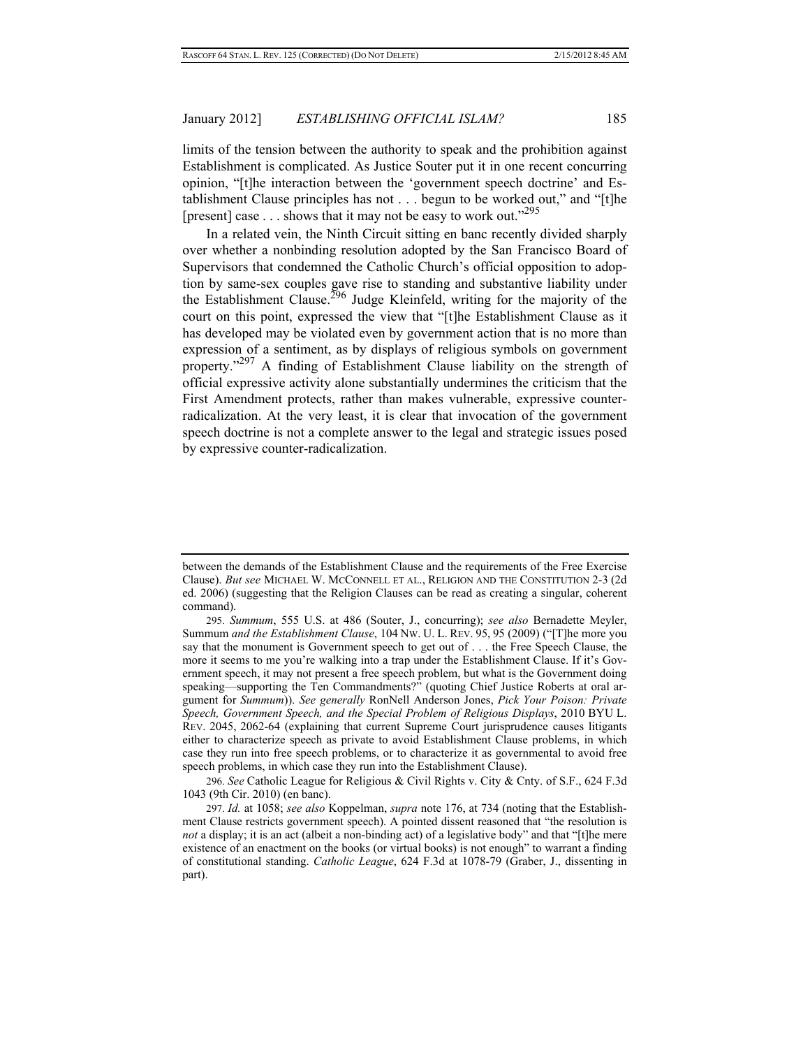limits of the tension between the authority to speak and the prohibition against Establishment is complicated. As Justice Souter put it in one recent concurring opinion, "[t]he interaction between the 'government speech doctrine' and Establishment Clause principles has not . . . begun to be worked out," and "[t]he [present] case . . . shows that it may not be easy to work out."[295]

In a related vein, the Ninth Circuit sitting en banc recently divided sharply over whether a nonbinding resolution adopted by the San Francisco Board of Supervisors that condemned the Catholic Church's official opposition to adoption by same-sex couples gave rise to standing and substantive liability under the Establishment Clause.[296] Judge Kleinfeld, writing for the majority of the court on this point, expressed the view that "[t]he Establishment Clause as it has developed may be violated even by government action that is no more than expression of a sentiment, as by displays of religious symbols on government property."[297] A finding of Establishment Clause liability on the strength of official expressive activity alone substantially undermines the criticism that the First Amendment protects, rather than makes vulnerable, expressive counter-radicalization. At the very least, it is clear that invocation of the government speech doctrine is not a complete answer to the legal and strategic issues posed by expressive counter-radicalization.

---

between the demands of the Establishment Clause and the requirements of the Free Exercise Clause). *But see* MICHAEL W. MCCONNELL ET AL., RELIGION AND THE CONSTITUTION 2-3 (2d ed. 2006) (suggesting that the Religion Clauses can be read as creating a singular, coherent command).

295. *Summum*, 555 U.S. at 486 (Souter, J., concurring); *see also* Bernadette Meyler, Summum *and the Establishment Clause*, 104 NW. U. L. REV. 95, 95 (2009) ("[T]he more you say that the monument is Government speech to get out of . . . the Free Speech Clause, the more it seems to me you're walking into a trap under the Establishment Clause. If it's Government speech, it may not present a free speech problem, but what is the Government doing speaking—supporting the Ten Commandments?" (quoting Chief Justice Roberts at oral argument for *Summum*)). *See generally* RonNell Anderson Jones, *Pick Your Poison: Private Speech, Government Speech, and the Special Problem of Religious Displays*, 2010 BYU L. REV. 2045, 2062-64 (explaining that current Supreme Court jurisprudence causes litigants either to characterize speech as private to avoid Establishment Clause problems, in which case they run into free speech problems, or to characterize it as governmental to avoid free speech problems, in which case they run into the Establishment Clause).

296. *See* Catholic League for Religious & Civil Rights v. City & Cnty. of S.F., 624 F.3d 1043 (9th Cir. 2010) (en banc).

297. *Id.* at 1058; *see also* Koppelman, *supra* note 176, at 734 (noting that the Establishment Clause restricts government speech). A pointed dissent reasoned that "the resolution is *not* a display; it is an act (albeit a non-binding act) of a legislative body" and that "[t]he mere existence of an enactment on the books (or virtual books) is not enough" to warrant a finding of constitutional standing. *Catholic League*, 624 F.3d at 1078-79 (Graber, J., dissenting in part).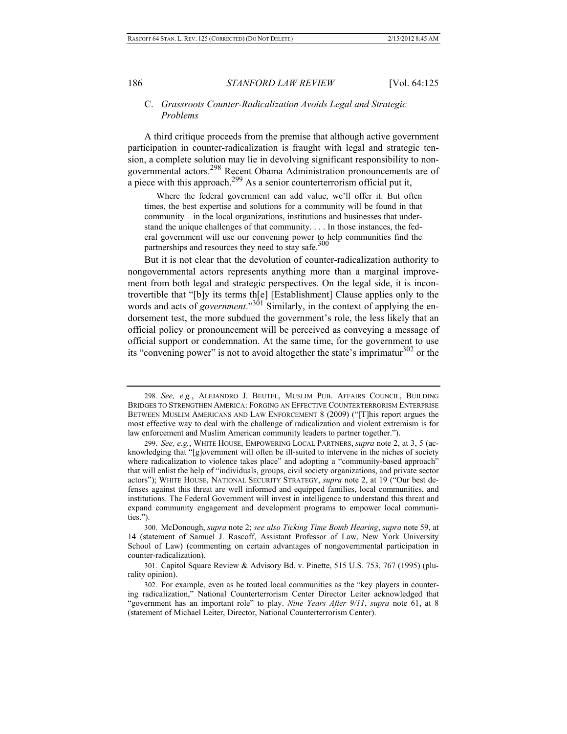### C. *Grassroots Counter-Radicalization Avoids Legal and Strategic Problems*

A third critique proceeds from the premise that although active government participation in counter-radicalization is fraught with legal and strategic tension, a complete solution may lie in devolving significant responsibility to nongovernmental actors.[298] Recent Obama Administration pronouncements are of a piece with this approach.[299] As a senior counterterrorism official put it,

> Where the federal government can add value, we'll offer it. But often times, the best expertise and solutions for a community will be found in that community—in the local organizations, institutions and businesses that understand the unique challenges of that community. . . . In those instances, the federal government will use our convening power to help communities find the partnerships and resources they need to stay safe.[300]

But it is not clear that the devolution of counter-radicalization authority to nongovernmental actors represents anything more than a marginal improvement from both legal and strategic perspectives. On the legal side, it is incontrovertible that "[b]y its terms th[e] [Establishment] Clause applies only to the words and acts of *government*."[301] Similarly, in the context of applying the endorsement test, the more subdued the government's role, the less likely that an official policy or pronouncement will be perceived as conveying a message of official support or condemnation. At the same time, for the government to use its "convening power" is not to avoid altogether the state's imprimatur[302] or the

---

298. *See, e.g.*, ALEJANDRO J. BEUTEL, MUSLIM PUB. AFFAIRS COUNCIL, BUILDING BRIDGES TO STRENGTHEN AMERICA: FORGING AN EFFECTIVE COUNTERTERRORISM ENTERPRISE BETWEEN MUSLIM AMERICANS AND LAW ENFORCEMENT 8 (2009) ("[T]his report argues the most effective way to deal with the challenge of radicalization and violent extremism is for law enforcement and Muslim American community leaders to partner together.").

299. *See, e.g.*, WHITE HOUSE, EMPOWERING LOCAL PARTNERS, *supra* note 2, at 3, 5 (acknowledging that "[g]overnment will often be ill-suited to intervene in the niches of society where radicalization to violence takes place" and adopting a "community-based approach" that will enlist the help of "individuals, groups, civil society organizations, and private sector actors"); WHITE HOUSE, NATIONAL SECURITY STRATEGY, *supra* note 2, at 19 ("Our best defenses against this threat are well informed and equipped families, local communities, and institutions. The Federal Government will invest in intelligence to understand this threat and expand community engagement and development programs to empower local communities.").

300. McDonough, *supra* note 2; *see also Ticking Time Bomb Hearing*, *supra* note 59, at 14 (statement of Samuel J. Rascoff, Assistant Professor of Law, New York University School of Law) (commenting on certain advantages of nongovernmental participation in counter-radicalization).

301. Capitol Square Review & Advisory Bd. v. Pinette, 515 U.S. 753, 767 (1995) (plurality opinion).

302. For example, even as he touted local communities as the "key players in countering radicalization," National Counterterrorism Center Director Leiter acknowledged that "government has an important role" to play. *Nine Years After 9/11*, *supra* note 61, at 8 (statement of Michael Leiter, Director, National Counterterrorism Center).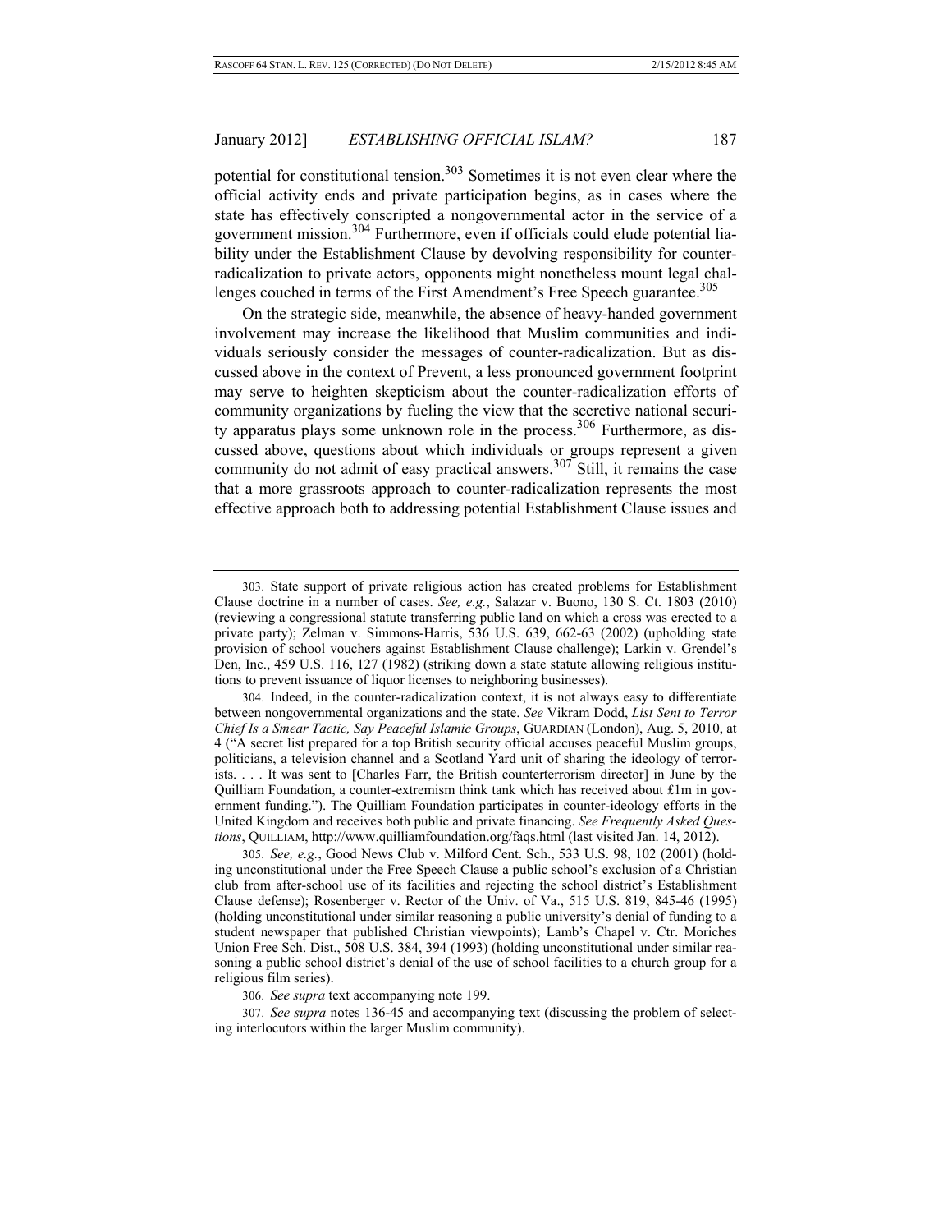potential for constitutional tension.[303] Sometimes it is not even clear where the official activity ends and private participation begins, as in cases where the state has effectively conscripted a nongovernmental actor in the service of a government mission.[304] Furthermore, even if officials could elude potential liability under the Establishment Clause by devolving responsibility for counter-radicalization to private actors, opponents might nonetheless mount legal challenges couched in terms of the First Amendment's Free Speech guarantee.[305]

On the strategic side, meanwhile, the absence of heavy-handed government involvement may increase the likelihood that Muslim communities and individuals seriously consider the messages of counter-radicalization. But as discussed above in the context of Prevent, a less pronounced government footprint may serve to heighten skepticism about the counter-radicalization efforts of community organizations by fueling the view that the secretive national security apparatus plays some unknown role in the process.[306] Furthermore, as discussed above, questions about which individuals or groups represent a given community do not admit of easy practical answers.[307] Still, it remains the case that a more grassroots approach to counter-radicalization represents the most effective approach both to addressing potential Establishment Clause issues and

---

303. State support of private religious action has created problems for Establishment Clause doctrine in a number of cases. *See, e.g.*, Salazar v. Buono, 130 S. Ct. 1803 (2010) (reviewing a congressional statute transferring public land on which a cross was erected to a private party); Zelman v. Simmons-Harris, 536 U.S. 639, 662-63 (2002) (upholding state provision of school vouchers against Establishment Clause challenge); Larkin v. Grendel's Den, Inc., 459 U.S. 116, 127 (1982) (striking down a state statute allowing religious institutions to prevent issuance of liquor licenses to neighboring businesses).

304. Indeed, in the counter-radicalization context, it is not always easy to differentiate between nongovernmental organizations and the state. *See* Vikram Dodd, *List Sent to Terror Chief Is a Smear Tactic, Say Peaceful Islamic Groups*, GUARDIAN (London), Aug. 5, 2010, at 4 ("A secret list prepared for a top British security official accuses peaceful Muslim groups, politicians, a television channel and a Scotland Yard unit of sharing the ideology of terrorists. . . . It was sent to [Charles Farr, the British counterterrorism director] in June by the Quilliam Foundation, a counter-extremism think tank which has received about £1m in government funding."). The Quilliam Foundation participates in counter-ideology efforts in the United Kingdom and receives both public and private financing. *See Frequently Asked Questions*, QUILLIAM, http://www.quilliamfoundation.org/faqs.html (last visited Jan. 14, 2012).

305. *See, e.g.*, Good News Club v. Milford Cent. Sch., 533 U.S. 98, 102 (2001) (holding unconstitutional under the Free Speech Clause a public school's exclusion of a Christian club from after-school use of its facilities and rejecting the school district's Establishment Clause defense); Rosenberger v. Rector of the Univ. of Va., 515 U.S. 819, 845-46 (1995) (holding unconstitutional under similar reasoning a public university's denial of funding to a student newspaper that published Christian viewpoints); Lamb's Chapel v. Ctr. Moriches Union Free Sch. Dist., 508 U.S. 384, 394 (1993) (holding unconstitutional under similar reasoning a public school district's denial of the use of school facilities to a church group for a religious film series).

306. *See supra* text accompanying note 199.

307. *See supra* notes 136-45 and accompanying text (discussing the problem of selecting interlocutors within the larger Muslim community).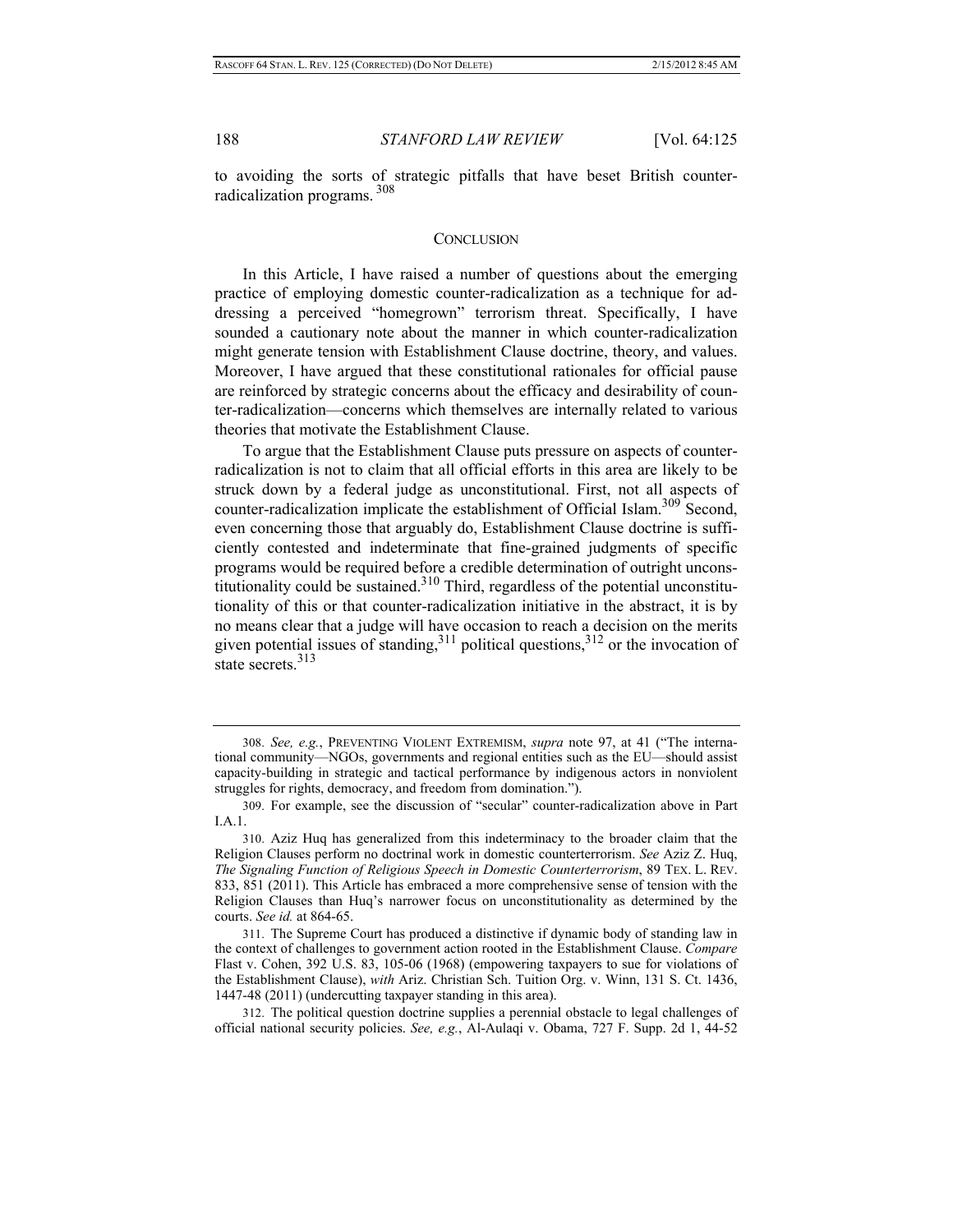to avoiding the sorts of strategic pitfalls that have beset British counter-radicalization programs.[308]

## CONCLUSION

In this Article, I have raised a number of questions about the emerging practice of employing domestic counter-radicalization as a technique for addressing a perceived "homegrown" terrorism threat. Specifically, I have sounded a cautionary note about the manner in which counter-radicalization might generate tension with Establishment Clause doctrine, theory, and values. Moreover, I have argued that these constitutional rationales for official pause are reinforced by strategic concerns about the efficacy and desirability of counter-radicalization—concerns which themselves are internally related to various theories that motivate the Establishment Clause.

To argue that the Establishment Clause puts pressure on aspects of counter-radicalization is not to claim that all official efforts in this area are likely to be struck down by a federal judge as unconstitutional. First, not all aspects of counter-radicalization implicate the establishment of Official Islam.[309] Second, even concerning those that arguably do, Establishment Clause doctrine is sufficiently contested and indeterminate that fine-grained judgments of specific programs would be required before a credible determination of outright unconstitutionality could be sustained.[310] Third, regardless of the potential unconstitutionality of this or that counter-radicalization initiative in the abstract, it is by no means clear that a judge will have occasion to reach a decision on the merits given potential issues of standing,[311] political questions,[312] or the invocation of state secrets.[313]

---

308. *See, e.g.*, PREVENTING VIOLENT EXTREMISM, *supra* note 97, at 41 ("The international community—NGOs, governments and regional entities such as the EU—should assist capacity-building in strategic and tactical performance by indigenous actors in nonviolent struggles for rights, democracy, and freedom from domination.").

309. For example, see the discussion of "secular" counter-radicalization above in Part I.A.1.

310. Aziz Huq has generalized from this indeterminacy to the broader claim that the Religion Clauses perform no doctrinal work in domestic counterterrorism. *See* Aziz Z. Huq, *The Signaling Function of Religious Speech in Domestic Counterterrorism*, 89 TEX. L. REV. 833, 851 (2011). This Article has embraced a more comprehensive sense of tension with the Religion Clauses than Huq's narrower focus on unconstitutionality as determined by the courts. *See id.* at 864-65.

311. The Supreme Court has produced a distinctive if dynamic body of standing law in the context of challenges to government action rooted in the Establishment Clause. *Compare* Flast v. Cohen, 392 U.S. 83, 105-06 (1968) (empowering taxpayers to sue for violations of the Establishment Clause), *with* Ariz. Christian Sch. Tuition Org. v. Winn, 131 S. Ct. 1436, 1447-48 (2011) (undercutting taxpayer standing in this area).

312. The political question doctrine supplies a perennial obstacle to legal challenges of official national security policies. *See, e.g.*, Al-Aulaqi v. Obama, 727 F. Supp. 2d 1, 44-52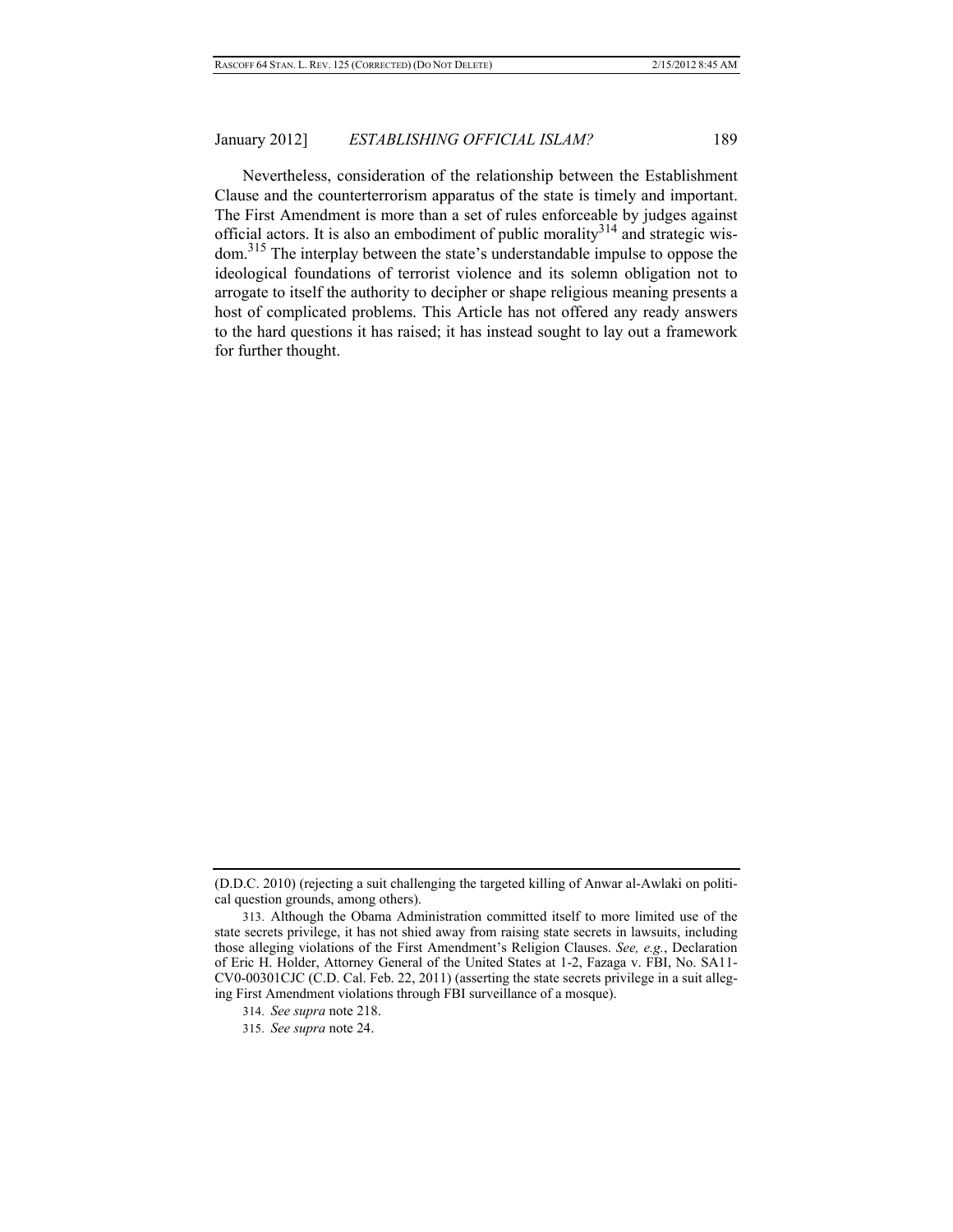Nevertheless, consideration of the relationship between the Establishment Clause and the counterterrorism apparatus of the state is timely and important. The First Amendment is more than a set of rules enforceable by judges against official actors. It is also an embodiment of public morality[314] and strategic wisdom.[315] The interplay between the state's understandable impulse to oppose the ideological foundations of terrorist violence and its solemn obligation not to arrogate to itself the authority to decipher or shape religious meaning presents a host of complicated problems. This Article has not offered any ready answers to the hard questions it has raised; it has instead sought to lay out a framework for further thought.

---

(D.D.C. 2010) (rejecting a suit challenging the targeted killing of Anwar al-Awlaki on political question grounds, among others).

313. Although the Obama Administration committed itself to more limited use of the state secrets privilege, it has not shied away from raising state secrets in lawsuits, including those alleging violations of the First Amendment's Religion Clauses. *See, e.g.*, Declaration of Eric H. Holder, Attorney General of the United States at 1-2, Fazaga v. FBI, No. SA11-CV0-00301CJC (C.D. Cal. Feb. 22, 2011) (asserting the state secrets privilege in a suit alleging First Amendment violations through FBI surveillance of a mosque).

314. *See supra* note 218.

315. *See supra* note 24.